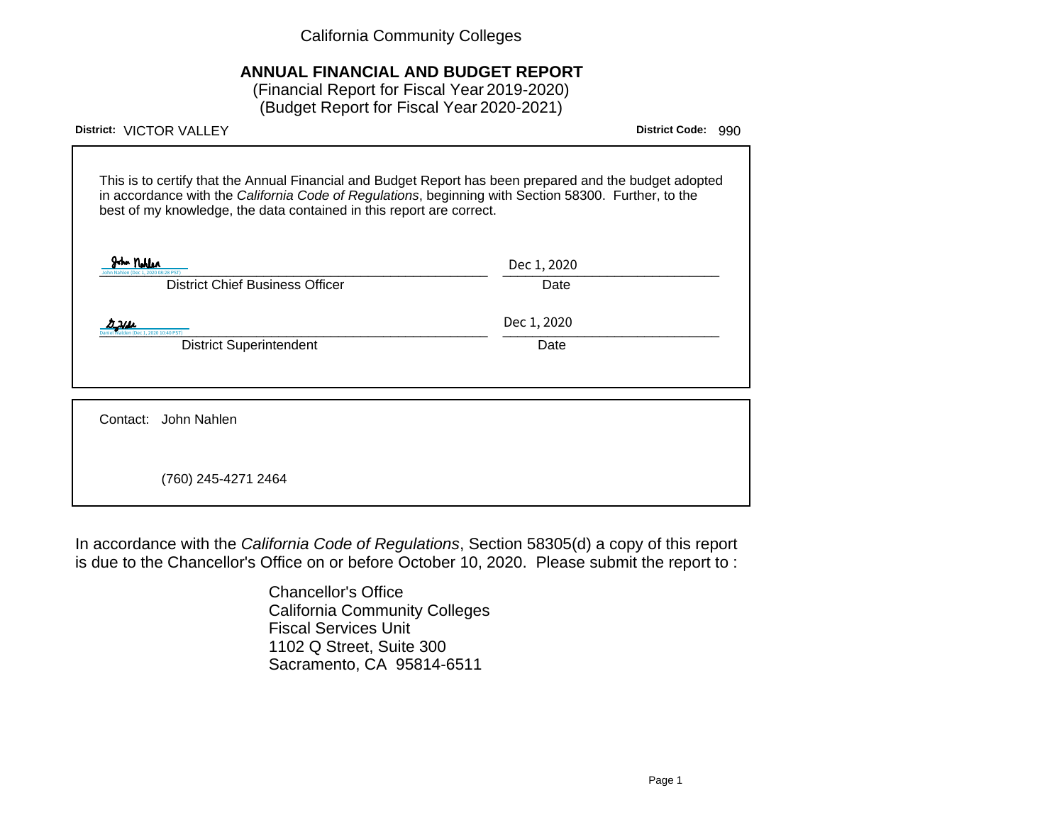California Community Colleges

# ANNUAL FINANCIAL AND BUDGET REPORT

(Financial Report for Fiscal Year 2019-2020)
(Budget Report for Fiscal Year 2020-2021)

**District:** VICTOR VALLEY **District Code:** 990

This is to certify that the Annual Financial and Budget Report has been prepared and the budget adopted in accordance with the *California Code of Regulations*, beginning with Section 58300. Further, to the best of my knowledge, the data contained in this report are correct.

John Nahlen (Dec 1, 2020 08:28 PST) — Dec 1, 2020
District Chief Business Officer — Date

Daniel Walden (Dec 1, 2020 10:40 PST) — Dec 1, 2020
District Superintendent — Date

Contact: John Nahlen

(760) 245-4271 2464

In accordance with the *California Code of Regulations*, Section 58305(d) a copy of this report is due to the Chancellor's Office on or before October 10, 2020. Please submit the report to :

Chancellor's Office
California Community Colleges
Fiscal Services Unit
1102 Q Street, Suite 300
Sacramento, CA 95814-6511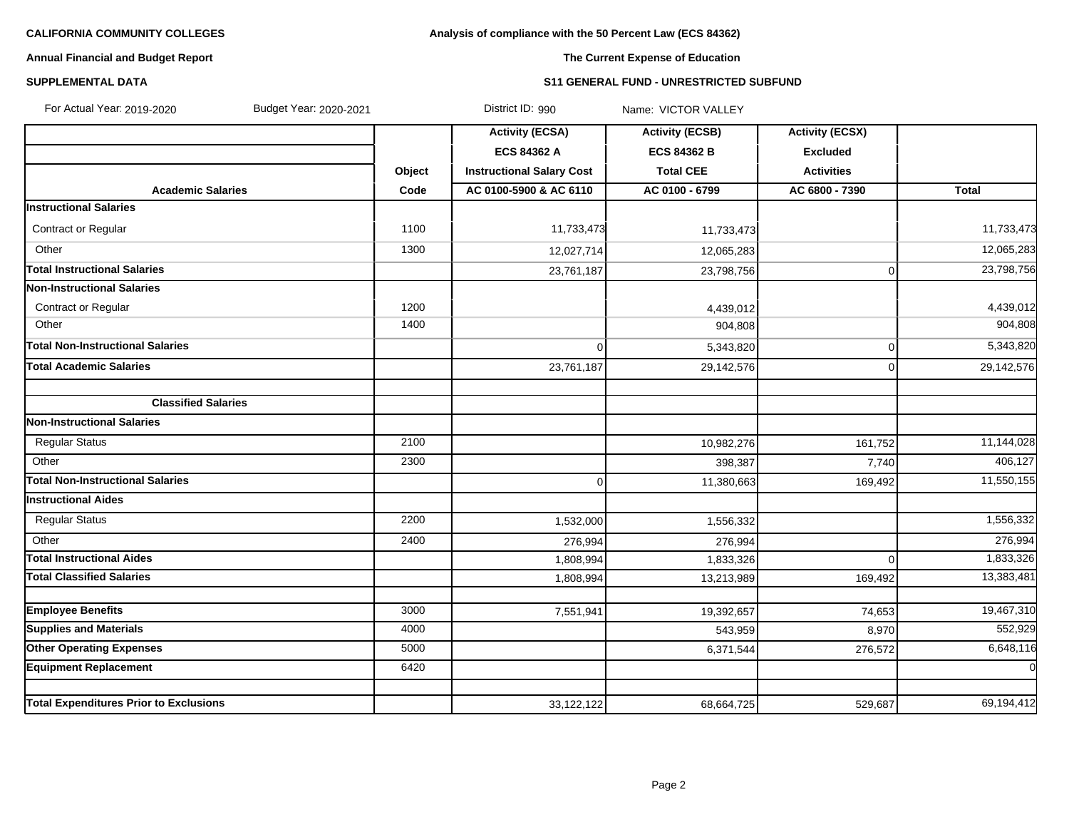**CALIFORNIA COMMUNITY COLLEGES**

**Annual Financial and Budget Report**

**SUPPLEMENTAL DATA**

**Analysis of compliance with the 50 Percent Law (ECS 84362)**

**The Current Expense of Education**

**S11 GENERAL FUND - UNRESTRICTED SUBFUND**

For Actual Year: 2019-2020 Budget Year: 2020-2021 District ID: 990 Name: VICTOR VALLEY

| | | Activity (ECSA) | Activity (ECSB) | Activity (ECSX) | |
|---|---|---|---|---|---|
| | | ECS 84362 A | ECS 84362 B | Excluded | |
| | Object | Instructional Salary Cost | Total CEE | Activities | |
| **Academic Salaries** | **Code** | **AC 0100-5900 & AC 6110** | **AC 0100 - 6799** | **AC 6800 - 7390** | **Total** |
| **Instructional Salaries** | | | | | |
| Contract or Regular | 1100 | 11,733,473 | 11,733,473 | | 11,733,473 |
| Other | 1300 | 12,027,714 | 12,065,283 | | 12,065,283 |
| **Total Instructional Salaries** | | 23,761,187 | 23,798,756 | 0 | 23,798,756 |
| **Non-Instructional Salaries** | | | | | |
| Contract or Regular | 1200 | | 4,439,012 | | 4,439,012 |
| Other | 1400 | | 904,808 | | 904,808 |
| **Total Non-Instructional Salaries** | | 0 | 5,343,820 | 0 | 5,343,820 |
| **Total Academic Salaries** | | 23,761,187 | 29,142,576 | 0 | 29,142,576 |
| | | | | | |
| **Classified Salaries** | | | | | |
| **Non-Instructional Salaries** | | | | | |
| Regular Status | 2100 | | 10,982,276 | 161,752 | 11,144,028 |
| Other | 2300 | | 398,387 | 7,740 | 406,127 |
| **Total Non-Instructional Salaries** | | 0 | 11,380,663 | 169,492 | 11,550,155 |
| **Instructional Aides** | | | | | |
| Regular Status | 2200 | 1,532,000 | 1,556,332 | | 1,556,332 |
| Other | 2400 | 276,994 | 276,994 | | 276,994 |
| **Total Instructional Aides** | | 1,808,994 | 1,833,326 | 0 | 1,833,326 |
| **Total Classified Salaries** | | 1,808,994 | 13,213,989 | 169,492 | 13,383,481 |
| | | | | | |
| **Employee Benefits** | 3000 | 7,551,941 | 19,392,657 | 74,653 | 19,467,310 |
| **Supplies and Materials** | 4000 | | 543,959 | 8,970 | 552,929 |
| **Other Operating Expenses** | 5000 | | 6,371,544 | 276,572 | 6,648,116 |
| **Equipment Replacement** | 6420 | | | | 0 |
| | | | | | |
| **Total Expenditures Prior to Exclusions** | | 33,122,122 | 68,664,725 | 529,687 | 69,194,412 |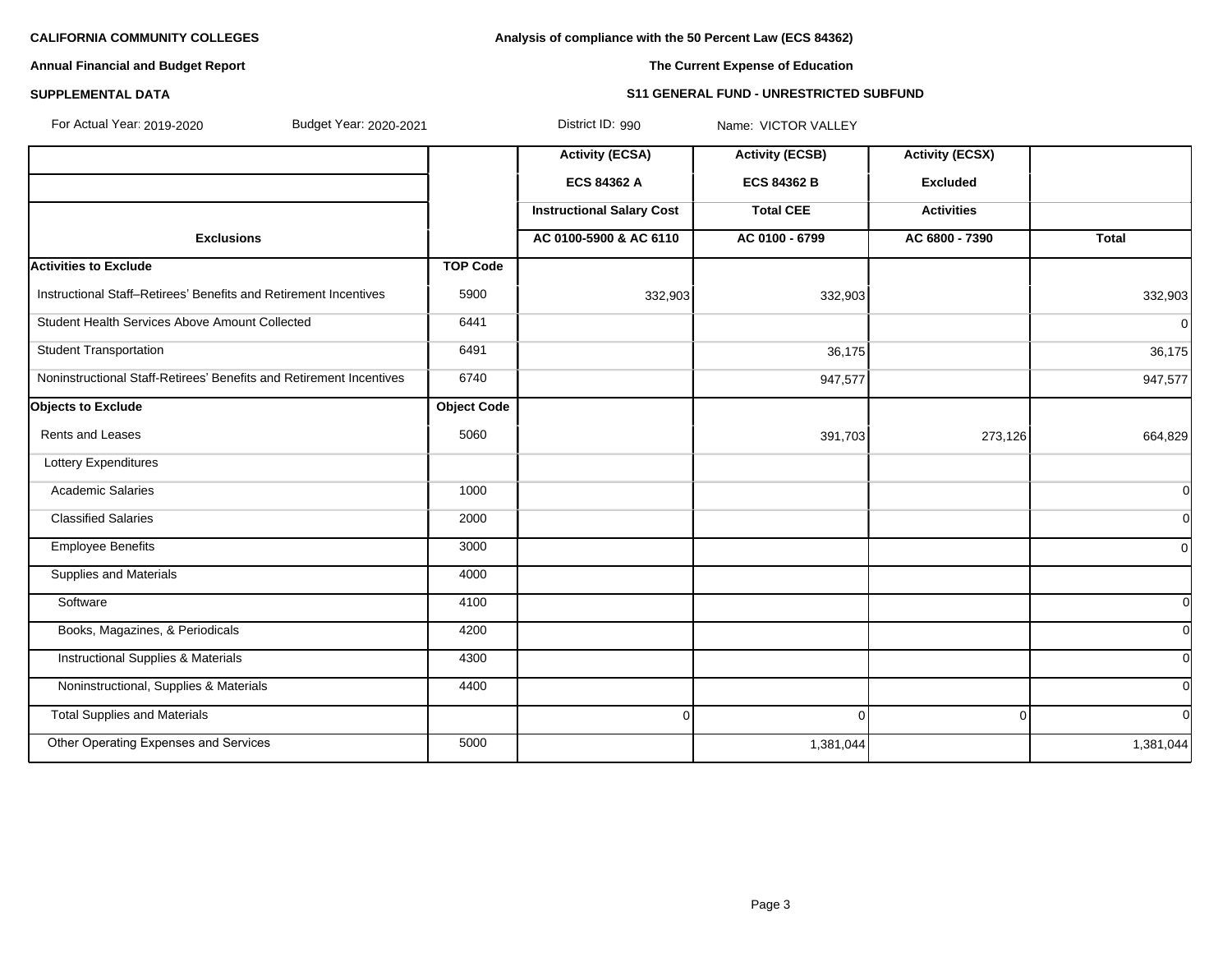**CALIFORNIA COMMUNITY COLLEGES**

**Annual Financial and Budget Report**

**SUPPLEMENTAL DATA**

**Analysis of compliance with the 50 Percent Law (ECS 84362)**

**The Current Expense of Education**

**S11 GENERAL FUND - UNRESTRICTED SUBFUND**

For Actual Year: 2019-2020 Budget Year: 2020-2021 District ID: 990 Name: VICTOR VALLEY

| | | Activity (ECSA) | Activity (ECSB) | Activity (ECSX) | |
|---|---|---|---|---|---|
| | | ECS 84362 A | ECS 84362 B | Excluded | |
| | | Instructional Salary Cost | Total CEE | Activities | |
| **Exclusions** | | AC 0100-5900 & AC 6110 | AC 0100 - 6799 | AC 6800 - 7390 | Total |
| **Activities to Exclude** | **TOP Code** | | | | |
| Instructional Staff–Retirees' Benefits and Retirement Incentives | 5900 | 332,903 | 332,903 | | 332,903 |
| Student Health Services Above Amount Collected | 6441 | | | | 0 |
| Student Transportation | 6491 | | 36,175 | | 36,175 |
| Noninstructional Staff-Retirees' Benefits and Retirement Incentives | 6740 | | 947,577 | | 947,577 |
| **Objects to Exclude** | **Object Code** | | | | |
| Rents and Leases | 5060 | | 391,703 | 273,126 | 664,829 |
| Lottery Expenditures | | | | | |
| Academic Salaries | 1000 | | | | 0 |
| Classified Salaries | 2000 | | | | 0 |
| Employee Benefits | 3000 | | | | 0 |
| Supplies and Materials | 4000 | | | | |
| Software | 4100 | | | | 0 |
| Books, Magazines, & Periodicals | 4200 | | | | 0 |
| Instructional Supplies & Materials | 4300 | | | | 0 |
| Noninstructional, Supplies & Materials | 4400 | | | | 0 |
| Total Supplies and Materials | | 0 | 0 | 0 | 0 |
| Other Operating Expenses and Services | 5000 | | 1,381,044 | | 1,381,044 |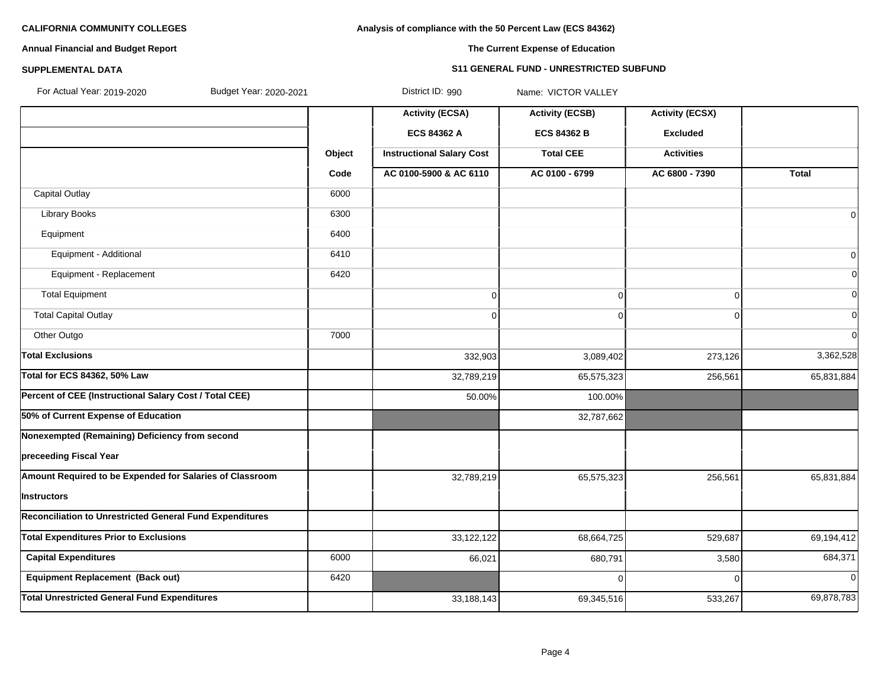**CALIFORNIA COMMUNITY COLLEGES**

**Annual Financial and Budget Report**

**SUPPLEMENTAL DATA**

**Analysis of compliance with the 50 Percent Law (ECS 84362)**

**The Current Expense of Education**

**S11 GENERAL FUND - UNRESTRICTED SUBFUND**

For Actual Year: 2019-2020 Budget Year: 2020-2021 District ID: 990 Name: VICTOR VALLEY

| | Object Code | Activity (ECSA) ECS 84362 A Instructional Salary Cost AC 0100-5900 & AC 6110 | Activity (ECSB) ECS 84362 B Total CEE AC 0100 - 6799 | Activity (ECSX) Excluded Activities AC 6800 - 7390 | Total |
|---|---|---|---|---|---|
| Capital Outlay | 6000 | | | | |
| Library Books | 6300 | | | | 0 |
| Equipment | 6400 | | | | |
| Equipment - Additional | 6410 | | | | 0 |
| Equipment - Replacement | 6420 | | | | 0 |
| Total Equipment | | 0 | 0 | 0 | 0 |
| Total Capital Outlay | | 0 | 0 | 0 | 0 |
| Other Outgo | 7000 | | | | 0 |
| **Total Exclusions** | | 332,903 | 3,089,402 | 273,126 | 3,362,528 |
| **Total for ECS 84362, 50% Law** | | 32,789,219 | 65,575,323 | 256,561 | 65,831,884 |
| **Percent of CEE (Instructional Salary Cost / Total CEE)** | | 50.00% | 100.00% | | |
| **50% of Current Expense of Education** | | | 32,787,662 | | |
| **Nonexempted (Remaining) Deficiency from second preceeding Fiscal Year** | | | | | |
| **Amount Required to be Expended for Salaries of Classroom Instructors** | | 32,789,219 | 65,575,323 | 256,561 | 65,831,884 |
| **Reconciliation to Unrestricted General Fund Expenditures** | | | | | |
| **Total Expenditures Prior to Exclusions** | | 33,122,122 | 68,664,725 | 529,687 | 69,194,412 |
| **Capital Expenditures** | 6000 | 66,021 | 680,791 | 3,580 | 684,371 |
| **Equipment Replacement (Back out)** | 6420 | | 0 | 0 | 0 |
| **Total Unrestricted General Fund Expenditures** | | 33,188,143 | 69,345,516 | 533,267 | 69,878,783 |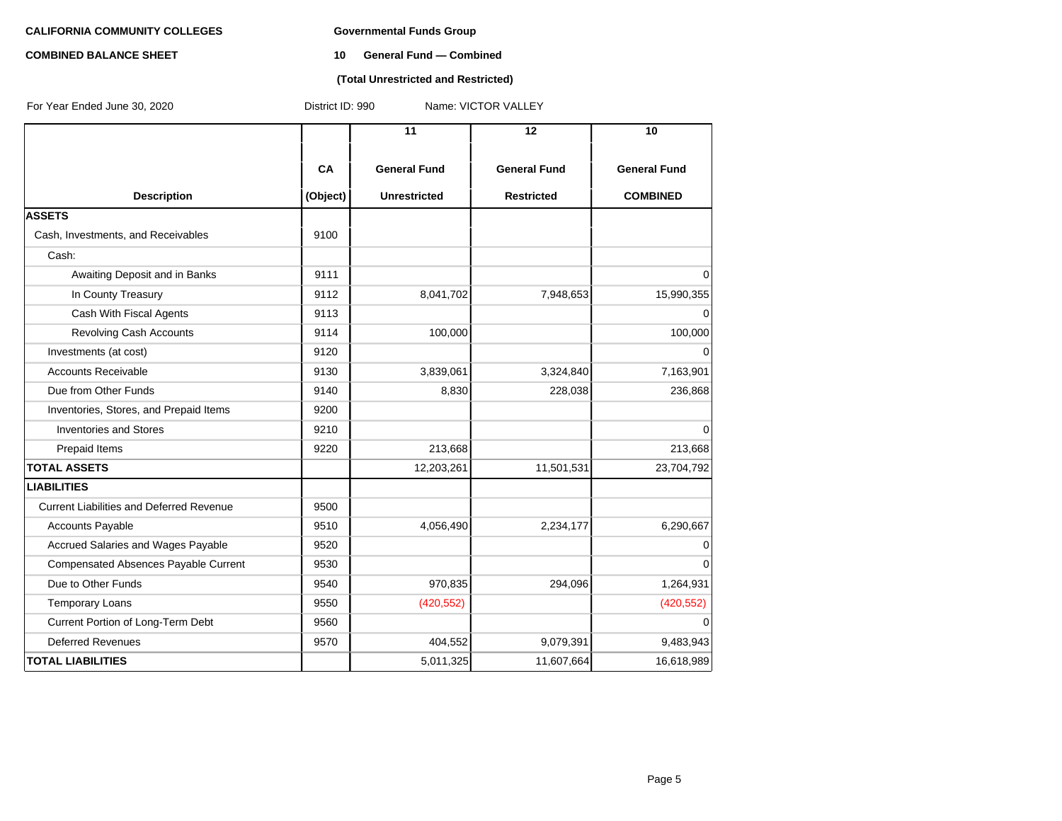**CALIFORNIA COMMUNITY COLLEGES**

**COMBINED BALANCE SHEET**

**Governmental Funds Group**

**10 General Fund — Combined**

**(Total Unrestricted and Restricted)**

For Year Ended June 30, 2020 District ID: 990 Name: VICTOR VALLEY

| Description | CA (Object) | 11 General Fund Unrestricted | 12 General Fund Restricted | 10 General Fund COMBINED |
|---|---|---|---|---|
| **ASSETS** | | | | |
| Cash, Investments, and Receivables | 9100 | | | |
| Cash: | | | | |
| Awaiting Deposit and in Banks | 9111 | | | 0 |
| In County Treasury | 9112 | 8,041,702 | 7,948,653 | 15,990,355 |
| Cash With Fiscal Agents | 9113 | | | 0 |
| Revolving Cash Accounts | 9114 | 100,000 | | 100,000 |
| Investments (at cost) | 9120 | | | 0 |
| Accounts Receivable | 9130 | 3,839,061 | 3,324,840 | 7,163,901 |
| Due from Other Funds | 9140 | 8,830 | 228,038 | 236,868 |
| Inventories, Stores, and Prepaid Items | 9200 | | | |
| Inventories and Stores | 9210 | | | 0 |
| Prepaid Items | 9220 | 213,668 | | 213,668 |
| **TOTAL ASSETS** | | 12,203,261 | 11,501,531 | 23,704,792 |
| **LIABILITIES** | | | | |
| Current Liabilities and Deferred Revenue | 9500 | | | |
| Accounts Payable | 9510 | 4,056,490 | 2,234,177 | 6,290,667 |
| Accrued Salaries and Wages Payable | 9520 | | | 0 |
| Compensated Absences Payable Current | 9530 | | | 0 |
| Due to Other Funds | 9540 | 970,835 | 294,096 | 1,264,931 |
| Temporary Loans | 9550 | (420,552) | | (420,552) |
| Current Portion of Long-Term Debt | 9560 | | | 0 |
| Deferred Revenues | 9570 | 404,552 | 9,079,391 | 9,483,943 |
| **TOTAL LIABILITIES** | | 5,011,325 | 11,607,664 | 16,618,989 |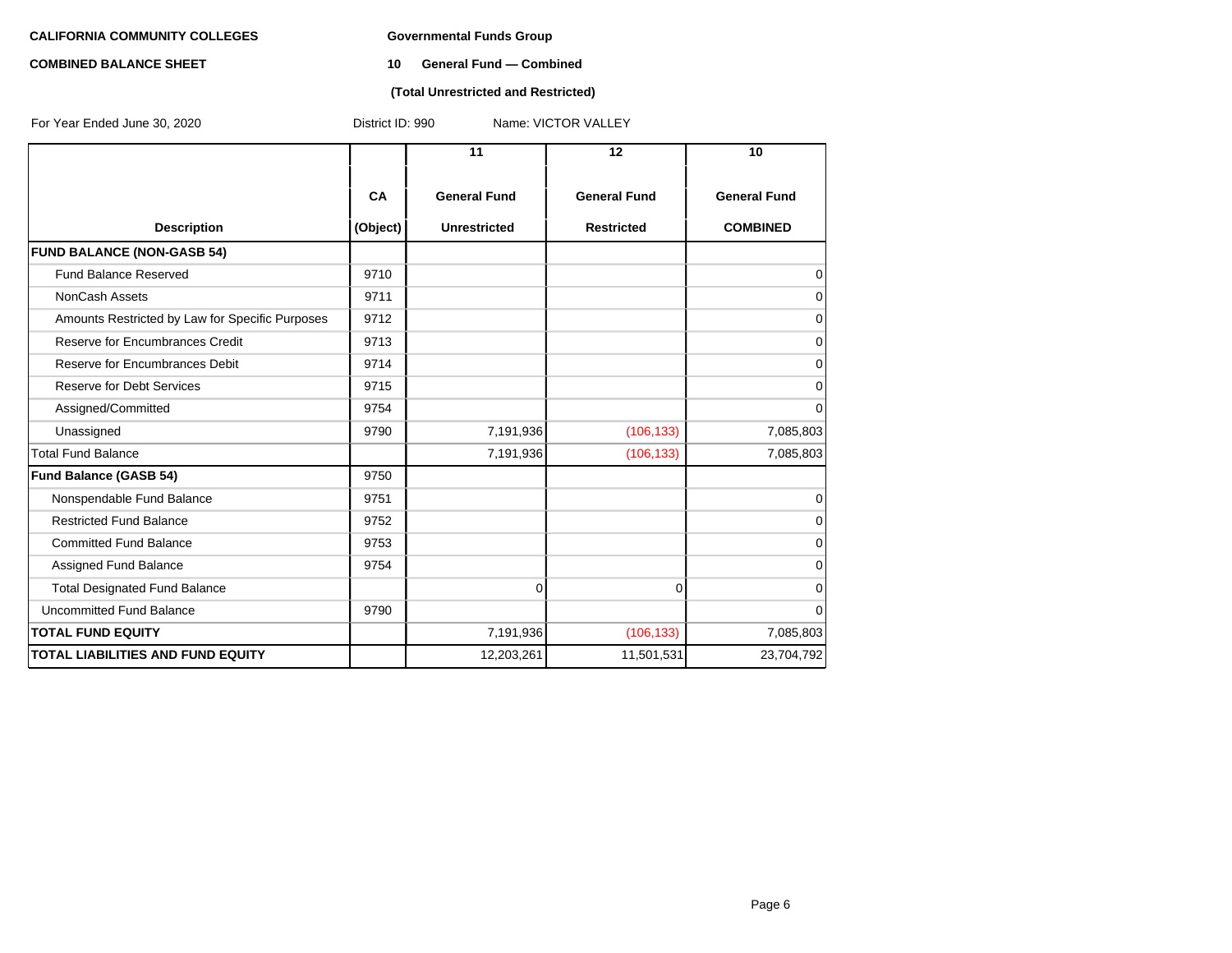**CALIFORNIA COMMUNITY COLLEGES**

**COMBINED BALANCE SHEET**

**Governmental Funds Group**

**10 General Fund — Combined**

**(Total Unrestricted and Restricted)**

For Year Ended June 30, 2020 District ID: 990 Name: VICTOR VALLEY

| | | 11 | 12 | 10 |
|---|---|---|---|---|
| **Description** | **CA (Object)** | **General Fund Unrestricted** | **General Fund Restricted** | **General Fund COMBINED** |
| **FUND BALANCE (NON-GASB 54)** | | | | |
| Fund Balance Reserved | 9710 | | | 0 |
| NonCash Assets | 9711 | | | 0 |
| Amounts Restricted by Law for Specific Purposes | 9712 | | | 0 |
| Reserve for Encumbrances Credit | 9713 | | | 0 |
| Reserve for Encumbrances Debit | 9714 | | | 0 |
| Reserve for Debt Services | 9715 | | | 0 |
| Assigned/Committed | 9754 | | | 0 |
| Unassigned | 9790 | 7,191,936 | (106,133) | 7,085,803 |
| Total Fund Balance | | 7,191,936 | (106,133) | 7,085,803 |
| **Fund Balance (GASB 54)** | 9750 | | | |
| Nonspendable Fund Balance | 9751 | | | 0 |
| Restricted Fund Balance | 9752 | | | 0 |
| Committed Fund Balance | 9753 | | | 0 |
| Assigned Fund Balance | 9754 | | | 0 |
| Total Designated Fund Balance | | 0 | 0 | 0 |
| Uncommitted Fund Balance | 9790 | | | 0 |
| **TOTAL FUND EQUITY** | | 7,191,936 | (106,133) | 7,085,803 |
| **TOTAL LIABILITIES AND FUND EQUITY** | | 12,203,261 | 11,501,531 | 23,704,792 |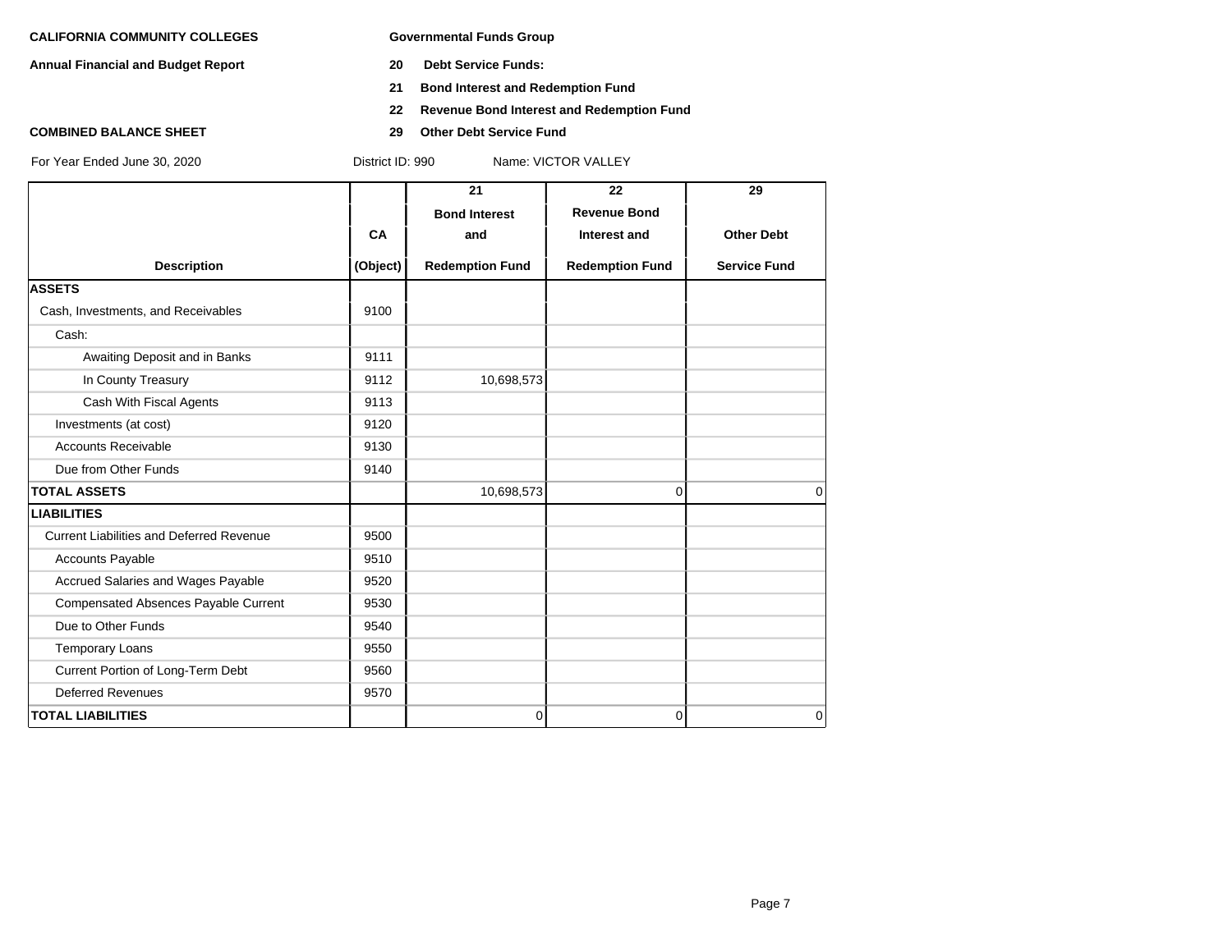**CALIFORNIA COMMUNITY COLLEGES**

**Annual Financial and Budget Report**

**COMBINED BALANCE SHEET**

**Governmental Funds Group**

**20 Debt Service Funds:**

**21 Bond Interest and Redemption Fund**

**22 Revenue Bond Interest and Redemption Fund**

**29 Other Debt Service Fund**

For Year Ended June 30, 2020 District ID: 990 Name: VICTOR VALLEY

| Description | CA (Object) | 21 Bond Interest and Redemption Fund | 22 Revenue Bond Interest and Redemption Fund | 29 Other Debt Service Fund |
|---|---|---|---|---|
| **ASSETS** | | | | |
| Cash, Investments, and Receivables | 9100 | | | |
| Cash: | | | | |
| Awaiting Deposit and in Banks | 9111 | | | |
| In County Treasury | 9112 | 10,698,573 | | |
| Cash With Fiscal Agents | 9113 | | | |
| Investments (at cost) | 9120 | | | |
| Accounts Receivable | 9130 | | | |
| Due from Other Funds | 9140 | | | |
| **TOTAL ASSETS** | | 10,698,573 | 0 | 0 |
| **LIABILITIES** | | | | |
| Current Liabilities and Deferred Revenue | 9500 | | | |
| Accounts Payable | 9510 | | | |
| Accrued Salaries and Wages Payable | 9520 | | | |
| Compensated Absences Payable Current | 9530 | | | |
| Due to Other Funds | 9540 | | | |
| Temporary Loans | 9550 | | | |
| Current Portion of Long-Term Debt | 9560 | | | |
| Deferred Revenues | 9570 | | | |
| **TOTAL LIABILITIES** | | 0 | 0 | 0 |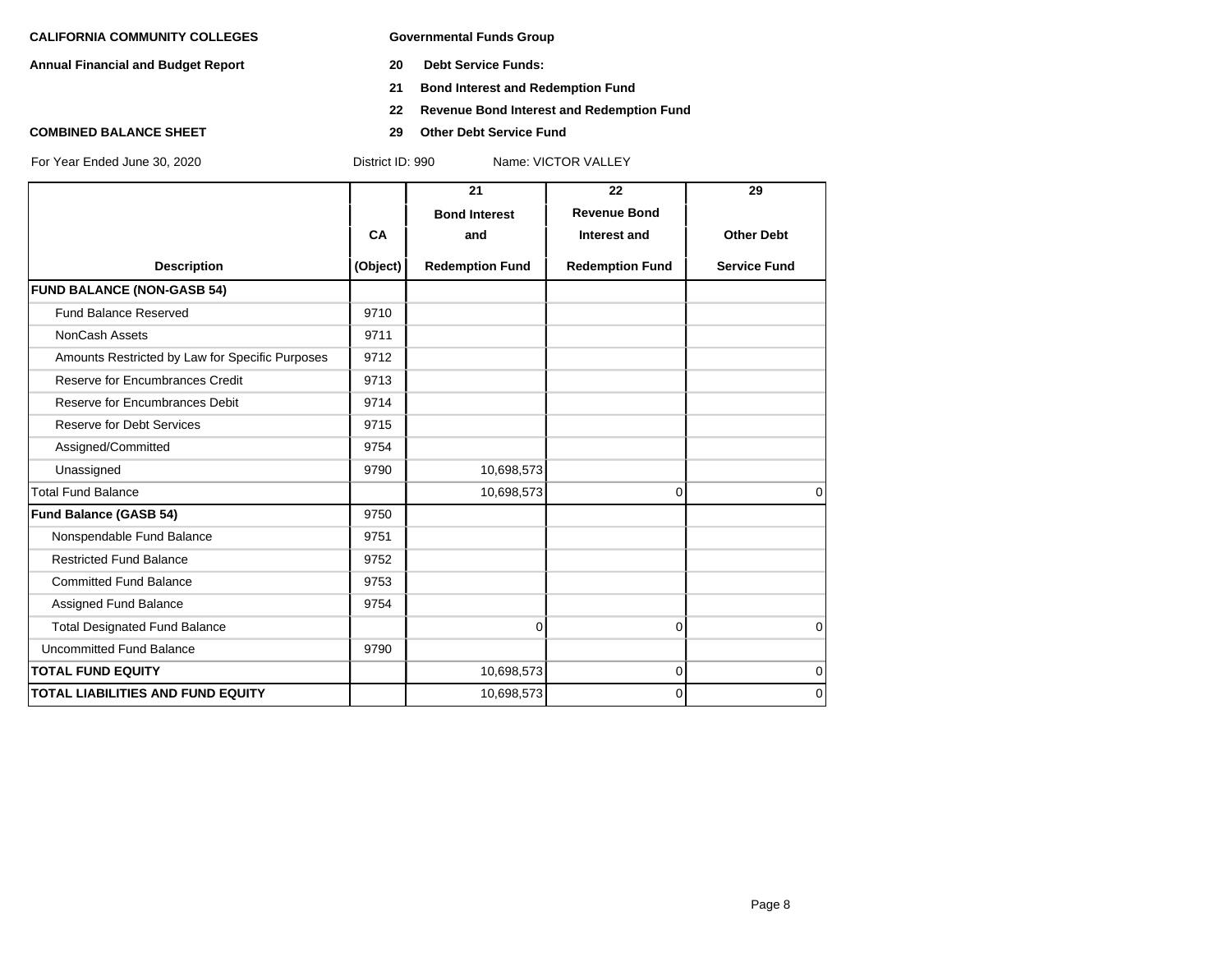**CALIFORNIA COMMUNITY COLLEGES** | **Governmental Funds Group**

**Annual Financial and Budget Report**

**20 Debt Service Funds:**

**21 Bond Interest and Redemption Fund**

**22 Revenue Bond Interest and Redemption Fund**

**COMBINED BALANCE SHEET**

**29 Other Debt Service Fund**

For Year Ended June 30, 2020 District ID: 990 Name: VICTOR VALLEY

| Description | CA (Object) | 21 Bond Interest and Redemption Fund | 22 Revenue Bond Interest and Redemption Fund | 29 Other Debt Service Fund |
|---|---|---|---|---|
| **FUND BALANCE (NON-GASB 54)** | | | | |
| Fund Balance Reserved | 9710 | | | |
| NonCash Assets | 9711 | | | |
| Amounts Restricted by Law for Specific Purposes | 9712 | | | |
| Reserve for Encumbrances Credit | 9713 | | | |
| Reserve for Encumbrances Debit | 9714 | | | |
| Reserve for Debt Services | 9715 | | | |
| Assigned/Committed | 9754 | | | |
| Unassigned | 9790 | 10,698,573 | | |
| Total Fund Balance | | 10,698,573 | 0 | 0 |
| **Fund Balance (GASB 54)** | 9750 | | | |
| Nonspendable Fund Balance | 9751 | | | |
| Restricted Fund Balance | 9752 | | | |
| Committed Fund Balance | 9753 | | | |
| Assigned Fund Balance | 9754 | | | |
| Total Designated Fund Balance | | 0 | 0 | 0 |
| Uncommitted Fund Balance | 9790 | | | |
| **TOTAL FUND EQUITY** | | 10,698,573 | 0 | 0 |
| **TOTAL LIABILITIES AND FUND EQUITY** | | 10,698,573 | 0 | 0 |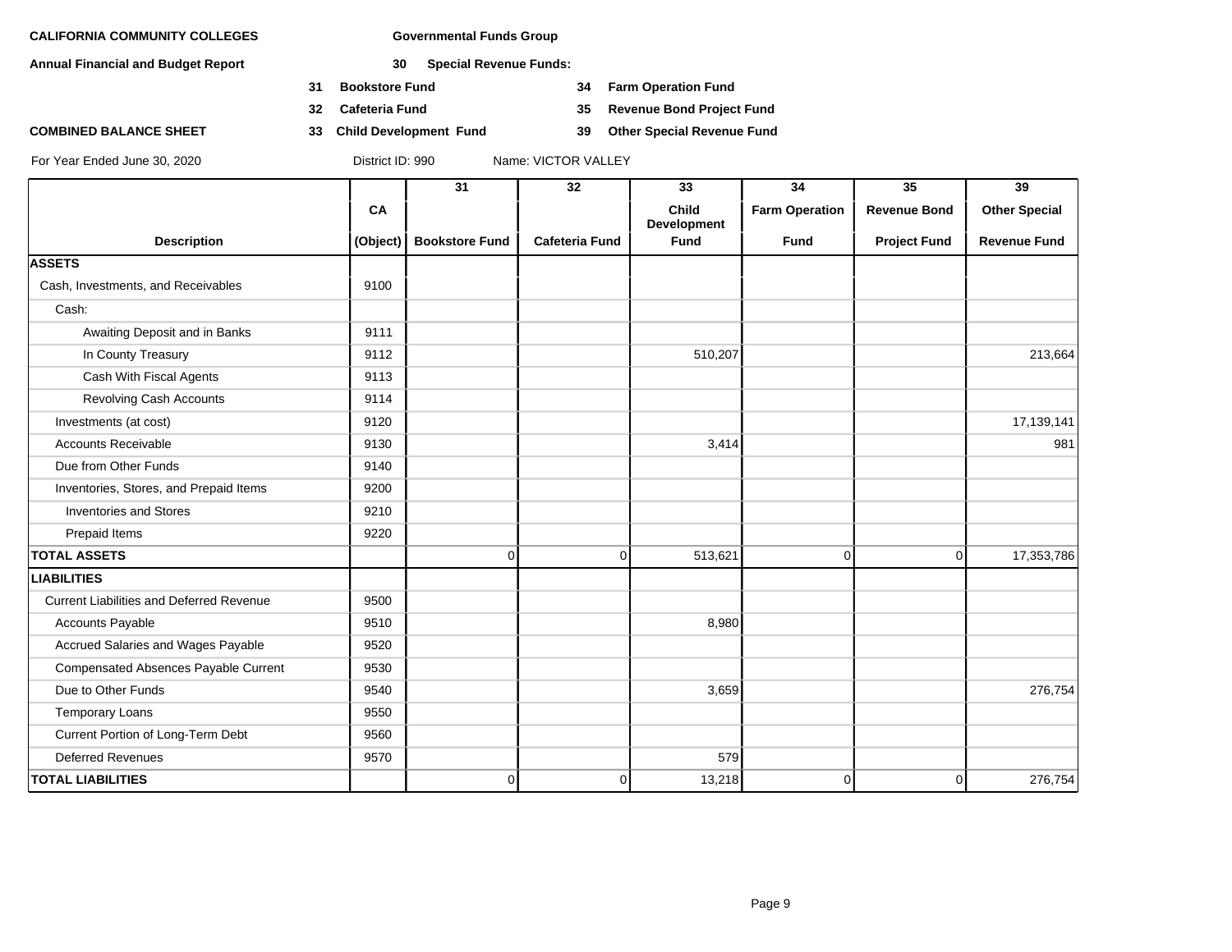**CALIFORNIA COMMUNITY COLLEGES**

**Annual Financial and Budget Report**

**COMBINED BALANCE SHEET**

For Year Ended June 30, 2020

**Governmental Funds Group**

**30 Special Revenue Funds:**

- **31 Bookstore Fund**
- **32 Cafeteria Fund**
- **33 Child Development Fund**
- **34 Farm Operation Fund**
- **35 Revenue Bond Project Fund**
- **39 Other Special Revenue Fund**

District ID: 990 Name: VICTOR VALLEY

| Description | CA (Object) | 31 Bookstore Fund | 32 Cafeteria Fund | 33 Child Development Fund | 34 Farm Operation Fund | 35 Revenue Bond Project Fund | 39 Other Special Revenue Fund |
|---|---|---|---|---|---|---|---|
| **ASSETS** | | | | | | | |
| Cash, Investments, and Receivables | 9100 | | | | | | |
| Cash: | | | | | | | |
| Awaiting Deposit and in Banks | 9111 | | | | | | |
| In County Treasury | 9112 | | | 510,207 | | | 213,664 |
| Cash With Fiscal Agents | 9113 | | | | | | |
| Revolving Cash Accounts | 9114 | | | | | | |
| Investments (at cost) | 9120 | | | | | | 17,139,141 |
| Accounts Receivable | 9130 | | | 3,414 | | | 981 |
| Due from Other Funds | 9140 | | | | | | |
| Inventories, Stores, and Prepaid Items | 9200 | | | | | | |
| Inventories and Stores | 9210 | | | | | | |
| Prepaid Items | 9220 | | | | | | |
| **TOTAL ASSETS** | | 0 | 0 | 513,621 | 0 | 0 | 17,353,786 |
| **LIABILITIES** | | | | | | | |
| Current Liabilities and Deferred Revenue | 9500 | | | | | | |
| Accounts Payable | 9510 | | | 8,980 | | | |
| Accrued Salaries and Wages Payable | 9520 | | | | | | |
| Compensated Absences Payable Current | 9530 | | | | | | |
| Due to Other Funds | 9540 | | | 3,659 | | | 276,754 |
| Temporary Loans | 9550 | | | | | | |
| Current Portion of Long-Term Debt | 9560 | | | | | | |
| Deferred Revenues | 9570 | | | 579 | | | |
| **TOTAL LIABILITIES** | | 0 | 0 | 13,218 | 0 | 0 | 276,754 |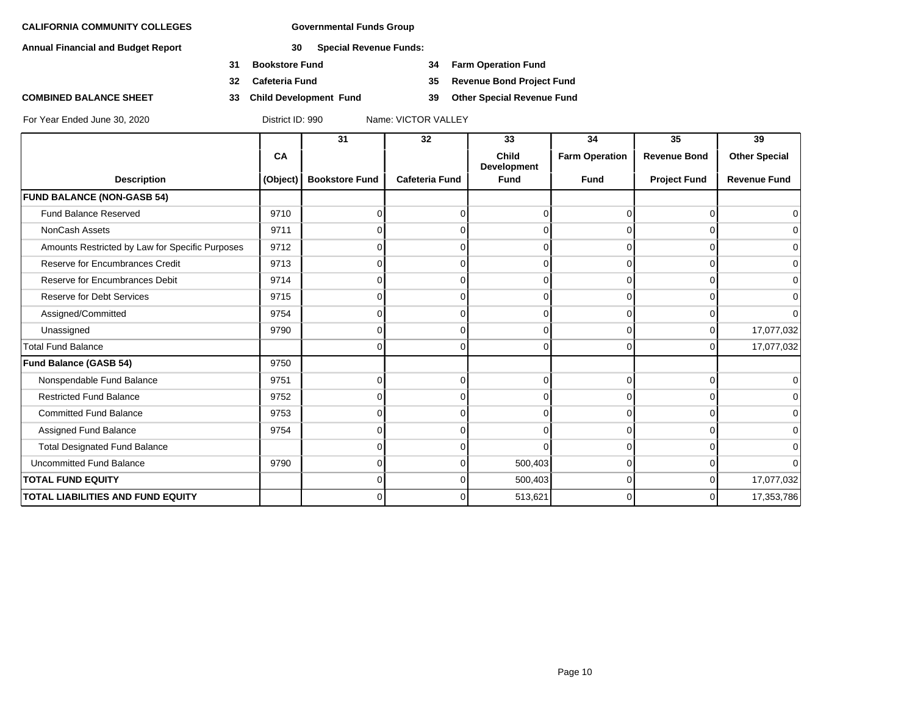**CALIFORNIA COMMUNITY COLLEGES**

**Annual Financial and Budget Report**

**COMBINED BALANCE SHEET**

**Governmental Funds Group**

**30 Special Revenue Funds:**

**31 Bookstore Fund**
**32 Cafeteria Fund**
**33 Child Development Fund**
**34 Farm Operation Fund**
**35 Revenue Bond Project Fund**
**39 Other Special Revenue Fund**

For Year Ended June 30, 2020 District ID: 990 Name: VICTOR VALLEY

| Description | CA (Object) | 31 Bookstore Fund | 32 Cafeteria Fund | 33 Child Development Fund | 34 Farm Operation Fund | 35 Revenue Bond Project Fund | 39 Other Special Revenue Fund |
|---|---|---|---|---|---|---|---|
| **FUND BALANCE (NON-GASB 54)** | | | | | | | |
| Fund Balance Reserved | 9710 | 0 | 0 | 0 | 0 | 0 | 0 |
| NonCash Assets | 9711 | 0 | 0 | 0 | 0 | 0 | 0 |
| Amounts Restricted by Law for Specific Purposes | 9712 | 0 | 0 | 0 | 0 | 0 | 0 |
| Reserve for Encumbrances Credit | 9713 | 0 | 0 | 0 | 0 | 0 | 0 |
| Reserve for Encumbrances Debit | 9714 | 0 | 0 | 0 | 0 | 0 | 0 |
| Reserve for Debt Services | 9715 | 0 | 0 | 0 | 0 | 0 | 0 |
| Assigned/Committed | 9754 | 0 | 0 | 0 | 0 | 0 | 0 |
| Unassigned | 9790 | 0 | 0 | 0 | 0 | 0 | 17,077,032 |
| Total Fund Balance | | 0 | 0 | 0 | 0 | 0 | 17,077,032 |
| **Fund Balance (GASB 54)** | 9750 | | | | | | |
| Nonspendable Fund Balance | 9751 | 0 | 0 | 0 | 0 | 0 | 0 |
| Restricted Fund Balance | 9752 | 0 | 0 | 0 | 0 | 0 | 0 |
| Committed Fund Balance | 9753 | 0 | 0 | 0 | 0 | 0 | 0 |
| Assigned Fund Balance | 9754 | 0 | 0 | 0 | 0 | 0 | 0 |
| Total Designated Fund Balance | | 0 | 0 | 0 | 0 | 0 | 0 |
| Uncommitted Fund Balance | 9790 | 0 | 0 | 500,403 | 0 | 0 | 0 |
| **TOTAL FUND EQUITY** | | 0 | 0 | 500,403 | 0 | 0 | 17,077,032 |
| **TOTAL LIABILITIES AND FUND EQUITY** | | 0 | 0 | 513,621 | 0 | 0 | 17,353,786 |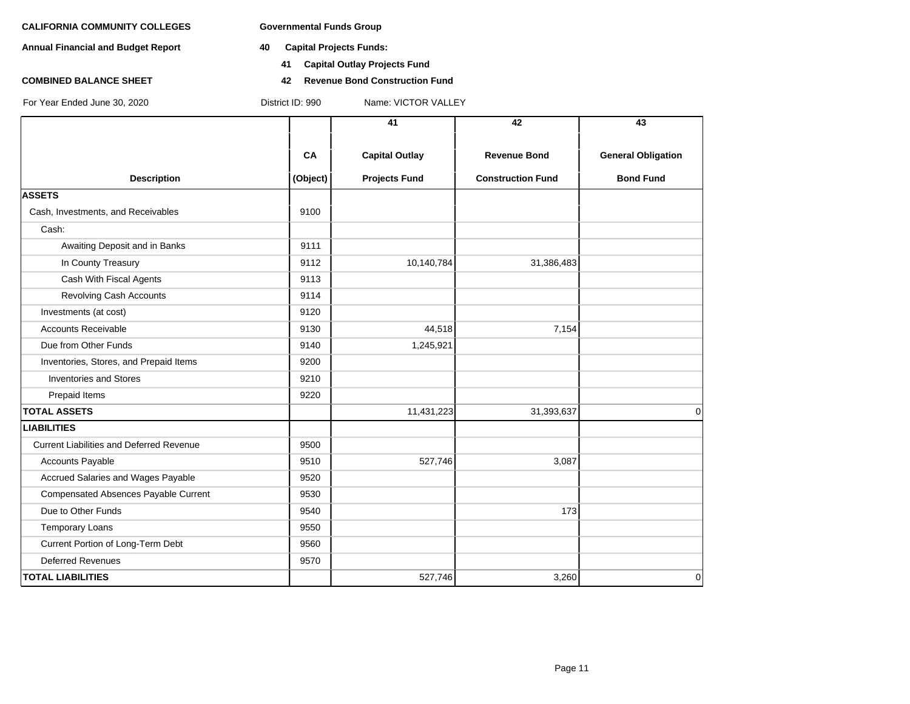**CALIFORNIA COMMUNITY COLLEGES** | **Governmental Funds Group**

**Annual Financial and Budget Report**

**40 Capital Projects Funds:**

**41 Capital Outlay Projects Fund**

**COMBINED BALANCE SHEET**

**42 Revenue Bond Construction Fund**

For Year Ended June 30, 2020 | District ID: 990 | Name: VICTOR VALLEY

| Description | CA (Object) | 41 Capital Outlay Projects Fund | 42 Revenue Bond Construction Fund | 43 General Obligation Bond Fund |
|---|---|---|---|---|
| **ASSETS** | | | | |
| Cash, Investments, and Receivables | 9100 | | | |
| Cash: | | | | |
| Awaiting Deposit and in Banks | 9111 | | | |
| In County Treasury | 9112 | 10,140,784 | 31,386,483 | |
| Cash With Fiscal Agents | 9113 | | | |
| Revolving Cash Accounts | 9114 | | | |
| Investments (at cost) | 9120 | | | |
| Accounts Receivable | 9130 | 44,518 | 7,154 | |
| Due from Other Funds | 9140 | 1,245,921 | | |
| Inventories, Stores, and Prepaid Items | 9200 | | | |
| Inventories and Stores | 9210 | | | |
| Prepaid Items | 9220 | | | |
| **TOTAL ASSETS** | | 11,431,223 | 31,393,637 | 0 |
| **LIABILITIES** | | | | |
| Current Liabilities and Deferred Revenue | 9500 | | | |
| Accounts Payable | 9510 | 527,746 | 3,087 | |
| Accrued Salaries and Wages Payable | 9520 | | | |
| Compensated Absences Payable Current | 9530 | | | |
| Due to Other Funds | 9540 | | 173 | |
| Temporary Loans | 9550 | | | |
| Current Portion of Long-Term Debt | 9560 | | | |
| Deferred Revenues | 9570 | | | |
| **TOTAL LIABILITIES** | | 527,746 | 3,260 | 0 |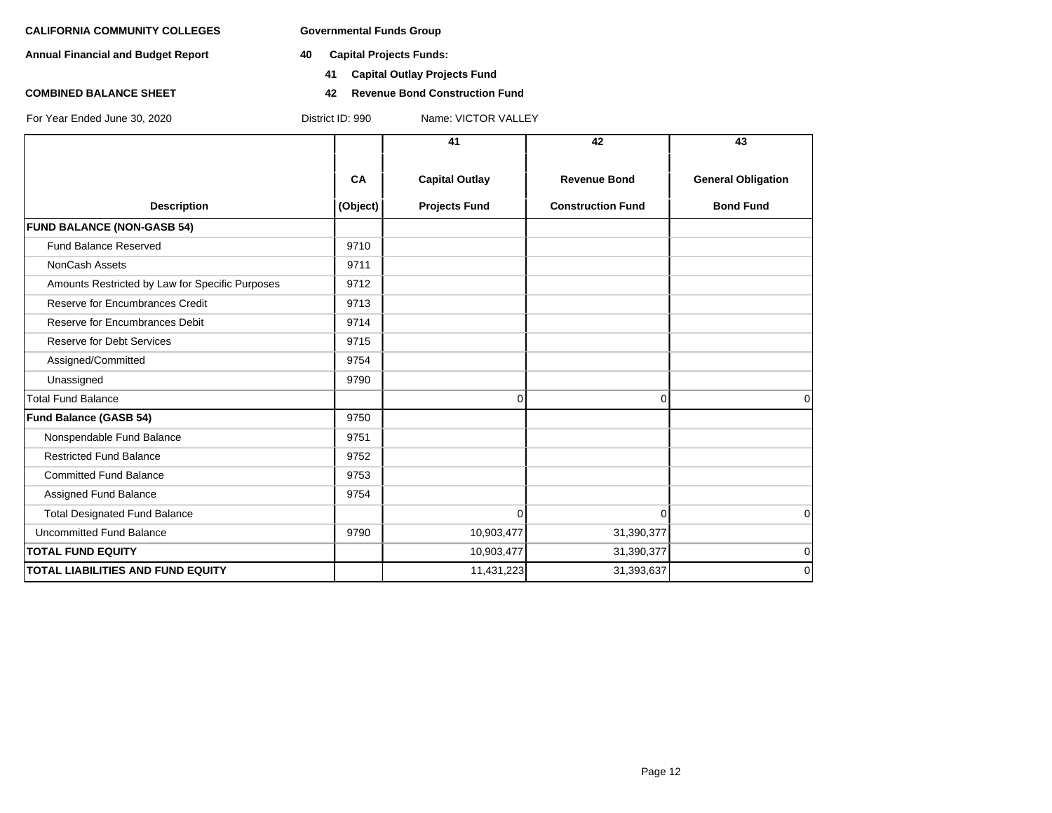**CALIFORNIA COMMUNITY COLLEGES** **Governmental Funds Group**

**Annual Financial and Budget Report** **40 Capital Projects Funds:**

**41 Capital Outlay Projects Fund**

**COMBINED BALANCE SHEET** **42 Revenue Bond Construction Fund**

For Year Ended June 30, 2020 District ID: 990 Name: VICTOR VALLEY

| Description | CA (Object) | 41 Capital Outlay Projects Fund | 42 Revenue Bond Construction Fund | 43 General Obligation Bond Fund |
|---|---|---|---|---|
| **FUND BALANCE (NON-GASB 54)** | | | | |
| Fund Balance Reserved | 9710 | | | |
| NonCash Assets | 9711 | | | |
| Amounts Restricted by Law for Specific Purposes | 9712 | | | |
| Reserve for Encumbrances Credit | 9713 | | | |
| Reserve for Encumbrances Debit | 9714 | | | |
| Reserve for Debt Services | 9715 | | | |
| Assigned/Committed | 9754 | | | |
| Unassigned | 9790 | | | |
| Total Fund Balance | | 0 | 0 | 0 |
| **Fund Balance (GASB 54)** | 9750 | | | |
| Nonspendable Fund Balance | 9751 | | | |
| Restricted Fund Balance | 9752 | | | |
| Committed Fund Balance | 9753 | | | |
| Assigned Fund Balance | 9754 | | | |
| Total Designated Fund Balance | | 0 | 0 | 0 |
| Uncommitted Fund Balance | 9790 | 10,903,477 | 31,390,377 | |
| **TOTAL FUND EQUITY** | | 10,903,477 | 31,390,377 | 0 |
| **TOTAL LIABILITIES AND FUND EQUITY** | | 11,431,223 | 31,393,637 | 0 |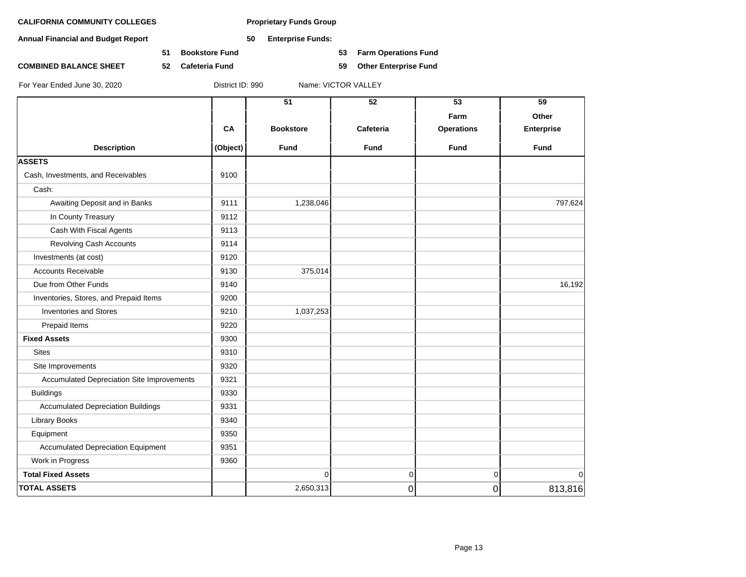**CALIFORNIA COMMUNITY COLLEGES** | **Proprietary Funds Group**

**Annual Financial and Budget Report** | **50 Enterprise Funds:**

- **51 Bookstore Fund**
- **52 Cafeteria Fund**
- **53 Farm Operations Fund**
- **59 Other Enterprise Fund**

**COMBINED BALANCE SHEET**

For Year Ended June 30, 2020 | District ID: 990 | Name: VICTOR VALLEY

| Description | CA (Object) | 51 Bookstore Fund | 52 Cafeteria Fund | 53 Farm Operations Fund | 59 Other Enterprise Fund |
|---|---|---|---|---|---|
| **ASSETS** | | | | | |
| Cash, Investments, and Receivables | 9100 | | | | |
| Cash: | | | | | |
| Awaiting Deposit and in Banks | 9111 | 1,238,046 | | | 797,624 |
| In County Treasury | 9112 | | | | |
| Cash With Fiscal Agents | 9113 | | | | |
| Revolving Cash Accounts | 9114 | | | | |
| Investments (at cost) | 9120 | | | | |
| Accounts Receivable | 9130 | 375,014 | | | |
| Due from Other Funds | 9140 | | | | 16,192 |
| Inventories, Stores, and Prepaid Items | 9200 | | | | |
| Inventories and Stores | 9210 | 1,037,253 | | | |
| Prepaid Items | 9220 | | | | |
| **Fixed Assets** | 9300 | | | | |
| Sites | 9310 | | | | |
| Site Improvements | 9320 | | | | |
| Accumulated Depreciation Site Improvements | 9321 | | | | |
| Buildings | 9330 | | | | |
| Accumulated Depreciation Buildings | 9331 | | | | |
| Library Books | 9340 | | | | |
| Equipment | 9350 | | | | |
| Accumulated Depreciation Equipment | 9351 | | | | |
| Work in Progress | 9360 | | | | |
| **Total Fixed Assets** | | 0 | 0 | 0 | 0 |
| **TOTAL ASSETS** | | 2,650,313 | 0 | 0 | 813,816 |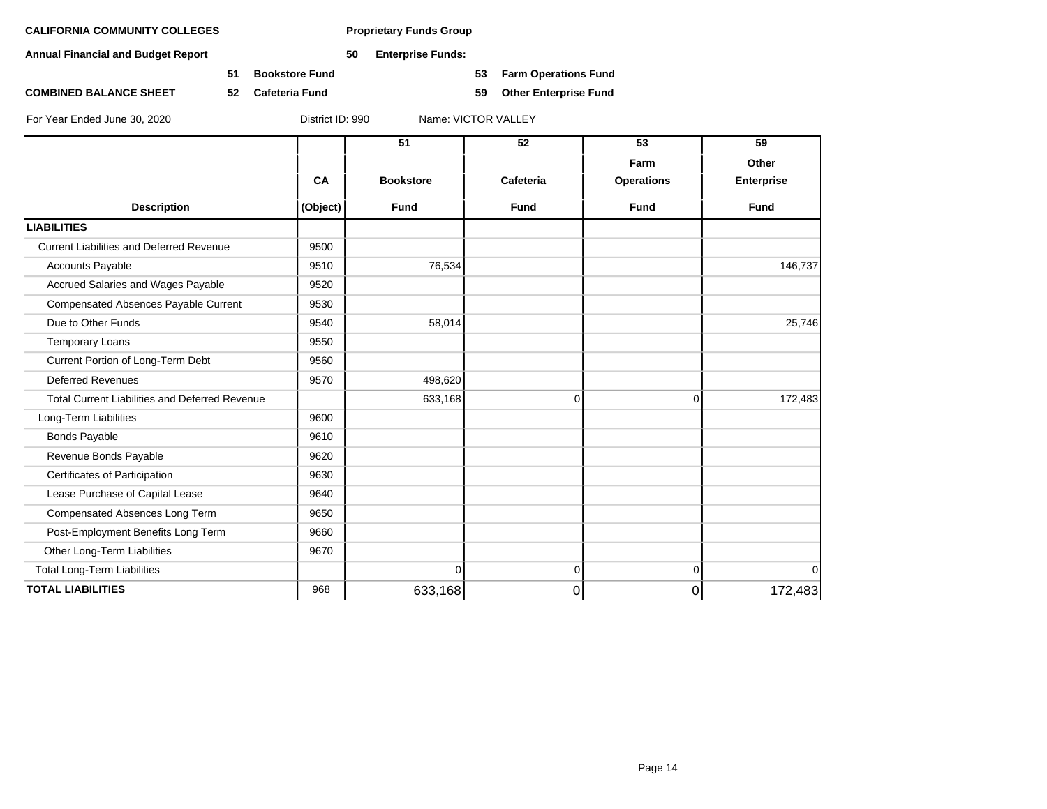**CALIFORNIA COMMUNITY COLLEGES** **Proprietary Funds Group**

**Annual Financial and Budget Report** **50 Enterprise Funds:**

**51 Bookstore Fund** **53 Farm Operations Fund**

**COMBINED BALANCE SHEET** **52 Cafeteria Fund** **59 Other Enterprise Fund**

For Year Ended June 30, 2020 District ID: 990 Name: VICTOR VALLEY

| Description | CA (Object) | 51 Bookstore Fund | 52 Cafeteria Fund | 53 Farm Operations Fund | 59 Other Enterprise Fund |
|---|---|---|---|---|---|
| **LIABILITIES** | | | | | |
| Current Liabilities and Deferred Revenue | 9500 | | | | |
| Accounts Payable | 9510 | 76,534 | | | 146,737 |
| Accrued Salaries and Wages Payable | 9520 | | | | |
| Compensated Absences Payable Current | 9530 | | | | |
| Due to Other Funds | 9540 | 58,014 | | | 25,746 |
| Temporary Loans | 9550 | | | | |
| Current Portion of Long-Term Debt | 9560 | | | | |
| Deferred Revenues | 9570 | 498,620 | | | |
| Total Current Liabilities and Deferred Revenue | | 633,168 | 0 | 0 | 172,483 |
| Long-Term Liabilities | 9600 | | | | |
| Bonds Payable | 9610 | | | | |
| Revenue Bonds Payable | 9620 | | | | |
| Certificates of Participation | 9630 | | | | |
| Lease Purchase of Capital Lease | 9640 | | | | |
| Compensated Absences Long Term | 9650 | | | | |
| Post-Employment Benefits Long Term | 9660 | | | | |
| Other Long-Term Liabilities | 9670 | | | | |
| Total Long-Term Liabilities | | 0 | 0 | 0 | 0 |
| **TOTAL LIABILITIES** | 968 | 633,168 | 0 | 0 | 172,483 |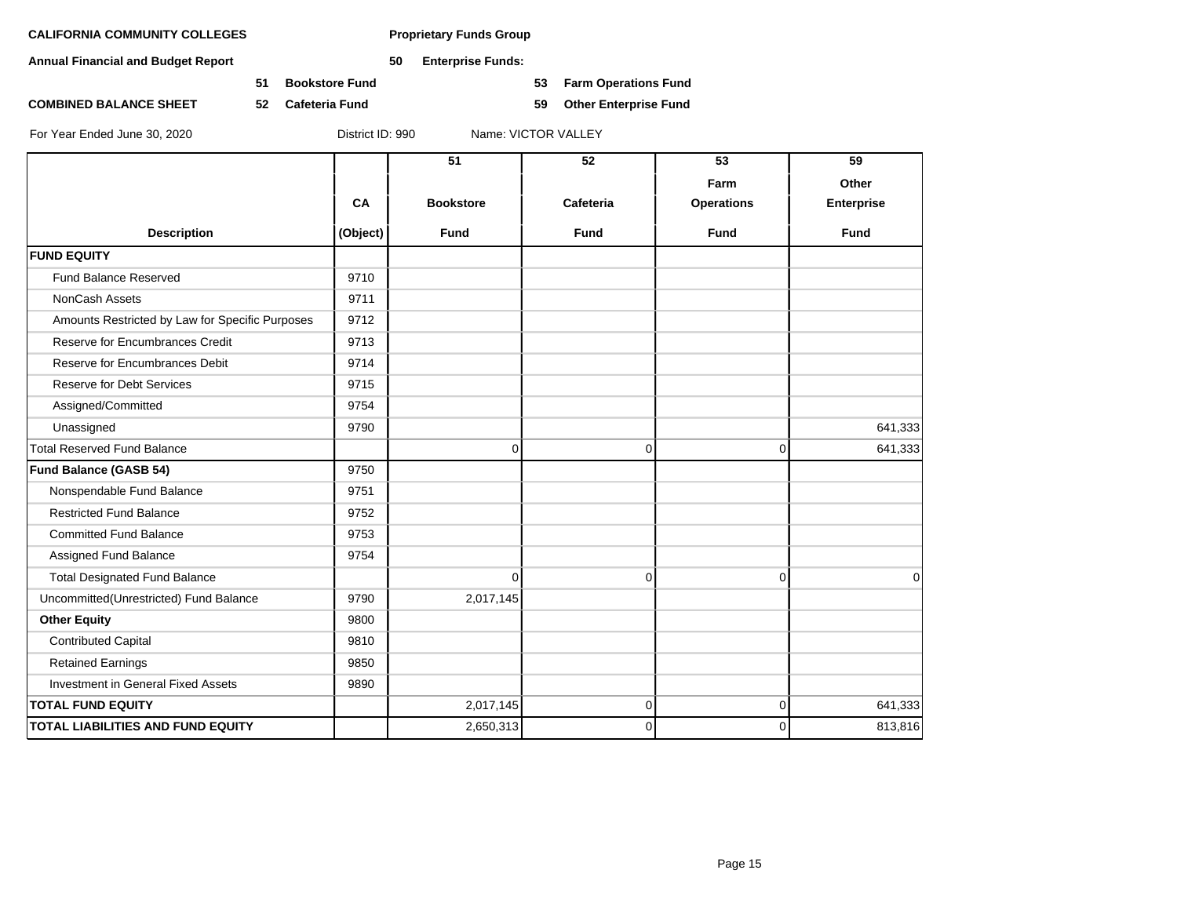**CALIFORNIA COMMUNITY COLLEGES** **Proprietary Funds Group**

**Annual Financial and Budget Report** **50 Enterprise Funds:**

**51 Bookstore Fund** **53 Farm Operations Fund**

**COMBINED BALANCE SHEET** **52 Cafeteria Fund** **59 Other Enterprise Fund**

For Year Ended June 30, 2020 District ID: 990 Name: VICTOR VALLEY

| Description | CA (Object) | 51 Bookstore Fund | 52 Cafeteria Fund | 53 Farm Operations Fund | 59 Other Enterprise Fund |
|---|---|---|---|---|---|
| **FUND EQUITY** | | | | | |
| Fund Balance Reserved | 9710 | | | | |
| NonCash Assets | 9711 | | | | |
| Amounts Restricted by Law for Specific Purposes | 9712 | | | | |
| Reserve for Encumbrances Credit | 9713 | | | | |
| Reserve for Encumbrances Debit | 9714 | | | | |
| Reserve for Debt Services | 9715 | | | | |
| Assigned/Committed | 9754 | | | | |
| Unassigned | 9790 | | | | 641,333 |
| Total Reserved Fund Balance | | 0 | 0 | 0 | 641,333 |
| **Fund Balance (GASB 54)** | 9750 | | | | |
| Nonspendable Fund Balance | 9751 | | | | |
| Restricted Fund Balance | 9752 | | | | |
| Committed Fund Balance | 9753 | | | | |
| Assigned Fund Balance | 9754 | | | | |
| Total Designated Fund Balance | | 0 | 0 | 0 | 0 |
| Uncommitted(Unrestricted) Fund Balance | 9790 | 2,017,145 | | | |
| **Other Equity** | 9800 | | | | |
| Contributed Capital | 9810 | | | | |
| Retained Earnings | 9850 | | | | |
| Investment in General Fixed Assets | 9890 | | | | |
| **TOTAL FUND EQUITY** | | 2,017,145 | 0 | 0 | 641,333 |
| **TOTAL LIABILITIES AND FUND EQUITY** | | 2,650,313 | 0 | 0 | 813,816 |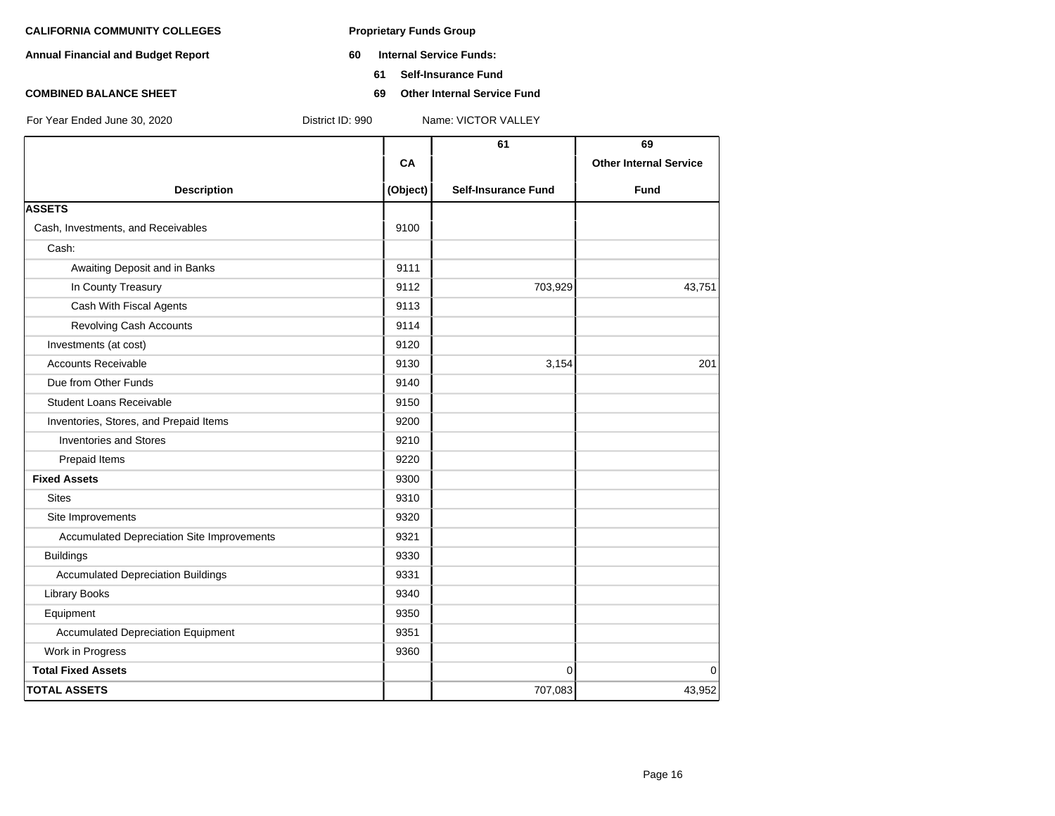**CALIFORNIA COMMUNITY COLLEGES**

**Annual Financial and Budget Report**

**COMBINED BALANCE SHEET**

**Proprietary Funds Group**

**60 Internal Service Funds:**

**61 Self-Insurance Fund**

**69 Other Internal Service Fund**

For Year Ended June 30, 2020 District ID: 990 Name: VICTOR VALLEY

| Description | CA (Object) | 61 Self-Insurance Fund | 69 Other Internal Service Fund |
|---|---|---|---|
| **ASSETS** | | | |
| Cash, Investments, and Receivables | 9100 | | |
| Cash: | | | |
| Awaiting Deposit and in Banks | 9111 | | |
| In County Treasury | 9112 | 703,929 | 43,751 |
| Cash With Fiscal Agents | 9113 | | |
| Revolving Cash Accounts | 9114 | | |
| Investments (at cost) | 9120 | | |
| Accounts Receivable | 9130 | 3,154 | 201 |
| Due from Other Funds | 9140 | | |
| Student Loans Receivable | 9150 | | |
| Inventories, Stores, and Prepaid Items | 9200 | | |
| Inventories and Stores | 9210 | | |
| Prepaid Items | 9220 | | |
| **Fixed Assets** | 9300 | | |
| Sites | 9310 | | |
| Site Improvements | 9320 | | |
| Accumulated Depreciation Site Improvements | 9321 | | |
| Buildings | 9330 | | |
| Accumulated Depreciation Buildings | 9331 | | |
| Library Books | 9340 | | |
| Equipment | 9350 | | |
| Accumulated Depreciation Equipment | 9351 | | |
| Work in Progress | 9360 | | |
| **Total Fixed Assets** | | 0 | 0 |
| **TOTAL ASSETS** | | 707,083 | 43,952 |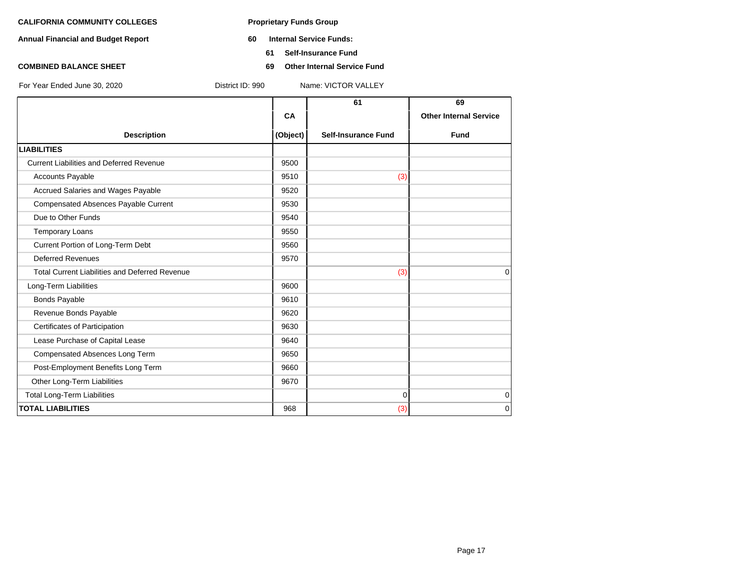**CALIFORNIA COMMUNITY COLLEGES** | **Proprietary Funds Group**

**Annual Financial and Budget Report** | **60 Internal Service Funds:**

**61 Self-Insurance Fund**

**COMBINED BALANCE SHEET** | **69 Other Internal Service Fund**

For Year Ended June 30, 2020 | District ID: 990 | Name: VICTOR VALLEY

| Description | CA (Object) | 61 Self-Insurance Fund | 69 Other Internal Service Fund |
|---|---|---|---|
| **LIABILITIES** | | | |
| Current Liabilities and Deferred Revenue | 9500 | | |
| Accounts Payable | 9510 | (3) | |
| Accrued Salaries and Wages Payable | 9520 | | |
| Compensated Absences Payable Current | 9530 | | |
| Due to Other Funds | 9540 | | |
| Temporary Loans | 9550 | | |
| Current Portion of Long-Term Debt | 9560 | | |
| Deferred Revenues | 9570 | | |
| Total Current Liabilities and Deferred Revenue | | (3) | 0 |
| Long-Term Liabilities | 9600 | | |
| Bonds Payable | 9610 | | |
| Revenue Bonds Payable | 9620 | | |
| Certificates of Participation | 9630 | | |
| Lease Purchase of Capital Lease | 9640 | | |
| Compensated Absences Long Term | 9650 | | |
| Post-Employment Benefits Long Term | 9660 | | |
| Other Long-Term Liabilities | 9670 | | |
| Total Long-Term Liabilities | | 0 | 0 |
| **TOTAL LIABILITIES** | 968 | (3) | 0 |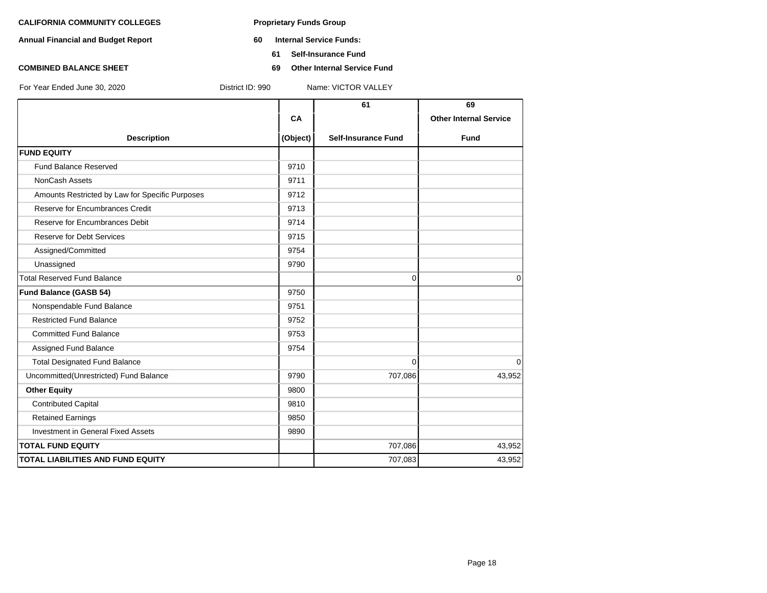**CALIFORNIA COMMUNITY COLLEGES**

**Annual Financial and Budget Report**

**COMBINED BALANCE SHEET**

**Proprietary Funds Group**

**60 Internal Service Funds:**

**61 Self-Insurance Fund**

**69 Other Internal Service Fund**

For Year Ended June 30, 2020 District ID: 990 Name: VICTOR VALLEY

| Description | CA (Object) | 61 Self-Insurance Fund | 69 Other Internal Service Fund |
|---|---|---|---|
| **FUND EQUITY** | | | |
| Fund Balance Reserved | 9710 | | |
| NonCash Assets | 9711 | | |
| Amounts Restricted by Law for Specific Purposes | 9712 | | |
| Reserve for Encumbrances Credit | 9713 | | |
| Reserve for Encumbrances Debit | 9714 | | |
| Reserve for Debt Services | 9715 | | |
| Assigned/Committed | 9754 | | |
| Unassigned | 9790 | | |
| Total Reserved Fund Balance | | 0 | 0 |
| **Fund Balance (GASB 54)** | 9750 | | |
| Nonspendable Fund Balance | 9751 | | |
| Restricted Fund Balance | 9752 | | |
| Committed Fund Balance | 9753 | | |
| Assigned Fund Balance | 9754 | | |
| Total Designated Fund Balance | | 0 | 0 |
| Uncommitted(Unrestricted) Fund Balance | 9790 | 707,086 | 43,952 |
| **Other Equity** | 9800 | | |
| Contributed Capital | 9810 | | |
| Retained Earnings | 9850 | | |
| Investment in General Fixed Assets | 9890 | | |
| **TOTAL FUND EQUITY** | | 707,086 | 43,952 |
| **TOTAL LIABILITIES AND FUND EQUITY** | | 707,083 | 43,952 |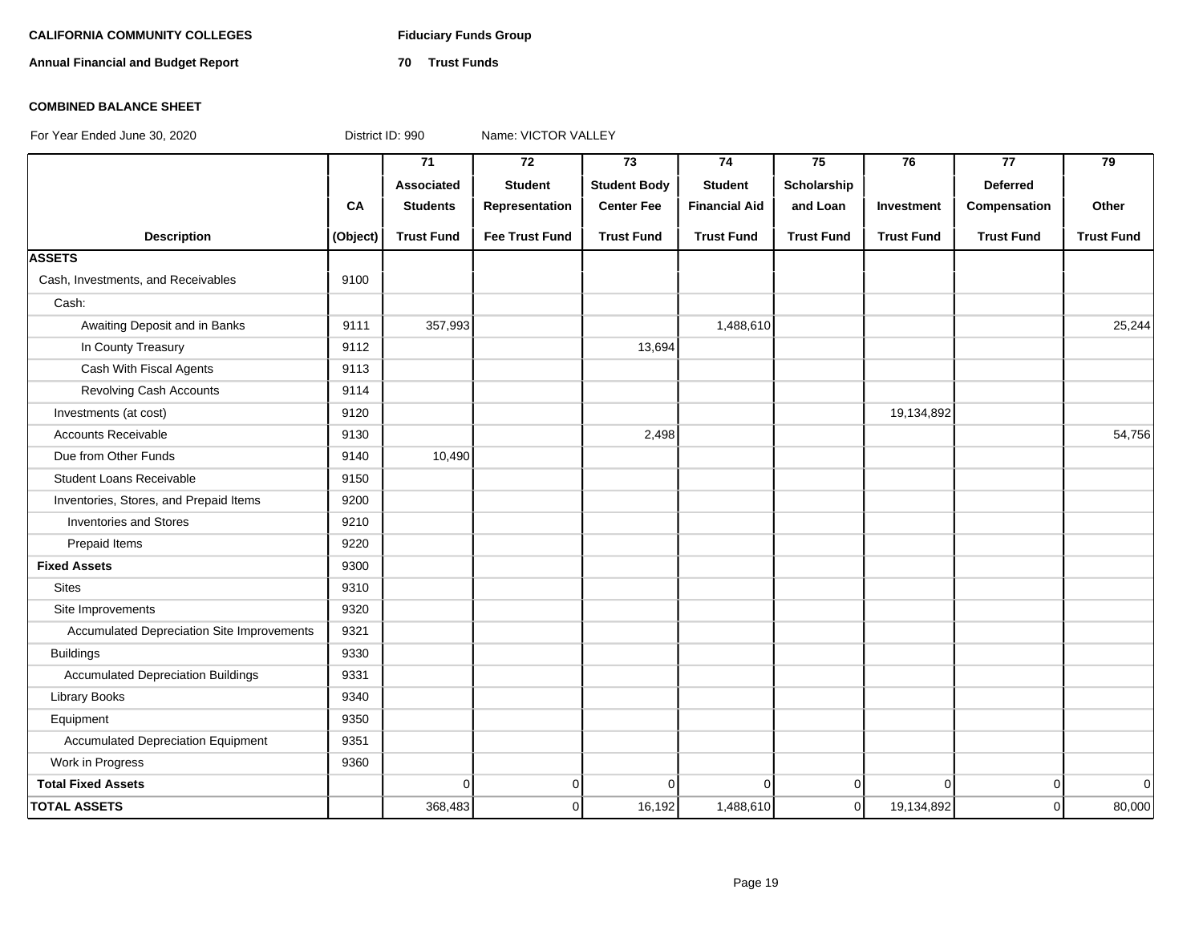**CALIFORNIA COMMUNITY COLLEGES**

**Annual Financial and Budget Report**

**Fiduciary Funds Group**

**70 Trust Funds**

**COMBINED BALANCE SHEET**

For Year Ended June 30, 2020 District ID: 990 Name: VICTOR VALLEY

| Description | CA (Object) | 71 Associated Students Trust Fund | 72 Student Representation Fee Trust Fund | 73 Student Body Center Fee Trust Fund | 74 Student Financial Aid Trust Fund | 75 Scholarship and Loan Trust Fund | 76 Investment Trust Fund | 77 Deferred Compensation Trust Fund | 79 Other Trust Fund |
|---|---|---|---|---|---|---|---|---|---|
| **ASSETS** | | | | | | | | | |
| Cash, Investments, and Receivables | 9100 | | | | | | | | |
| Cash: | | | | | | | | | |
| Awaiting Deposit and in Banks | 9111 | 357,993 | | | 1,488,610 | | | | 25,244 |
| In County Treasury | 9112 | | | 13,694 | | | | | |
| Cash With Fiscal Agents | 9113 | | | | | | | | |
| Revolving Cash Accounts | 9114 | | | | | | | | |
| Investments (at cost) | 9120 | | | | | | 19,134,892 | | |
| Accounts Receivable | 9130 | | | 2,498 | | | | | 54,756 |
| Due from Other Funds | 9140 | 10,490 | | | | | | | |
| Student Loans Receivable | 9150 | | | | | | | | |
| Inventories, Stores, and Prepaid Items | 9200 | | | | | | | | |
| Inventories and Stores | 9210 | | | | | | | | |
| Prepaid Items | 9220 | | | | | | | | |
| **Fixed Assets** | 9300 | | | | | | | | |
| Sites | 9310 | | | | | | | | |
| Site Improvements | 9320 | | | | | | | | |
| Accumulated Depreciation Site Improvements | 9321 | | | | | | | | |
| Buildings | 9330 | | | | | | | | |
| Accumulated Depreciation Buildings | 9331 | | | | | | | | |
| Library Books | 9340 | | | | | | | | |
| Equipment | 9350 | | | | | | | | |
| Accumulated Depreciation Equipment | 9351 | | | | | | | | |
| Work in Progress | 9360 | | | | | | | | |
| **Total Fixed Assets** | | 0 | 0 | 0 | 0 | 0 | 0 | 0 | 0 |
| **TOTAL ASSETS** | | 368,483 | 0 | 16,192 | 1,488,610 | 0 | 19,134,892 | 0 | 80,000 |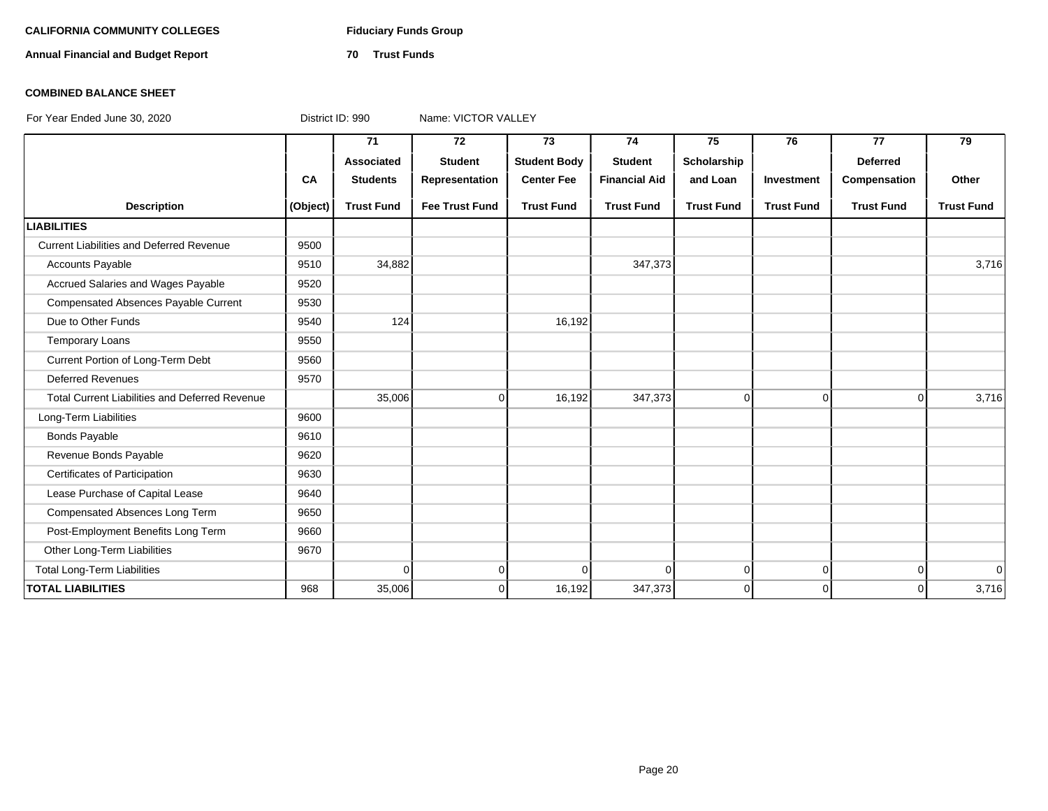**CALIFORNIA COMMUNITY COLLEGES** | **Fiduciary Funds Group**

**Annual Financial and Budget Report** | **70 Trust Funds**

**COMBINED BALANCE SHEET**

For Year Ended June 30, 2020 | District ID: 990 | Name: VICTOR VALLEY

| Description | CA (Object) | 71 Associated Students Trust Fund | 72 Student Representation Fee Trust Fund | 73 Student Body Center Fee Trust Fund | 74 Student Financial Aid Trust Fund | 75 Scholarship and Loan Trust Fund | 76 Investment Trust Fund | 77 Deferred Compensation Trust Fund | 79 Other Trust Fund |
|---|---|---|---|---|---|---|---|---|---|
| **LIABILITIES** | | | | | | | | | |
| Current Liabilities and Deferred Revenue | 9500 | | | | | | | | |
| Accounts Payable | 9510 | 34,882 | | | 347,373 | | | | 3,716 |
| Accrued Salaries and Wages Payable | 9520 | | | | | | | | |
| Compensated Absences Payable Current | 9530 | | | | | | | | |
| Due to Other Funds | 9540 | 124 | | 16,192 | | | | | |
| Temporary Loans | 9550 | | | | | | | | |
| Current Portion of Long-Term Debt | 9560 | | | | | | | | |
| Deferred Revenues | 9570 | | | | | | | | |
| Total Current Liabilities and Deferred Revenue | | 35,006 | 0 | 16,192 | 347,373 | 0 | 0 | 0 | 3,716 |
| Long-Term Liabilities | 9600 | | | | | | | | |
| Bonds Payable | 9610 | | | | | | | | |
| Revenue Bonds Payable | 9620 | | | | | | | | |
| Certificates of Participation | 9630 | | | | | | | | |
| Lease Purchase of Capital Lease | 9640 | | | | | | | | |
| Compensated Absences Long Term | 9650 | | | | | | | | |
| Post-Employment Benefits Long Term | 9660 | | | | | | | | |
| Other Long-Term Liabilities | 9670 | | | | | | | | |
| Total Long-Term Liabilities | | 0 | 0 | 0 | 0 | 0 | 0 | 0 | 0 |
| **TOTAL LIABILITIES** | 968 | 35,006 | 0 | 16,192 | 347,373 | 0 | 0 | 0 | 3,716 |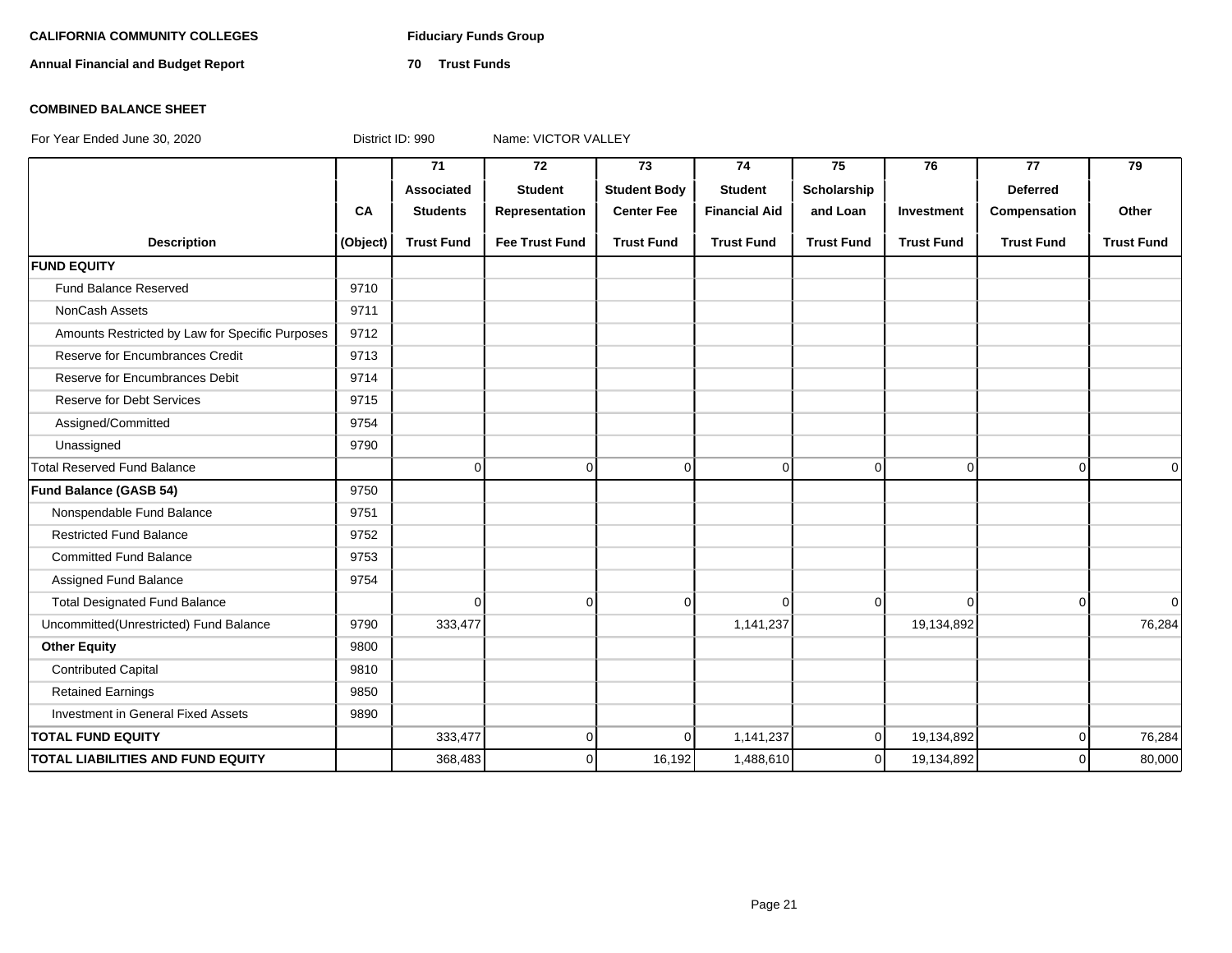**CALIFORNIA COMMUNITY COLLEGES** **Fiduciary Funds Group**

**Annual Financial and Budget Report** **70 Trust Funds**

**COMBINED BALANCE SHEET**

For Year Ended June 30, 2020 District ID: 990 Name: VICTOR VALLEY

| Description | CA (Object) | 71 Associated Students Trust Fund | 72 Student Representation Fee Trust Fund | 73 Student Body Center Fee Trust Fund | 74 Student Financial Aid Trust Fund | 75 Scholarship and Loan Trust Fund | 76 Investment Trust Fund | 77 Deferred Compensation Trust Fund | 79 Other Trust Fund |
|---|---|---|---|---|---|---|---|---|---|
| **FUND EQUITY** | | | | | | | | | |
| Fund Balance Reserved | 9710 | | | | | | | | |
| NonCash Assets | 9711 | | | | | | | | |
| Amounts Restricted by Law for Specific Purposes | 9712 | | | | | | | | |
| Reserve for Encumbrances Credit | 9713 | | | | | | | | |
| Reserve for Encumbrances Debit | 9714 | | | | | | | | |
| Reserve for Debt Services | 9715 | | | | | | | | |
| Assigned/Committed | 9754 | | | | | | | | |
| Unassigned | 9790 | | | | | | | | |
| Total Reserved Fund Balance | | 0 | 0 | 0 | 0 | 0 | 0 | 0 | 0 |
| **Fund Balance (GASB 54)** | 9750 | | | | | | | | |
| Nonspendable Fund Balance | 9751 | | | | | | | | |
| Restricted Fund Balance | 9752 | | | | | | | | |
| Committed Fund Balance | 9753 | | | | | | | | |
| Assigned Fund Balance | 9754 | | | | | | | | |
| Total Designated Fund Balance | | 0 | 0 | 0 | 0 | 0 | 0 | 0 | 0 |
| Uncommitted(Unrestricted) Fund Balance | 9790 | 333,477 | | | 1,141,237 | | 19,134,892 | | 76,284 |
| **Other Equity** | 9800 | | | | | | | | |
| Contributed Capital | 9810 | | | | | | | | |
| Retained Earnings | 9850 | | | | | | | | |
| Investment in General Fixed Assets | 9890 | | | | | | | | |
| **TOTAL FUND EQUITY** | | 333,477 | 0 | 0 | 1,141,237 | 0 | 19,134,892 | 0 | 76,284 |
| **TOTAL LIABILITIES AND FUND EQUITY** | | 368,483 | 0 | 16,192 | 1,488,610 | 0 | 19,134,892 | 0 | 80,000 |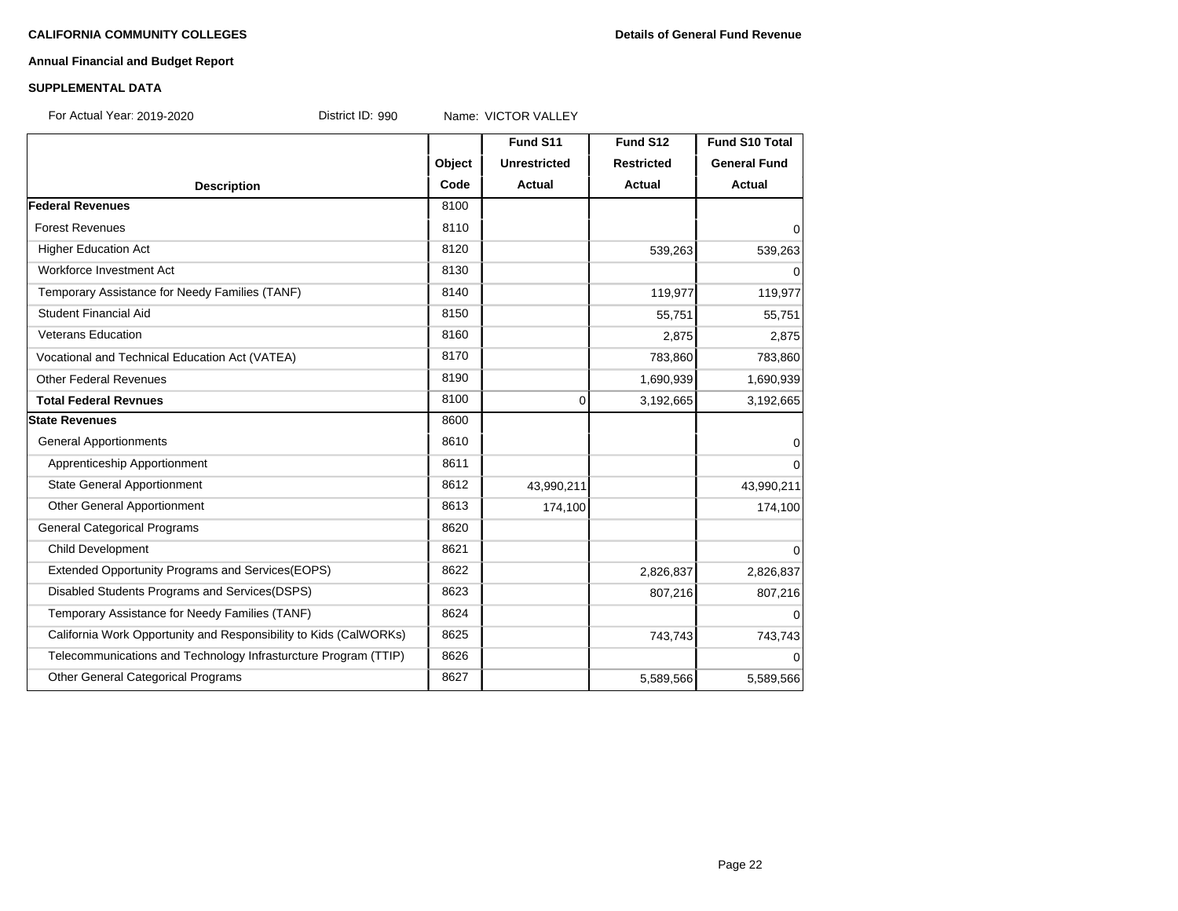**CALIFORNIA COMMUNITY COLLEGES** **Details of General Fund Revenue**

**Annual Financial and Budget Report**

**SUPPLEMENTAL DATA**

For Actual Year: 2019-2020 District ID: 990 Name: VICTOR VALLEY

| Description | Object Code | Fund S11 Unrestricted Actual | Fund S12 Restricted Actual | Fund S10 Total General Fund Actual |
|---|---|---|---|---|
| **Federal Revenues** | 8100 | | | |
| Forest Revenues | 8110 | | | 0 |
| Higher Education Act | 8120 | | 539,263 | 539,263 |
| Workforce Investment Act | 8130 | | | 0 |
| Temporary Assistance for Needy Families (TANF) | 8140 | | 119,977 | 119,977 |
| Student Financial Aid | 8150 | | 55,751 | 55,751 |
| Veterans Education | 8160 | | 2,875 | 2,875 |
| Vocational and Technical Education Act (VATEA) | 8170 | | 783,860 | 783,860 |
| Other Federal Revenues | 8190 | | 1,690,939 | 1,690,939 |
| **Total Federal Revnues** | 8100 | 0 | 3,192,665 | 3,192,665 |
| **State Revenues** | 8600 | | | |
| General Apportionments | 8610 | | | 0 |
| Apprenticeship Apportionment | 8611 | | | 0 |
| State General Apportionment | 8612 | 43,990,211 | | 43,990,211 |
| Other General Apportionment | 8613 | 174,100 | | 174,100 |
| General Categorical Programs | 8620 | | | |
| Child Development | 8621 | | | 0 |
| Extended Opportunity Programs and Services(EOPS) | 8622 | | 2,826,837 | 2,826,837 |
| Disabled Students Programs and Services(DSPS) | 8623 | | 807,216 | 807,216 |
| Temporary Assistance for Needy Families (TANF) | 8624 | | | 0 |
| California Work Opportunity and Responsibility to Kids (CalWORKs) | 8625 | | 743,743 | 743,743 |
| Telecommunications and Technology Infrasturcture Program (TTIP) | 8626 | | | 0 |
| Other General Categorical Programs | 8627 | | 5,589,566 | 5,589,566 |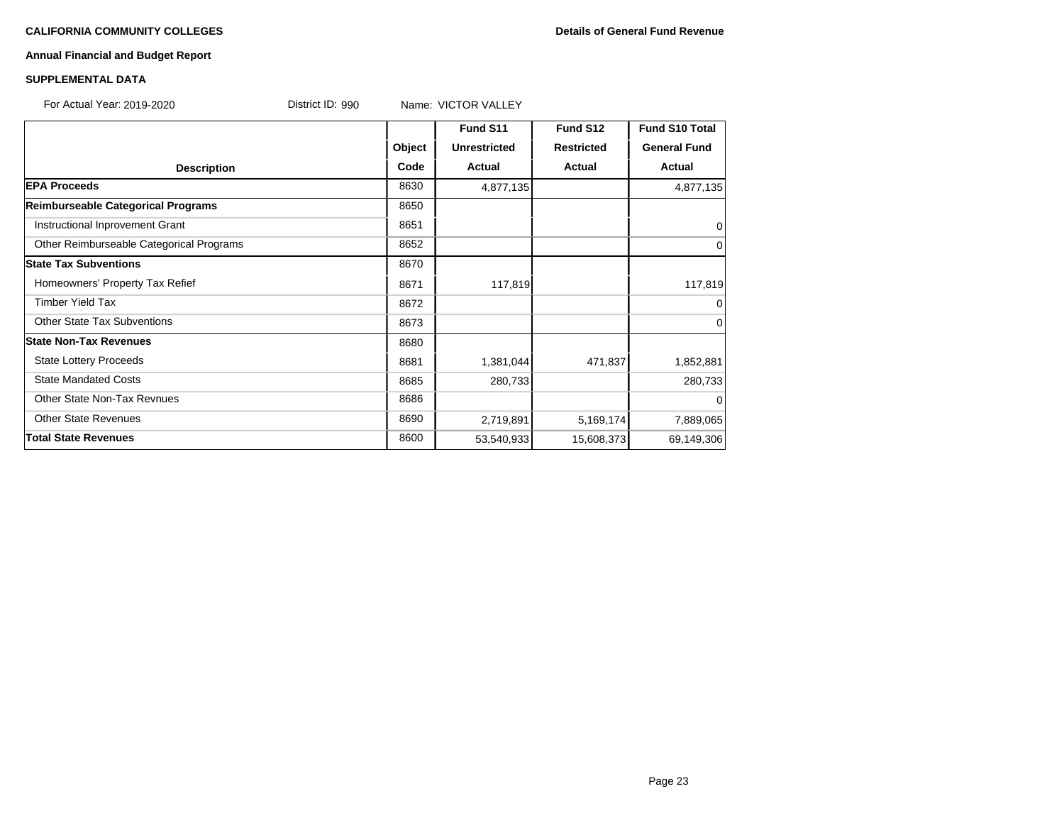**CALIFORNIA COMMUNITY COLLEGES**

**Details of General Fund Revenue**

**Annual Financial and Budget Report**

**SUPPLEMENTAL DATA**

For Actual Year: 2019-2020 District ID: 990 Name: VICTOR VALLEY

| Description | Object Code | Fund S11 Unrestricted Actual | Fund S12 Restricted Actual | Fund S10 Total General Fund Actual |
|---|---|---|---|---|
| **EPA Proceeds** | 8630 | 4,877,135 | | 4,877,135 |
| **Reimburseable Categorical Programs** | 8650 | | | |
| Instructional Inprovement Grant | 8651 | | | 0 |
| Other Reimburseable Categorical Programs | 8652 | | | 0 |
| **State Tax Subventions** | 8670 | | | |
| Homeowners' Property Tax Refief | 8671 | 117,819 | | 117,819 |
| Timber Yield Tax | 8672 | | | 0 |
| Other State Tax Subventions | 8673 | | | 0 |
| **State Non-Tax Revenues** | 8680 | | | |
| State Lottery Proceeds | 8681 | 1,381,044 | 471,837 | 1,852,881 |
| State Mandated Costs | 8685 | 280,733 | | 280,733 |
| Other State Non-Tax Revnues | 8686 | | | 0 |
| Other State Revenues | 8690 | 2,719,891 | 5,169,174 | 7,889,065 |
| **Total State Revenues** | 8600 | 53,540,933 | 15,608,373 | 69,149,306 |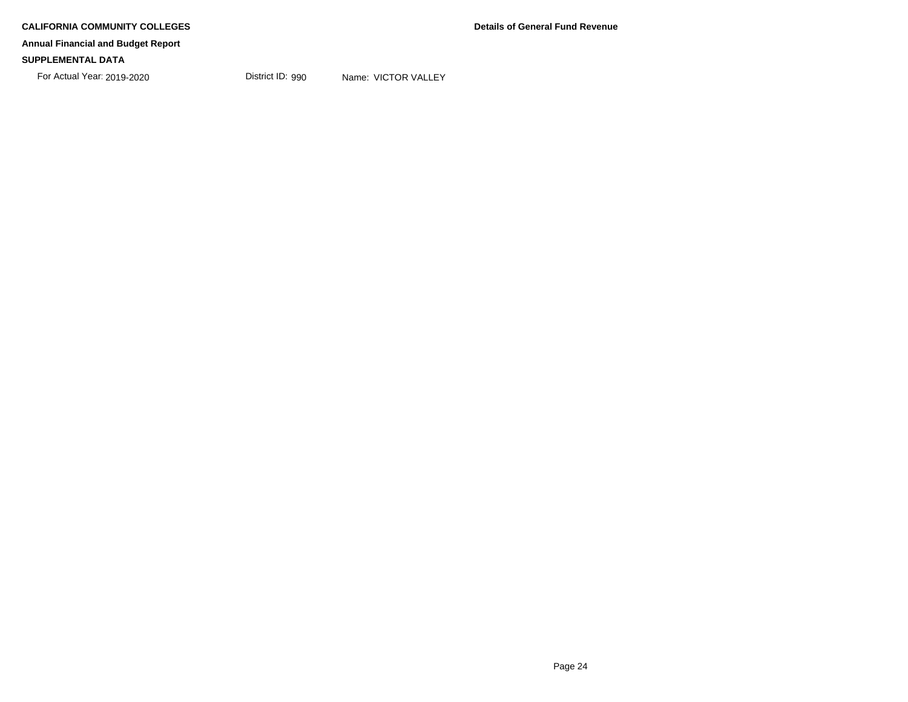**CALIFORNIA COMMUNITY COLLEGES**

**Annual Financial and Budget Report**

**SUPPLEMENTAL DATA**

**Details of General Fund Revenue**

For Actual Year: 2019-2020     District ID: 990     Name: VICTOR VALLEY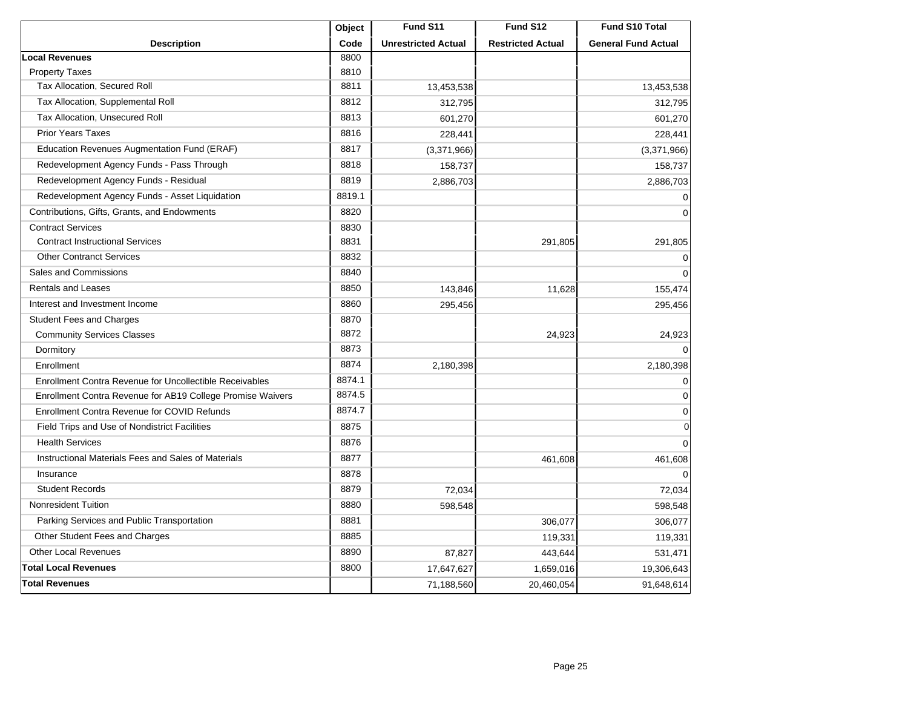| Description | Object Code | Fund S11 Unrestricted Actual | Fund S12 Restricted Actual | Fund S10 Total General Fund Actual |
|---|---|---|---|---|
| **Local Revenues** | 8800 | | | |
| Property Taxes | 8810 | | | |
| Tax Allocation, Secured Roll | 8811 | 13,453,538 | | 13,453,538 |
| Tax Allocation, Supplemental Roll | 8812 | 312,795 | | 312,795 |
| Tax Allocation, Unsecured Roll | 8813 | 601,270 | | 601,270 |
| Prior Years Taxes | 8816 | 228,441 | | 228,441 |
| Education Revenues Augmentation Fund (ERAF) | 8817 | (3,371,966) | | (3,371,966) |
| Redevelopment Agency Funds - Pass Through | 8818 | 158,737 | | 158,737 |
| Redevelopment Agency Funds - Residual | 8819 | 2,886,703 | | 2,886,703 |
| Redevelopment Agency Funds - Asset Liquidation | 8819.1 | | | 0 |
| Contributions, Gifts, Grants, and Endowments | 8820 | | | 0 |
| Contract Services | 8830 | | | |
| Contract Instructional Services | 8831 | | 291,805 | 291,805 |
| Other Contranct Services | 8832 | | | 0 |
| Sales and Commissions | 8840 | | | 0 |
| Rentals and Leases | 8850 | 143,846 | 11,628 | 155,474 |
| Interest and Investment Income | 8860 | 295,456 | | 295,456 |
| Student Fees and Charges | 8870 | | | |
| Community Services Classes | 8872 | | 24,923 | 24,923 |
| Dormitory | 8873 | | | 0 |
| Enrollment | 8874 | 2,180,398 | | 2,180,398 |
| Enrollment Contra Revenue for Uncollectible Receivables | 8874.1 | | | 0 |
| Enrollment Contra Revenue for AB19 College Promise Waivers | 8874.5 | | | 0 |
| Enrollment Contra Revenue for COVID Refunds | 8874.7 | | | 0 |
| Field Trips and Use of Nondistrict Facilities | 8875 | | | 0 |
| Health Services | 8876 | | | 0 |
| Instructional Materials Fees and Sales of Materials | 8877 | | 461,608 | 461,608 |
| Insurance | 8878 | | | 0 |
| Student Records | 8879 | 72,034 | | 72,034 |
| Nonresident Tuition | 8880 | 598,548 | | 598,548 |
| Parking Services and Public Transportation | 8881 | | 306,077 | 306,077 |
| Other Student Fees and Charges | 8885 | | 119,331 | 119,331 |
| Other Local Revenues | 8890 | 87,827 | 443,644 | 531,471 |
| **Total Local Revenues** | 8800 | 17,647,627 | 1,659,016 | 19,306,643 |
| **Total Revenues** | | 71,188,560 | 20,460,054 | 91,648,614 |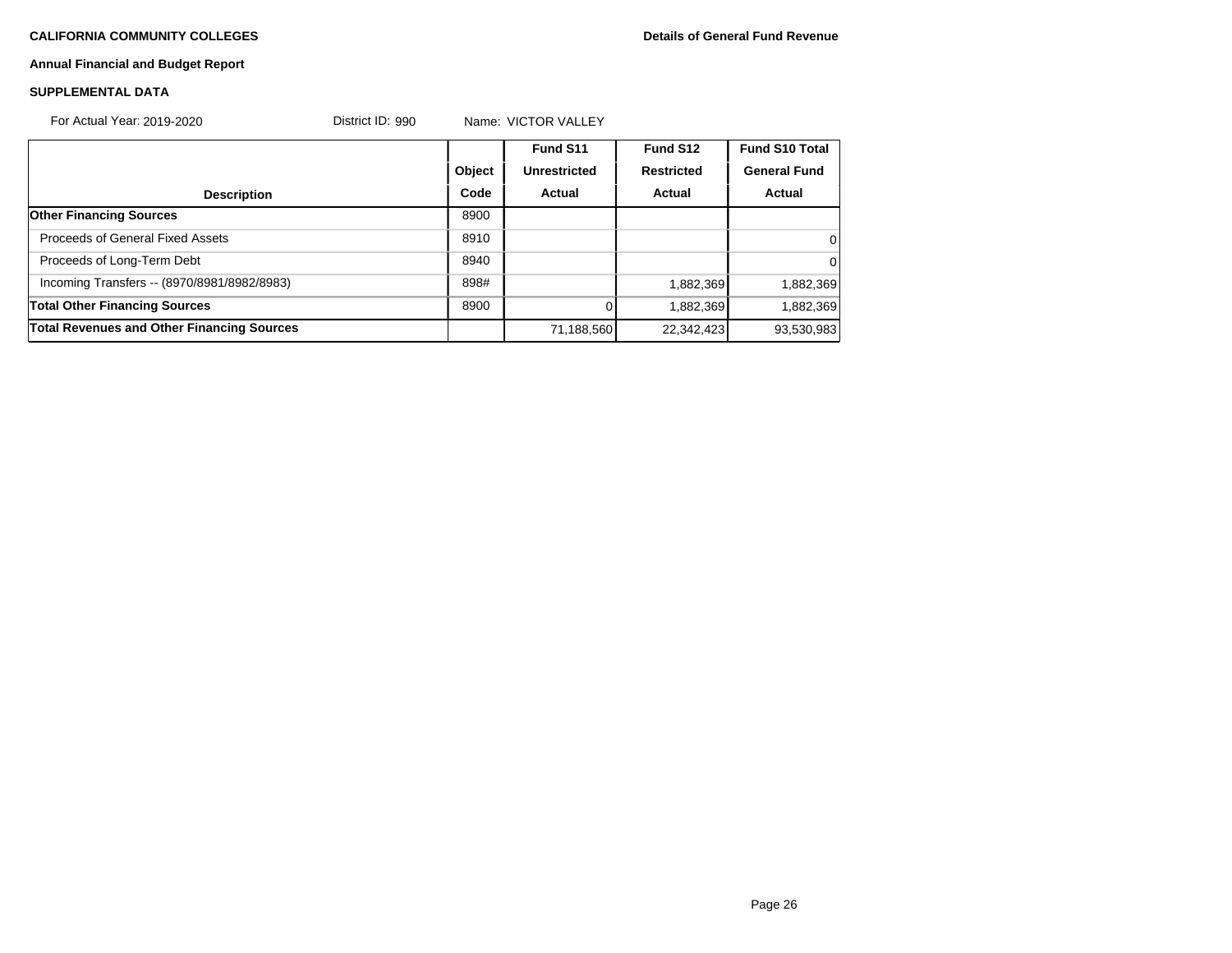**CALIFORNIA COMMUNITY COLLEGES** **Details of General Fund Revenue**

**Annual Financial and Budget Report**

**SUPPLEMENTAL DATA**

For Actual Year: 2019-2020 District ID: 990 Name: VICTOR VALLEY

| Description | Object Code | Fund S11 Unrestricted Actual | Fund S12 Restricted Actual | Fund S10 Total General Fund Actual |
|---|---|---|---|---|
| **Other Financing Sources** | 8900 | | | |
| Proceeds of General Fixed Assets | 8910 | | | 0 |
| Proceeds of Long-Term Debt | 8940 | | | 0 |
| Incoming Transfers -- (8970/8981/8982/8983) | 898# | | 1,882,369 | 1,882,369 |
| **Total Other Financing Sources** | 8900 | 0 | 1,882,369 | 1,882,369 |
| **Total Revenues and Other Financing Sources** | | 71,188,560 | 22,342,423 | 93,530,983 |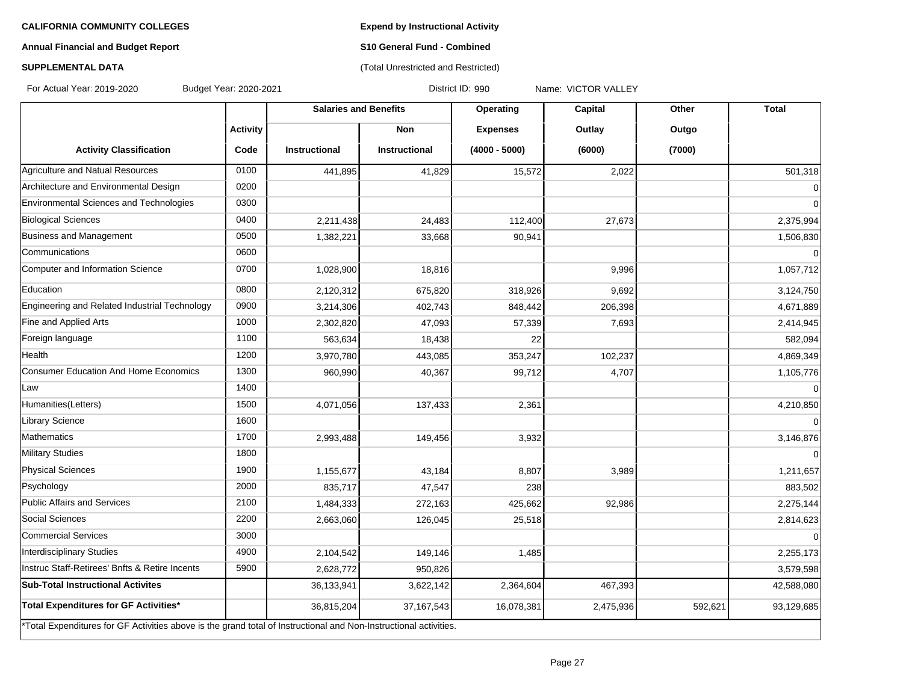**CALIFORNIA COMMUNITY COLLEGES**

**Annual Financial and Budget Report**

**SUPPLEMENTAL DATA**

**Expend by Instructional Activity**

**S10 General Fund - Combined**

(Total Unrestricted and Restricted)

For Actual Year: 2019-2020 Budget Year: 2020-2021 District ID: 990 Name: VICTOR VALLEY

| | | Salaries and Benefits | | Operating | Capital | Other | Total |
|---|---|---|---|---|---|---|---|
| | Activity | | Non | Expenses | Outlay | Outgo | |
| Activity Classification | Code | Instructional | Instructional | (4000 - 5000) | (6000) | (7000) | |
| Agriculture and Natual Resources | 0100 | 441,895 | 41,829 | 15,572 | 2,022 | | 501,318 |
| Architecture and Environmental Design | 0200 | | | | | | 0 |
| Environmental Sciences and Technologies | 0300 | | | | | | 0 |
| Biological Sciences | 0400 | 2,211,438 | 24,483 | 112,400 | 27,673 | | 2,375,994 |
| Business and Management | 0500 | 1,382,221 | 33,668 | 90,941 | | | 1,506,830 |
| Communications | 0600 | | | | | | 0 |
| Computer and Information Science | 0700 | 1,028,900 | 18,816 | | 9,996 | | 1,057,712 |
| Education | 0800 | 2,120,312 | 675,820 | 318,926 | 9,692 | | 3,124,750 |
| Engineering and Related Industrial Technology | 0900 | 3,214,306 | 402,743 | 848,442 | 206,398 | | 4,671,889 |
| Fine and Applied Arts | 1000 | 2,302,820 | 47,093 | 57,339 | 7,693 | | 2,414,945 |
| Foreign language | 1100 | 563,634 | 18,438 | 22 | | | 582,094 |
| Health | 1200 | 3,970,780 | 443,085 | 353,247 | 102,237 | | 4,869,349 |
| Consumer Education And Home Economics | 1300 | 960,990 | 40,367 | 99,712 | 4,707 | | 1,105,776 |
| Law | 1400 | | | | | | 0 |
| Humanities(Letters) | 1500 | 4,071,056 | 137,433 | 2,361 | | | 4,210,850 |
| Library Science | 1600 | | | | | | 0 |
| Mathematics | 1700 | 2,993,488 | 149,456 | 3,932 | | | 3,146,876 |
| Military Studies | 1800 | | | | | | 0 |
| Physical Sciences | 1900 | 1,155,677 | 43,184 | 8,807 | 3,989 | | 1,211,657 |
| Psychology | 2000 | 835,717 | 47,547 | 238 | | | 883,502 |
| Public Affairs and Services | 2100 | 1,484,333 | 272,163 | 425,662 | 92,986 | | 2,275,144 |
| Social Sciences | 2200 | 2,663,060 | 126,045 | 25,518 | | | 2,814,623 |
| Commercial Services | 3000 | | | | | | 0 |
| Interdisciplinary Studies | 4900 | 2,104,542 | 149,146 | 1,485 | | | 2,255,173 |
| Instruc Staff-Retirees' Bnfts & Retire Incents | 5900 | 2,628,772 | 950,826 | | | | 3,579,598 |
| **Sub-Total Instructional Activites** | | 36,133,941 | 3,622,142 | 2,364,604 | 467,393 | | 42,588,080 |
| **Total Expenditures for GF Activities*** | | 36,815,204 | 37,167,543 | 16,078,381 | 2,475,936 | 592,621 | 93,129,685 |

*Total Expenditures for GF Activities above is the grand total of Instructional and Non-Instructional activities.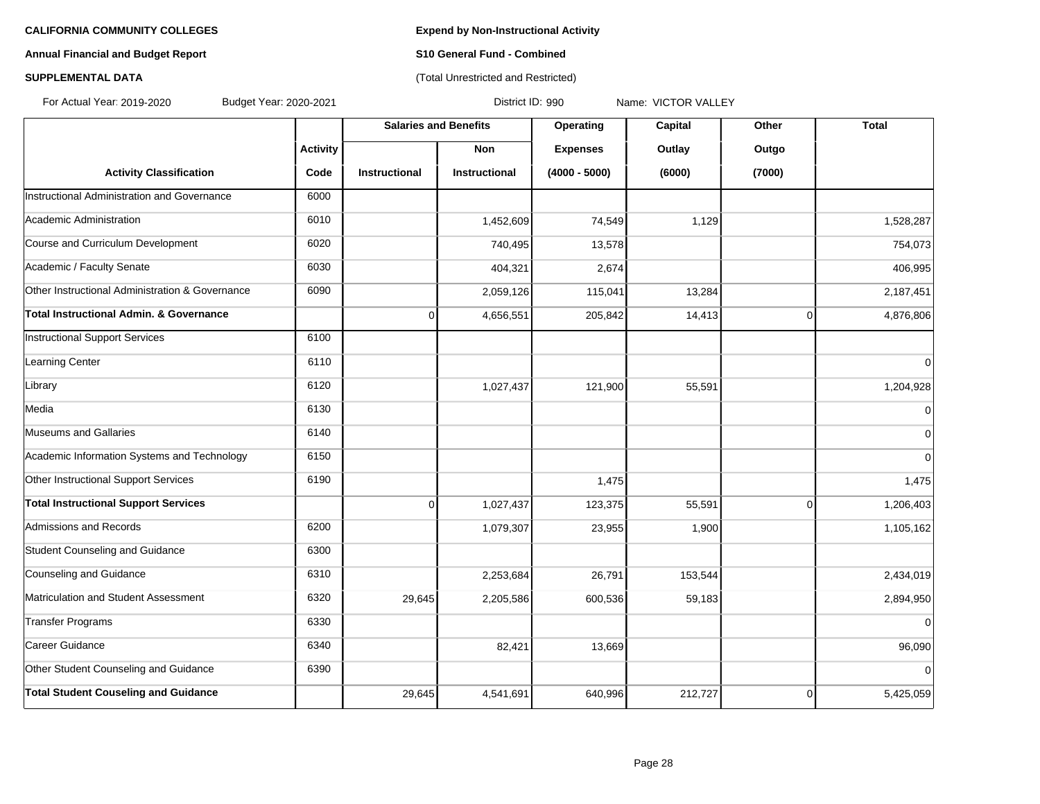**CALIFORNIA COMMUNITY COLLEGES**

**Annual Financial and Budget Report**

**SUPPLEMENTAL DATA**

**Expend by Non-Instructional Activity**

**S10 General Fund - Combined**

(Total Unrestricted and Restricted)

For Actual Year: 2019-2020 Budget Year: 2020-2021 District ID: 990 Name: VICTOR VALLEY

| | | Salaries and Benefits | | Operating | Capital | Other | Total |
|---|---|---|---|---|---|---|---|
| | Activity | | Non | Expenses | Outlay | Outgo | |
| Activity Classification | Code | Instructional | Instructional | (4000 - 5000) | (6000) | (7000) | |
| Instructional Administration and Governance | 6000 | | | | | | |
| Academic Administration | 6010 | | 1,452,609 | 74,549 | 1,129 | | 1,528,287 |
| Course and Curriculum Development | 6020 | | 740,495 | 13,578 | | | 754,073 |
| Academic / Faculty Senate | 6030 | | 404,321 | 2,674 | | | 406,995 |
| Other Instructional Administration & Governance | 6090 | | 2,059,126 | 115,041 | 13,284 | | 2,187,451 |
| **Total Instructional Admin. & Governance** | | 0 | 4,656,551 | 205,842 | 14,413 | 0 | 4,876,806 |
| Instructional Support Services | 6100 | | | | | | |
| Learning Center | 6110 | | | | | | 0 |
| Library | 6120 | | 1,027,437 | 121,900 | 55,591 | | 1,204,928 |
| Media | 6130 | | | | | | 0 |
| Museums and Gallaries | 6140 | | | | | | 0 |
| Academic Information Systems and Technology | 6150 | | | | | | 0 |
| Other Instructional Support Services | 6190 | | | 1,475 | | | 1,475 |
| **Total Instructional Support Services** | | 0 | 1,027,437 | 123,375 | 55,591 | 0 | 1,206,403 |
| Admissions and Records | 6200 | | 1,079,307 | 23,955 | 1,900 | | 1,105,162 |
| Student Counseling and Guidance | 6300 | | | | | | |
| Counseling and Guidance | 6310 | | 2,253,684 | 26,791 | 153,544 | | 2,434,019 |
| Matriculation and Student Assessment | 6320 | 29,645 | 2,205,586 | 600,536 | 59,183 | | 2,894,950 |
| Transfer Programs | 6330 | | | | | | 0 |
| Career Guidance | 6340 | | 82,421 | 13,669 | | | 96,090 |
| Other Student Counseling and Guidance | 6390 | | | | | | 0 |
| **Total Student Couseling and Guidance** | | 29,645 | 4,541,691 | 640,996 | 212,727 | 0 | 5,425,059 |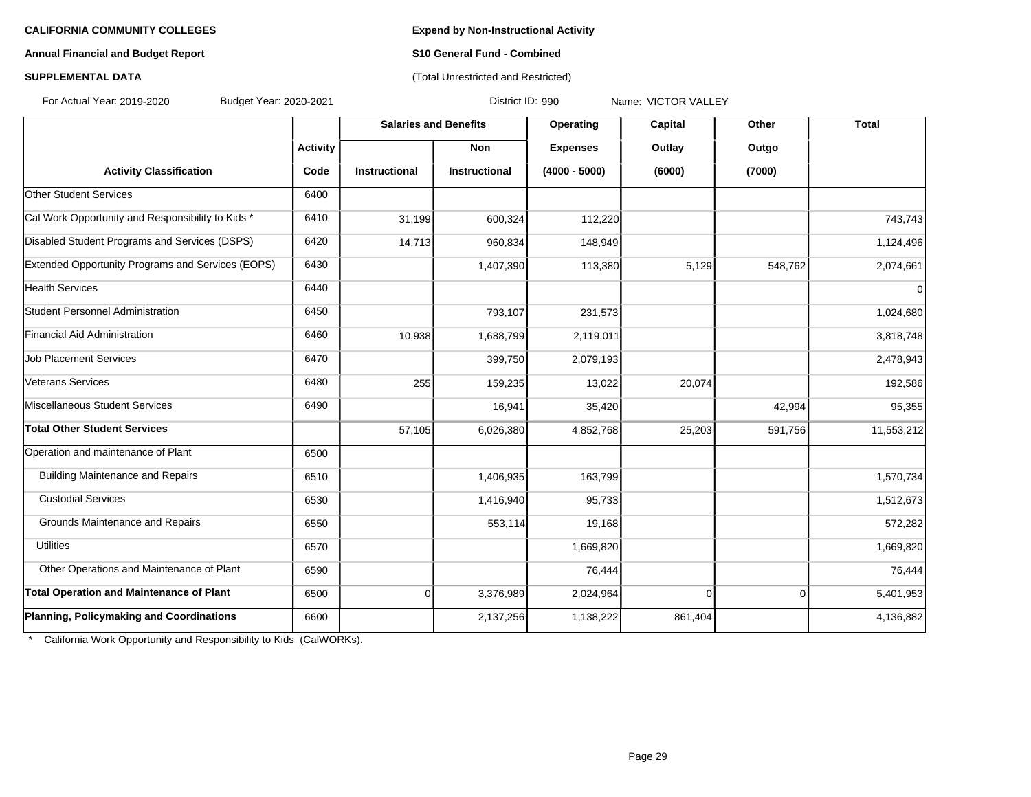**CALIFORNIA COMMUNITY COLLEGES**

**Annual Financial and Budget Report**

**SUPPLEMENTAL DATA**

**Expend by Non-Instructional Activity**

**S10 General Fund - Combined**

(Total Unrestricted and Restricted)

For Actual Year: 2019-2020 Budget Year: 2020-2021 District ID: 990 Name: VICTOR VALLEY

| | | Salaries and Benefits | | Operating | Capital | Other | Total |
|---|---|---|---|---|---|---|---|
| | Activity | | Non | Expenses | Outlay | Outgo | |
| Activity Classification | Code | Instructional | Instructional | (4000 - 5000) | (6000) | (7000) | |
| Other Student Services | 6400 | | | | | | |
| Cal Work Opportunity and Responsibility to Kids * | 6410 | 31,199 | 600,324 | 112,220 | | | 743,743 |
| Disabled Student Programs and Services (DSPS) | 6420 | 14,713 | 960,834 | 148,949 | | | 1,124,496 |
| Extended Opportunity Programs and Services (EOPS) | 6430 | | 1,407,390 | 113,380 | 5,129 | 548,762 | 2,074,661 |
| Health Services | 6440 | | | | | | 0 |
| Student Personnel Administration | 6450 | | 793,107 | 231,573 | | | 1,024,680 |
| Financial Aid Administration | 6460 | 10,938 | 1,688,799 | 2,119,011 | | | 3,818,748 |
| Job Placement Services | 6470 | | 399,750 | 2,079,193 | | | 2,478,943 |
| Veterans Services | 6480 | 255 | 159,235 | 13,022 | 20,074 | | 192,586 |
| Miscellaneous Student Services | 6490 | | 16,941 | 35,420 | | 42,994 | 95,355 |
| **Total Other Student Services** | | 57,105 | 6,026,380 | 4,852,768 | 25,203 | 591,756 | 11,553,212 |
| Operation and maintenance of Plant | 6500 | | | | | | |
| Building Maintenance and Repairs | 6510 | | 1,406,935 | 163,799 | | | 1,570,734 |
| Custodial Services | 6530 | | 1,416,940 | 95,733 | | | 1,512,673 |
| Grounds Maintenance and Repairs | 6550 | | 553,114 | 19,168 | | | 572,282 |
| Utilities | 6570 | | | 1,669,820 | | | 1,669,820 |
| Other Operations and Maintenance of Plant | 6590 | | | 76,444 | | | 76,444 |
| **Total Operation and Maintenance of Plant** | 6500 | 0 | 3,376,989 | 2,024,964 | 0 | 0 | 5,401,953 |
| **Planning, Policymaking and Coordinations** | 6600 | | 2,137,256 | 1,138,222 | 861,404 | | 4,136,882 |

\* California Work Opportunity and Responsibility to Kids (CalWORKs).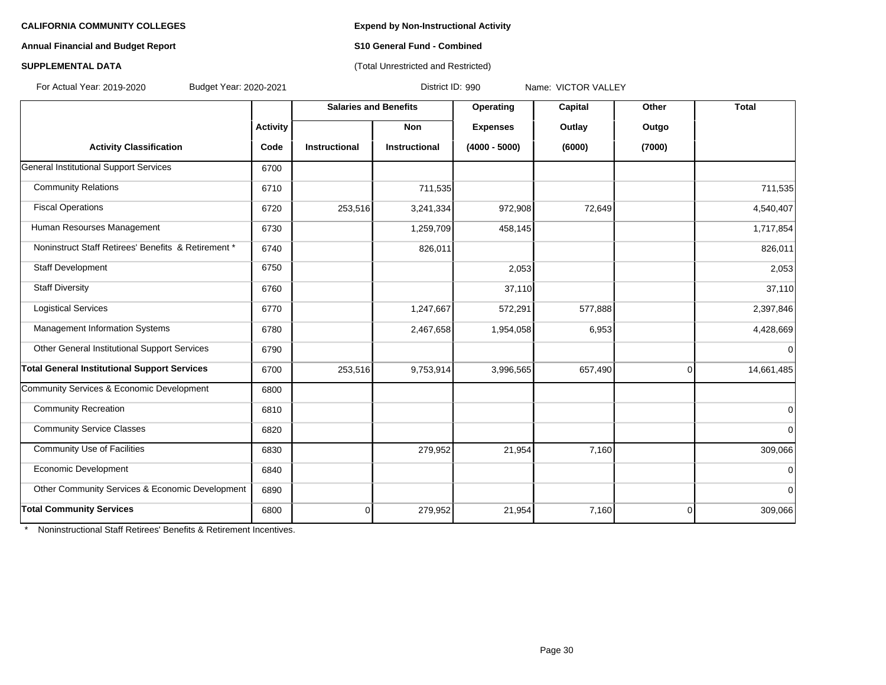**CALIFORNIA COMMUNITY COLLEGES**

**Annual Financial and Budget Report**

**SUPPLEMENTAL DATA**

**Expend by Non-Instructional Activity**

**S10 General Fund - Combined**

(Total Unrestricted and Restricted)

For Actual Year: 2019-2020 Budget Year: 2020-2021 District ID: 990 Name: VICTOR VALLEY

| | Activity | Salaries and Benefits | | Operating | Capital | Other | Total |
|---|---|---|---|---|---|---|---|
| | Activity | | Non | Expenses | Outlay | Outgo | |
| **Activity Classification** | **Code** | **Instructional** | **Instructional** | **(4000 - 5000)** | **(6000)** | **(7000)** | |
| General Institutional Support Services | 6700 | | | | | | |
| Community Relations | 6710 | | 711,535 | | | | 711,535 |
| Fiscal Operations | 6720 | 253,516 | 3,241,334 | 972,908 | 72,649 | | 4,540,407 |
| Human Resourses Management | 6730 | | 1,259,709 | 458,145 | | | 1,717,854 |
| Noninstruct Staff Retirees' Benefits & Retirement * | 6740 | | 826,011 | | | | 826,011 |
| Staff Development | 6750 | | | 2,053 | | | 2,053 |
| Staff Diversity | 6760 | | | 37,110 | | | 37,110 |
| Logistical Services | 6770 | | 1,247,667 | 572,291 | 577,888 | | 2,397,846 |
| Management Information Systems | 6780 | | 2,467,658 | 1,954,058 | 6,953 | | 4,428,669 |
| Other General Institutional Support Services | 6790 | | | | | | 0 |
| **Total General Institutional Support Services** | 6700 | 253,516 | 9,753,914 | 3,996,565 | 657,490 | 0 | 14,661,485 |
| Community Services & Economic Development | 6800 | | | | | | |
| Community Recreation | 6810 | | | | | | 0 |
| Community Service Classes | 6820 | | | | | | 0 |
| Community Use of Facilities | 6830 | | 279,952 | 21,954 | 7,160 | | 309,066 |
| Economic Development | 6840 | | | | | | 0 |
| Other Community Services & Economic Development | 6890 | | | | | | 0 |
| **Total Community Services** | 6800 | 0 | 279,952 | 21,954 | 7,160 | 0 | 309,066 |

* Noninstructional Staff Retirees' Benefits & Retirement Incentives.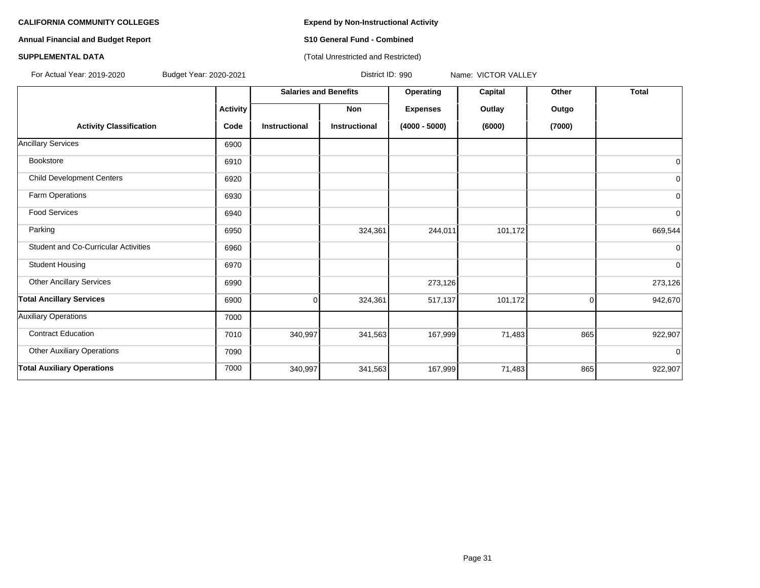**CALIFORNIA COMMUNITY COLLEGES**

**Annual Financial and Budget Report**

**SUPPLEMENTAL DATA**

**Expend by Non-Instructional Activity**

**S10 General Fund - Combined**

(Total Unrestricted and Restricted)

For Actual Year: 2019-2020 Budget Year: 2020-2021 District ID: 990 Name: VICTOR VALLEY

| | | Salaries and Benefits | | Operating | Capital | Other | Total |
|---|---|---|---|---|---|---|---|
| | Activity | | Non | Expenses | Outlay | Outgo | |
| Activity Classification | Code | Instructional | Instructional | (4000 - 5000) | (6000) | (7000) | |
| Ancillary Services | 6900 | | | | | | |
| Bookstore | 6910 | | | | | | 0 |
| Child Development Centers | 6920 | | | | | | 0 |
| Farm Operations | 6930 | | | | | | 0 |
| Food Services | 6940 | | | | | | 0 |
| Parking | 6950 | | 324,361 | 244,011 | 101,172 | | 669,544 |
| Student and Co-Curricular Activities | 6960 | | | | | | 0 |
| Student Housing | 6970 | | | | | | 0 |
| Other Ancillary Services | 6990 | | | 273,126 | | | 273,126 |
| **Total Ancillary Services** | 6900 | 0 | 324,361 | 517,137 | 101,172 | 0 | 942,670 |
| Auxiliary Operations | 7000 | | | | | | |
| Contract Education | 7010 | 340,997 | 341,563 | 167,999 | 71,483 | 865 | 922,907 |
| Other Auxiliary Operations | 7090 | | | | | | 0 |
| **Total Auxiliary Operations** | 7000 | 340,997 | 341,563 | 167,999 | 71,483 | 865 | 922,907 |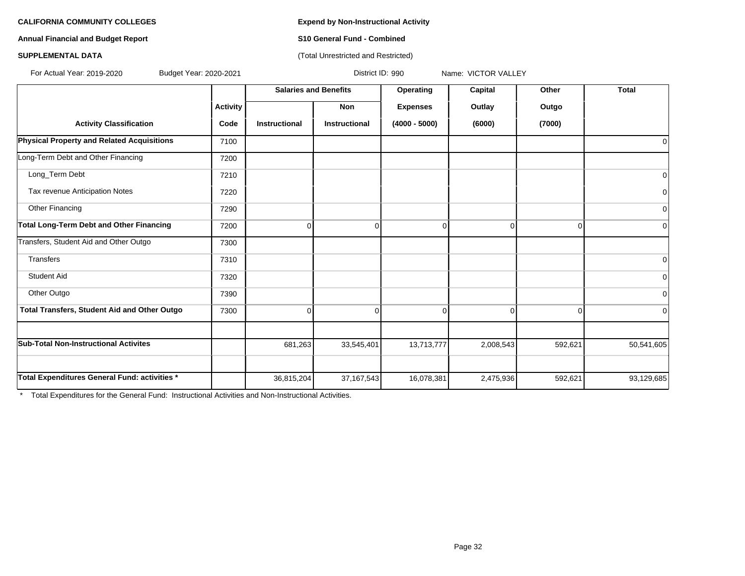**CALIFORNIA COMMUNITY COLLEGES**

**Annual Financial and Budget Report**

**SUPPLEMENTAL DATA**

**Expend by Non-Instructional Activity**

**S10 General Fund - Combined**

(Total Unrestricted and Restricted)

For Actual Year: 2019-2020 Budget Year: 2020-2021 District ID: 990 Name: VICTOR VALLEY

| | | Salaries and Benefits | | Operating | Capital | Other | Total |
|---|---|---|---|---|---|---|---|
| | Activity | | Non | Expenses | Outlay | Outgo | |
| Activity Classification | Code | Instructional | Instructional | (4000 - 5000) | (6000) | (7000) | |
| **Physical Property and Related Acquisitions** | 7100 | | | | | | 0 |
| Long-Term Debt and Other Financing | 7200 | | | | | | |
| Long_Term Debt | 7210 | | | | | | 0 |
| Tax revenue Anticipation Notes | 7220 | | | | | | 0 |
| Other Financing | 7290 | | | | | | 0 |
| **Total Long-Term Debt and Other Financing** | 7200 | 0 | 0 | 0 | 0 | 0 | 0 |
| Transfers, Student Aid and Other Outgo | 7300 | | | | | | |
| Transfers | 7310 | | | | | | 0 |
| Student Aid | 7320 | | | | | | 0 |
| Other Outgo | 7390 | | | | | | 0 |
| **Total Transfers, Student Aid and Other Outgo** | 7300 | 0 | 0 | 0 | 0 | 0 | 0 |
| | | | | | | | |
| **Sub-Total Non-Instructional Activites** | | 681,263 | 33,545,401 | 13,713,777 | 2,008,543 | 592,621 | 50,541,605 |
| | | | | | | | |
| **Total Expenditures General Fund: activities *** | | 36,815,204 | 37,167,543 | 16,078,381 | 2,475,936 | 592,621 | 93,129,685 |

* Total Expenditures for the General Fund: Instructional Activities and Non-Instructional Activities.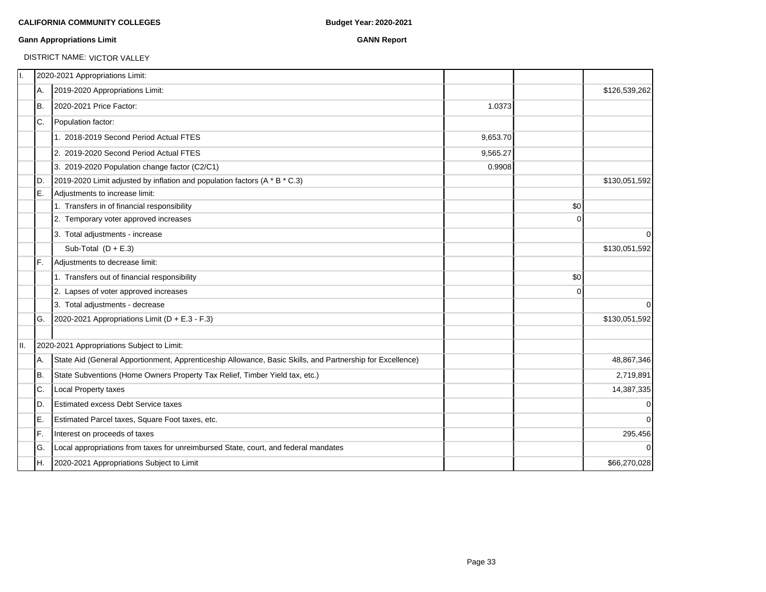**CALIFORNIA COMMUNITY COLLEGES** **Budget Year: 2020-2021**

**Gann Appropriations Limit** **GANN Report**

DISTRICT NAME: VICTOR VALLEY

| | | | | | |
|---|---|---|---|---|---|
| I. | | 2020-2021 Appropriations Limit: | | | |
| | A. | 2019-2020 Appropriations Limit: | | | $126,539,262 |
| | B. | 2020-2021 Price Factor: | 1.0373 | | |
| | C. | Population factor: | | | |
| | | 1. 2018-2019 Second Period Actual FTES | 9,653.70 | | |
| | | 2. 2019-2020 Second Period Actual FTES | 9,565.27 | | |
| | | 3. 2019-2020 Population change factor (C2/C1) | 0.9908 | | |
| | D. | 2019-2020 Limit adjusted by inflation and population factors (A * B * C.3) | | | $130,051,592 |
| | E. | Adjustments to increase limit: | | | |
| | | 1. Transfers in of financial responsibility | | $0 | |
| | | 2. Temporary voter approved increases | | 0 | |
| | | 3. Total adjustments - increase | | | 0 |
| | | Sub-Total (D + E.3) | | | $130,051,592 |
| | F. | Adjustments to decrease limit: | | | |
| | | 1. Transfers out of financial responsibility | | $0 | |
| | | 2. Lapses of voter approved increases | | 0 | |
| | | 3. Total adjustments - decrease | | | 0 |
| | G. | 2020-2021 Appropriations Limit (D + E.3 - F.3) | | | $130,051,592 |
| | | | | | |
| II. | | 2020-2021 Appropriations Subject to Limit: | | | |
| | A. | State Aid (General Apportionment, Apprenticeship Allowance, Basic Skills, and Partnership for Excellence) | | | 48,867,346 |
| | B. | State Subventions (Home Owners Property Tax Relief, Timber Yield tax, etc.) | | | 2,719,891 |
| | C. | Local Property taxes | | | 14,387,335 |
| | D. | Estimated excess Debt Service taxes | | | 0 |
| | E. | Estimated Parcel taxes, Square Foot taxes, etc. | | | 0 |
| | F. | Interest on proceeds of taxes | | | 295,456 |
| | G. | Local appropriations from taxes for unreimbursed State, court, and federal mandates | | | 0 |
| | H. | 2020-2021 Appropriations Subject to Limit | | | $66,270,028 |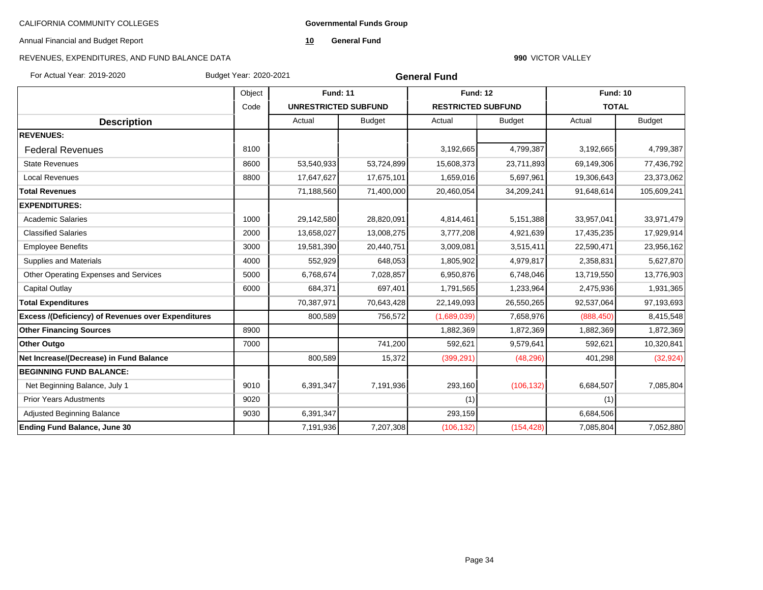CALIFORNIA COMMUNITY COLLEGES

Annual Financial and Budget Report

REVENUES, EXPENDITURES, AND FUND BALANCE DATA

**Governmental Funds Group**

**10** **General Fund**

**990** VICTOR VALLEY

For Actual Year: 2019-2020 Budget Year: 2020-2021

## General Fund

| Description | Object Code | Fund: 11 UNRESTRICTED SUBFUND | | Fund: 12 RESTRICTED SUBFUND | | Fund: 10 TOTAL | |
|---|---|---|---|---|---|---|---|
| | | Actual | Budget | Actual | Budget | Actual | Budget |
| **REVENUES:** | | | | | | | |
| Federal Revenues | 8100 | | | 3,192,665 | 4,799,387 | 3,192,665 | 4,799,387 |
| State Revenues | 8600 | 53,540,933 | 53,724,899 | 15,608,373 | 23,711,893 | 69,149,306 | 77,436,792 |
| Local Revenues | 8800 | 17,647,627 | 17,675,101 | 1,659,016 | 5,697,961 | 19,306,643 | 23,373,062 |
| **Total Revenues** | | 71,188,560 | 71,400,000 | 20,460,054 | 34,209,241 | 91,648,614 | 105,609,241 |
| **EXPENDITURES:** | | | | | | | |
| Academic Salaries | 1000 | 29,142,580 | 28,820,091 | 4,814,461 | 5,151,388 | 33,957,041 | 33,971,479 |
| Classified Salaries | 2000 | 13,658,027 | 13,008,275 | 3,777,208 | 4,921,639 | 17,435,235 | 17,929,914 |
| Employee Benefits | 3000 | 19,581,390 | 20,440,751 | 3,009,081 | 3,515,411 | 22,590,471 | 23,956,162 |
| Supplies and Materials | 4000 | 552,929 | 648,053 | 1,805,902 | 4,979,817 | 2,358,831 | 5,627,870 |
| Other Operating Expenses and Services | 5000 | 6,768,674 | 7,028,857 | 6,950,876 | 6,748,046 | 13,719,550 | 13,776,903 |
| Capital Outlay | 6000 | 684,371 | 697,401 | 1,791,565 | 1,233,964 | 2,475,936 | 1,931,365 |
| **Total Expenditures** | | 70,387,971 | 70,643,428 | 22,149,093 | 26,550,265 | 92,537,064 | 97,193,693 |
| **Excess /(Deficiency) of Revenues over Expenditures** | | 800,589 | 756,572 | (1,689,039) | 7,658,976 | (888,450) | 8,415,548 |
| **Other Financing Sources** | 8900 | | | 1,882,369 | 1,872,369 | 1,882,369 | 1,872,369 |
| **Other Outgo** | 7000 | | 741,200 | 592,621 | 9,579,641 | 592,621 | 10,320,841 |
| **Net Increase/(Decrease) in Fund Balance** | | 800,589 | 15,372 | (399,291) | (48,296) | 401,298 | (32,924) |
| **BEGINNING FUND BALANCE:** | | | | | | | |
| Net Beginning Balance, July 1 | 9010 | 6,391,347 | 7,191,936 | 293,160 | (106,132) | 6,684,507 | 7,085,804 |
| Prior Years Adustments | 9020 | | | (1) | | (1) | |
| Adjusted Beginning Balance | 9030 | 6,391,347 | | 293,159 | | 6,684,506 | |
| **Ending Fund Balance, June 30** | | 7,191,936 | 7,207,308 | (106,132) | (154,428) | 7,085,804 | 7,052,880 |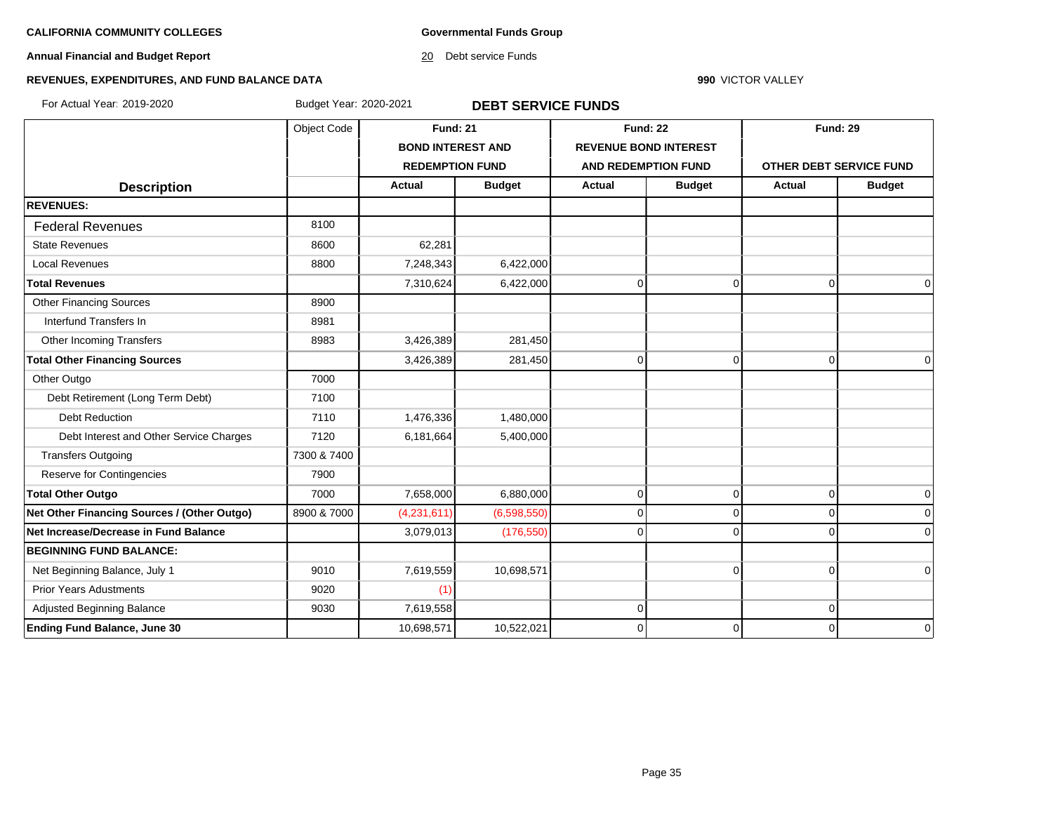**CALIFORNIA COMMUNITY COLLEGES**

**Annual Financial and Budget Report**

**REVENUES, EXPENDITURES, AND FUND BALANCE DATA**

**Governmental Funds Group**

20 Debt service Funds

**990** VICTOR VALLEY

For Actual Year: 2019-2020 Budget Year: 2020-2021

## DEBT SERVICE FUNDS

| Description | Object Code | Fund: 21 BOND INTEREST AND REDEMPTION FUND | | Fund: 22 REVENUE BOND INTEREST AND REDEMPTION FUND | | Fund: 29 OTHER DEBT SERVICE FUND | |
|---|---|---|---|---|---|---|---|
| | | **Actual** | **Budget** | **Actual** | **Budget** | **Actual** | **Budget** |
| **REVENUES:** | | | | | | | |
| Federal Revenues | 8100 | | | | | | |
| State Revenues | 8600 | 62,281 | | | | | |
| Local Revenues | 8800 | 7,248,343 | 6,422,000 | | | | |
| **Total Revenues** | | 7,310,624 | 6,422,000 | 0 | 0 | 0 | 0 |
| Other Financing Sources | 8900 | | | | | | |
| Interfund Transfers In | 8981 | | | | | | |
| Other Incoming Transfers | 8983 | 3,426,389 | 281,450 | | | | |
| **Total Other Financing Sources** | | 3,426,389 | 281,450 | 0 | 0 | 0 | 0 |
| Other Outgo | 7000 | | | | | | |
| Debt Retirement (Long Term Debt) | 7100 | | | | | | |
| Debt Reduction | 7110 | 1,476,336 | 1,480,000 | | | | |
| Debt Interest and Other Service Charges | 7120 | 6,181,664 | 5,400,000 | | | | |
| Transfers Outgoing | 7300 & 7400 | | | | | | |
| Reserve for Contingencies | 7900 | | | | | | |
| **Total Other Outgo** | 7000 | 7,658,000 | 6,880,000 | 0 | 0 | 0 | 0 |
| **Net Other Financing Sources / (Other Outgo)** | 8900 & 7000 | (4,231,611) | (6,598,550) | 0 | 0 | 0 | 0 |
| **Net Increase/Decrease in Fund Balance** | | 3,079,013 | (176,550) | 0 | 0 | 0 | 0 |
| **BEGINNING FUND BALANCE:** | | | | | | | |
| Net Beginning Balance, July 1 | 9010 | 7,619,559 | 10,698,571 | | 0 | 0 | 0 |
| Prior Years Adustments | 9020 | (1) | | | | | |
| Adjusted Beginning Balance | 9030 | 7,619,558 | | 0 | | 0 | |
| **Ending Fund Balance, June 30** | | 10,698,571 | 10,522,021 | 0 | 0 | 0 | 0 |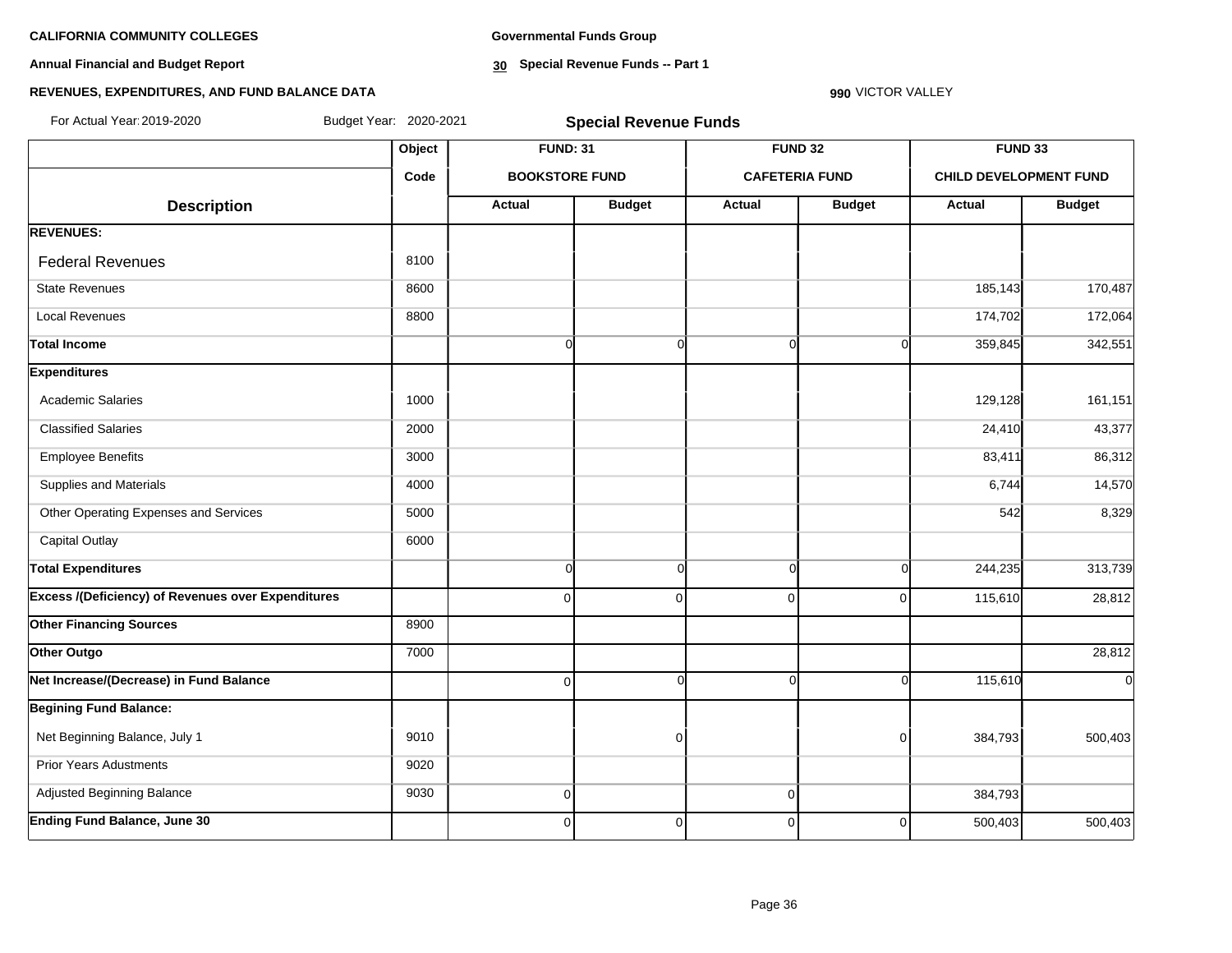**CALIFORNIA COMMUNITY COLLEGES**

**Governmental Funds Group**

**Annual Financial and Budget Report**

**30 Special Revenue Funds -- Part 1**

**REVENUES, EXPENDITURES, AND FUND BALANCE DATA**

**990** VICTOR VALLEY

For Actual Year: 2019-2020 Budget Year: 2020-2021

## Special Revenue Funds

| | Object | FUND: 31 | | FUND 32 | | FUND 33 | |
|---|---|---|---|---|---|---|---|
| | Code | BOOKSTORE FUND | | CAFETERIA FUND | | CHILD DEVELOPMENT FUND | |
| **Description** | | **Actual** | **Budget** | **Actual** | **Budget** | **Actual** | **Budget** |
| **REVENUES:** | | | | | | | |
| Federal Revenues | 8100 | | | | | | |
| State Revenues | 8600 | | | | | 185,143 | 170,487 |
| Local Revenues | 8800 | | | | | 174,702 | 172,064 |
| **Total Income** | | 0 | 0 | 0 | 0 | 359,845 | 342,551 |
| **Expenditures** | | | | | | | |
| Academic Salaries | 1000 | | | | | 129,128 | 161,151 |
| Classified Salaries | 2000 | | | | | 24,410 | 43,377 |
| Employee Benefits | 3000 | | | | | 83,411 | 86,312 |
| Supplies and Materials | 4000 | | | | | 6,744 | 14,570 |
| Other Operating Expenses and Services | 5000 | | | | | 542 | 8,329 |
| Capital Outlay | 6000 | | | | | | |
| **Total Expenditures** | | 0 | 0 | 0 | 0 | 244,235 | 313,739 |
| **Excess /(Deficiency) of Revenues over Expenditures** | | 0 | 0 | 0 | 0 | 115,610 | 28,812 |
| **Other Financing Sources** | 8900 | | | | | | |
| **Other Outgo** | 7000 | | | | | | 28,812 |
| **Net Increase/(Decrease) in Fund Balance** | | 0 | 0 | 0 | 0 | 115,610 | 0 |
| **Begining Fund Balance:** | | | | | | | |
| Net Beginning Balance, July 1 | 9010 | | 0 | | 0 | 384,793 | 500,403 |
| Prior Years Adustments | 9020 | | | | | | |
| Adjusted Beginning Balance | 9030 | 0 | | 0 | | 384,793 | |
| **Ending Fund Balance, June 30** | | 0 | 0 | 0 | 0 | 500,403 | 500,403 |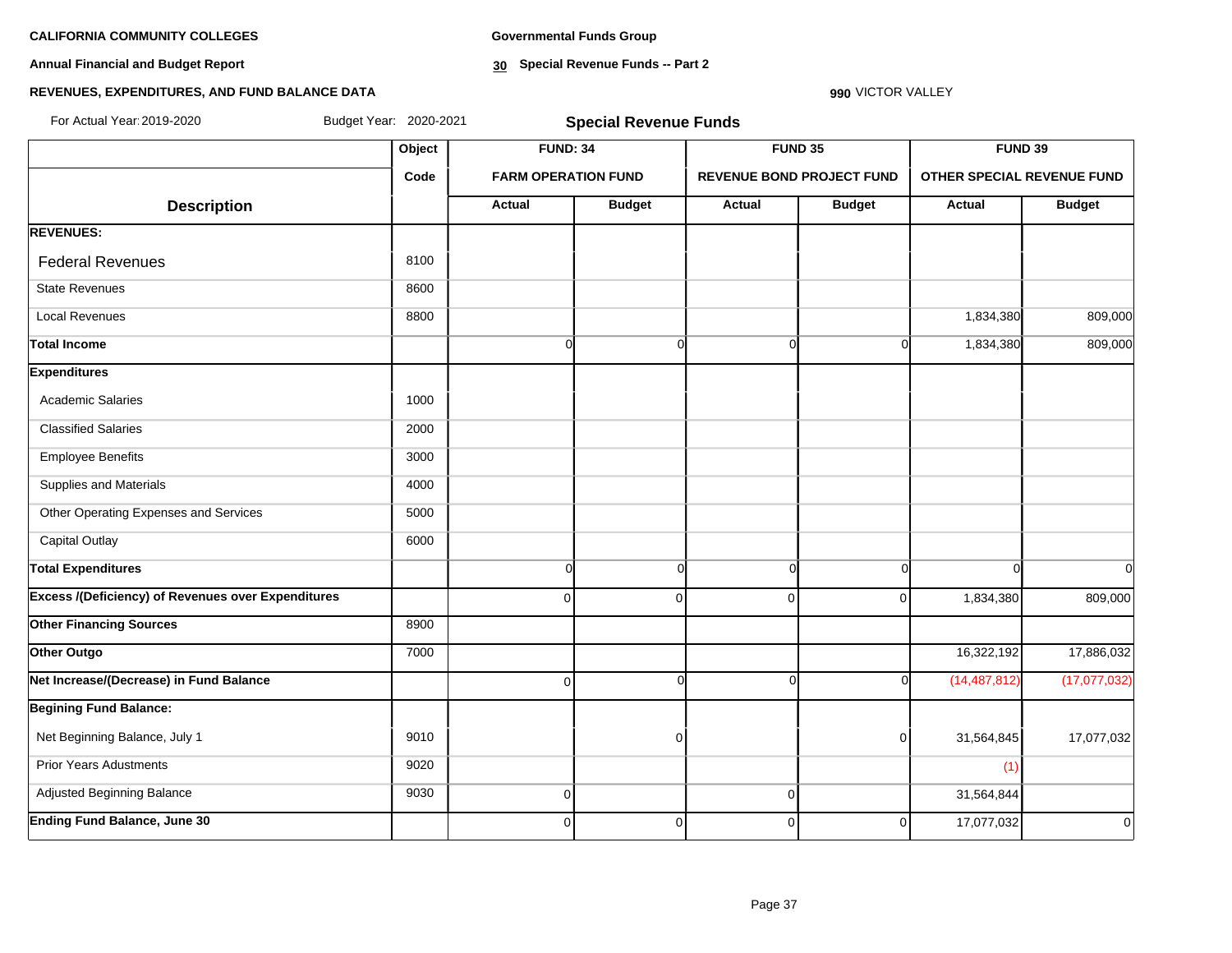**CALIFORNIA COMMUNITY COLLEGES**

**Annual Financial and Budget Report**

**REVENUES, EXPENDITURES, AND FUND BALANCE DATA**

**Governmental Funds Group**

**30 Special Revenue Funds -- Part 2**

**990** VICTOR VALLEY

For Actual Year: 2019-2020 Budget Year: 2020-2021

## Special Revenue Funds

| | Object | FUND: 34 | | FUND 35 | | FUND 39 | |
|---|---|---|---|---|---|---|---|
| | Code | FARM OPERATION FUND | | REVENUE BOND PROJECT FUND | | OTHER SPECIAL REVENUE FUND | |
| **Description** | | **Actual** | **Budget** | **Actual** | **Budget** | **Actual** | **Budget** |
| **REVENUES:** | | | | | | | |
| Federal Revenues | 8100 | | | | | | |
| State Revenues | 8600 | | | | | | |
| Local Revenues | 8800 | | | | | 1,834,380 | 809,000 |
| **Total Income** | | 0 | 0 | 0 | 0 | 1,834,380 | 809,000 |
| **Expenditures** | | | | | | | |
| Academic Salaries | 1000 | | | | | | |
| Classified Salaries | 2000 | | | | | | |
| Employee Benefits | 3000 | | | | | | |
| Supplies and Materials | 4000 | | | | | | |
| Other Operating Expenses and Services | 5000 | | | | | | |
| Capital Outlay | 6000 | | | | | | |
| **Total Expenditures** | | 0 | 0 | 0 | 0 | 0 | 0 |
| **Excess /(Deficiency) of Revenues over Expenditures** | | 0 | 0 | 0 | 0 | 1,834,380 | 809,000 |
| **Other Financing Sources** | 8900 | | | | | | |
| **Other Outgo** | 7000 | | | | | 16,322,192 | 17,886,032 |
| **Net Increase/(Decrease) in Fund Balance** | | 0 | 0 | 0 | 0 | (14,487,812) | (17,077,032) |
| **Begining Fund Balance:** | | | | | | | |
| Net Beginning Balance, July 1 | 9010 | | 0 | | 0 | 31,564,845 | 17,077,032 |
| Prior Years Adustments | 9020 | | | | | (1) | |
| Adjusted Beginning Balance | 9030 | 0 | | 0 | | 31,564,844 | |
| **Ending Fund Balance, June 30** | | 0 | 0 | 0 | 0 | 17,077,032 | 0 |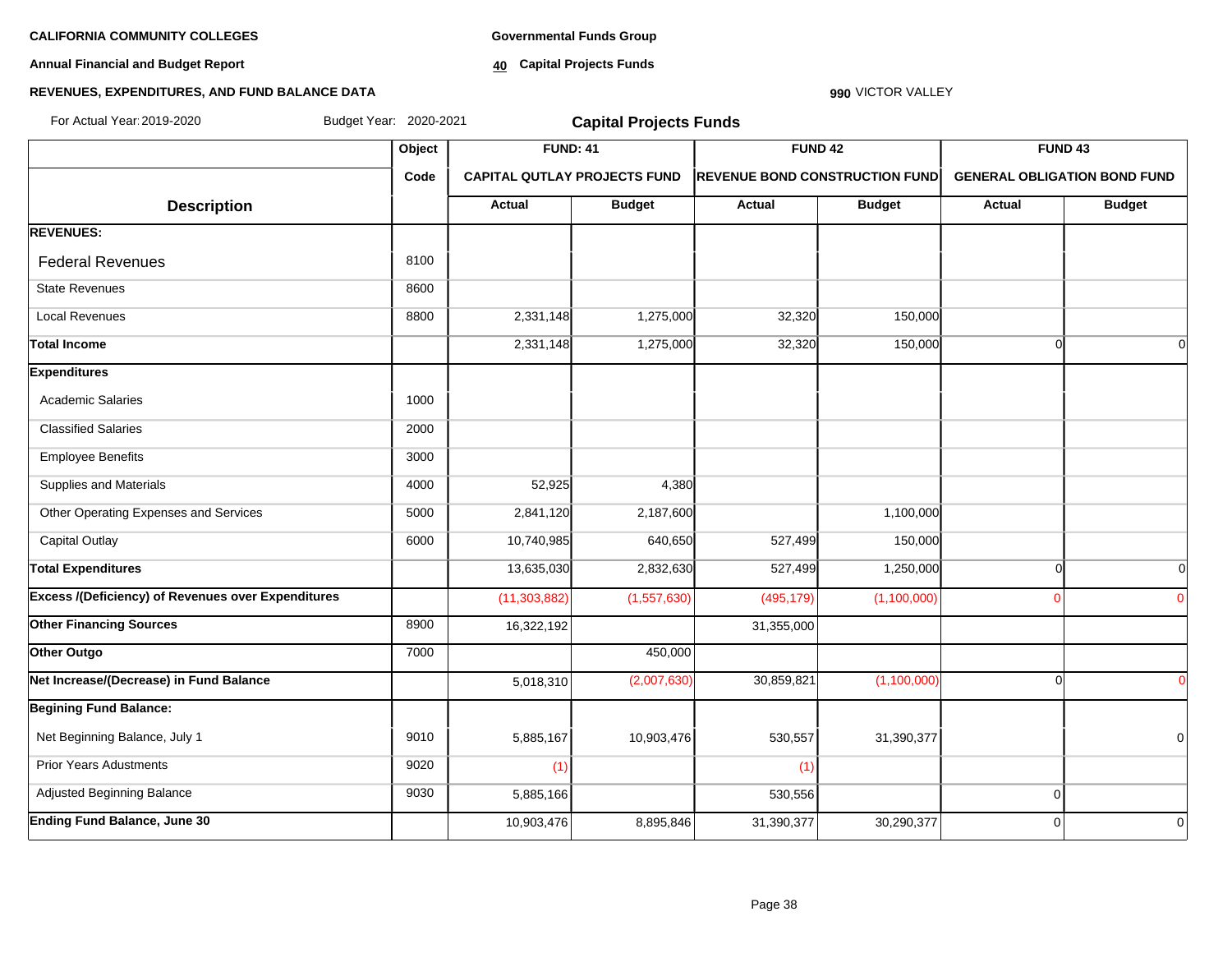**CALIFORNIA COMMUNITY COLLEGES**

**Annual Financial and Budget Report**

**REVENUES, EXPENDITURES, AND FUND BALANCE DATA**

**Governmental Funds Group**

**40 Capital Projects Funds**

**990** VICTOR VALLEY

For Actual Year: 2019-2020 Budget Year: 2020-2021

## Capital Projects Funds

| | Object | FUND: 41 | | FUND 42 | | FUND 43 | |
|---|---|---|---|---|---|---|---|
| | Code | CAPITAL QUTLAY PROJECTS FUND | | REVENUE BOND CONSTRUCTION FUND | | GENERAL OBLIGATION BOND FUND | |
| **Description** | | Actual | Budget | Actual | Budget | Actual | Budget |
| **REVENUES:** | | | | | | | |
| Federal Revenues | 8100 | | | | | | |
| State Revenues | 8600 | | | | | | |
| Local Revenues | 8800 | 2,331,148 | 1,275,000 | 32,320 | 150,000 | | |
| **Total Income** | | 2,331,148 | 1,275,000 | 32,320 | 150,000 | 0 | 0 |
| **Expenditures** | | | | | | | |
| Academic Salaries | 1000 | | | | | | |
| Classified Salaries | 2000 | | | | | | |
| Employee Benefits | 3000 | | | | | | |
| Supplies and Materials | 4000 | 52,925 | 4,380 | | | | |
| Other Operating Expenses and Services | 5000 | 2,841,120 | 2,187,600 | | 1,100,000 | | |
| Capital Outlay | 6000 | 10,740,985 | 640,650 | 527,499 | 150,000 | | |
| **Total Expenditures** | | 13,635,030 | 2,832,630 | 527,499 | 1,250,000 | 0 | 0 |
| **Excess /(Deficiency) of Revenues over Expenditures** | | (11,303,882) | (1,557,630) | (495,179) | (1,100,000) | 0 | 0 |
| **Other Financing Sources** | 8900 | 16,322,192 | | 31,355,000 | | | |
| **Other Outgo** | 7000 | | 450,000 | | | | |
| **Net Increase/(Decrease) in Fund Balance** | | 5,018,310 | (2,007,630) | 30,859,821 | (1,100,000) | 0 | 0 |
| **Begining Fund Balance:** | | | | | | | |
| Net Beginning Balance, July 1 | 9010 | 5,885,167 | 10,903,476 | 530,557 | 31,390,377 | | 0 |
| Prior Years Adustments | 9020 | (1) | | (1) | | | |
| Adjusted Beginning Balance | 9030 | 5,885,166 | | 530,556 | | 0 | |
| **Ending Fund Balance, June 30** | | 10,903,476 | 8,895,846 | 31,390,377 | 30,290,377 | 0 | 0 |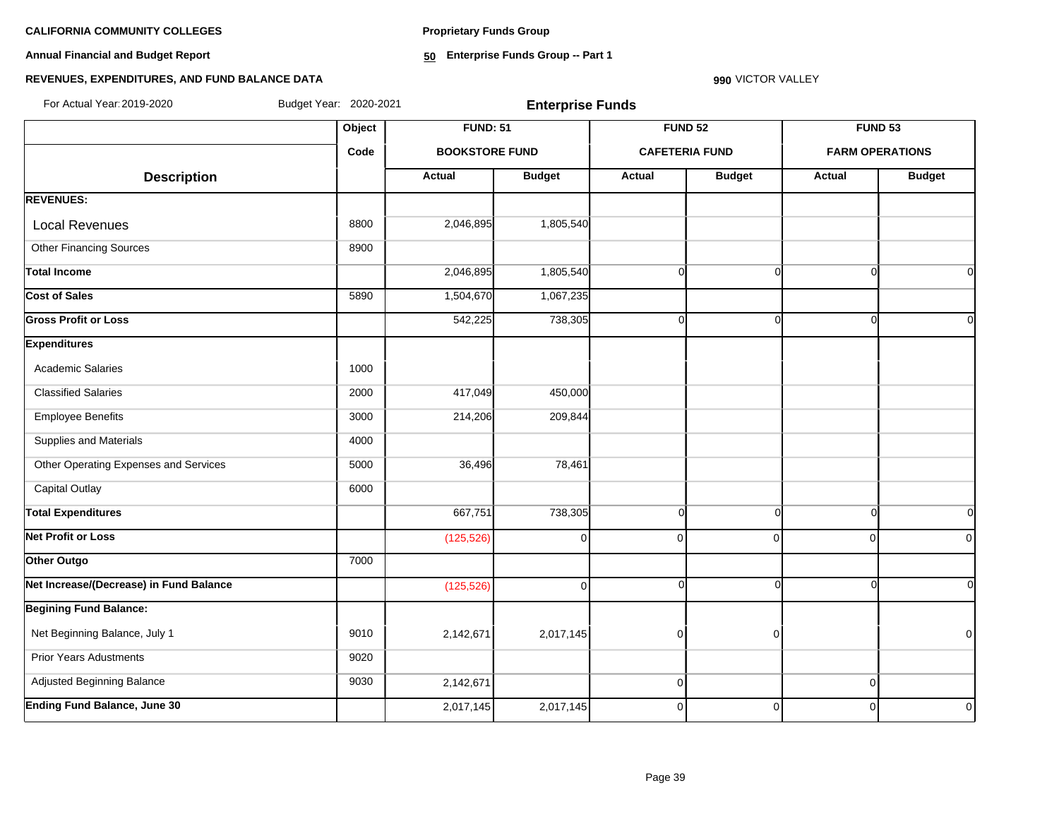**CALIFORNIA COMMUNITY COLLEGES**

**Annual Financial and Budget Report**

**REVENUES, EXPENDITURES, AND FUND BALANCE DATA**

**Proprietary Funds Group**

**50 Enterprise Funds Group -- Part 1**

**990** VICTOR VALLEY

For Actual Year: 2019-2020 Budget Year: 2020-2021

**Enterprise Funds**

| Description | Object Code | FUND: 51 BOOKSTORE FUND | | FUND 52 CAFETERIA FUND | | FUND 53 FARM OPERATIONS | |
|---|---|---|---|---|---|---|---|
| | | **Actual** | **Budget** | **Actual** | **Budget** | **Actual** | **Budget** |
| **REVENUES:** | | | | | | | |
| Local Revenues | 8800 | 2,046,895 | 1,805,540 | | | | |
| Other Financing Sources | 8900 | | | | | | |
| **Total Income** | | 2,046,895 | 1,805,540 | 0 | 0 | 0 | 0 |
| **Cost of Sales** | 5890 | 1,504,670 | 1,067,235 | | | | |
| **Gross Profit or Loss** | | 542,225 | 738,305 | 0 | 0 | 0 | 0 |
| **Expenditures** | | | | | | | |
| Academic Salaries | 1000 | | | | | | |
| Classified Salaries | 2000 | 417,049 | 450,000 | | | | |
| Employee Benefits | 3000 | 214,206 | 209,844 | | | | |
| Supplies and Materials | 4000 | | | | | | |
| Other Operating Expenses and Services | 5000 | 36,496 | 78,461 | | | | |
| Capital Outlay | 6000 | | | | | | |
| **Total Expenditures** | | 667,751 | 738,305 | 0 | 0 | 0 | 0 |
| **Net Profit or Loss** | | (125,526) | 0 | 0 | 0 | 0 | 0 |
| **Other Outgo** | 7000 | | | | | | |
| **Net Increase/(Decrease) in Fund Balance** | | (125,526) | 0 | 0 | 0 | 0 | 0 |
| **Begining Fund Balance:** | | | | | | | |
| Net Beginning Balance, July 1 | 9010 | 2,142,671 | 2,017,145 | 0 | 0 | | 0 |
| Prior Years Adustments | 9020 | | | | | | |
| Adjusted Beginning Balance | 9030 | 2,142,671 | | 0 | | 0 | |
| **Ending Fund Balance, June 30** | | 2,017,145 | 2,017,145 | 0 | 0 | 0 | 0 |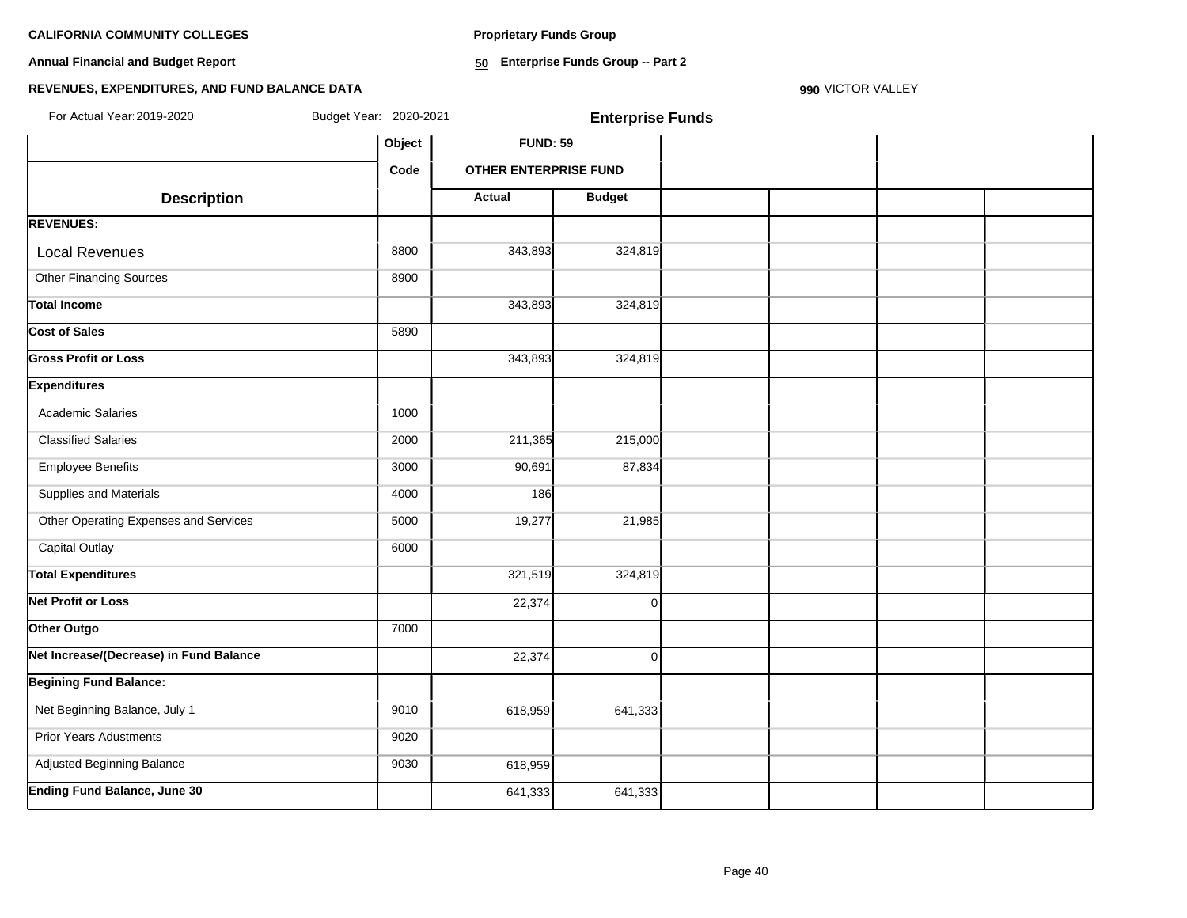**CALIFORNIA COMMUNITY COLLEGES**

**Annual Financial and Budget Report**

**REVENUES, EXPENDITURES, AND FUND BALANCE DATA**

**Proprietary Funds Group**

**50 Enterprise Funds Group -- Part 2**

**990** VICTOR VALLEY

For Actual Year: 2019-2020 Budget Year: 2020-2021

**Enterprise Funds**

| Description | Object Code | FUND: 59 OTHER ENTERPRISE FUND Actual | Budget | | | | |
|---|---|---|---|---|---|---|---|
| **REVENUES:** | | | | | | | |
| Local Revenues | 8800 | 343,893 | 324,819 | | | | |
| Other Financing Sources | 8900 | | | | | | |
| **Total Income** | | 343,893 | 324,819 | | | | |
| **Cost of Sales** | 5890 | | | | | | |
| **Gross Profit or Loss** | | 343,893 | 324,819 | | | | |
| **Expenditures** | | | | | | | |
| Academic Salaries | 1000 | | | | | | |
| Classified Salaries | 2000 | 211,365 | 215,000 | | | | |
| Employee Benefits | 3000 | 90,691 | 87,834 | | | | |
| Supplies and Materials | 4000 | 186 | | | | | |
| Other Operating Expenses and Services | 5000 | 19,277 | 21,985 | | | | |
| Capital Outlay | 6000 | | | | | | |
| **Total Expenditures** | | 321,519 | 324,819 | | | | |
| **Net Profit or Loss** | | 22,374 | 0 | | | | |
| **Other Outgo** | 7000 | | | | | | |
| **Net Increase/(Decrease) in Fund Balance** | | 22,374 | 0 | | | | |
| **Begining Fund Balance:** | | | | | | | |
| Net Beginning Balance, July 1 | 9010 | 618,959 | 641,333 | | | | |
| Prior Years Adustments | 9020 | | | | | | |
| Adjusted Beginning Balance | 9030 | 618,959 | | | | | |
| **Ending Fund Balance, June 30** | | 641,333 | 641,333 | | | | |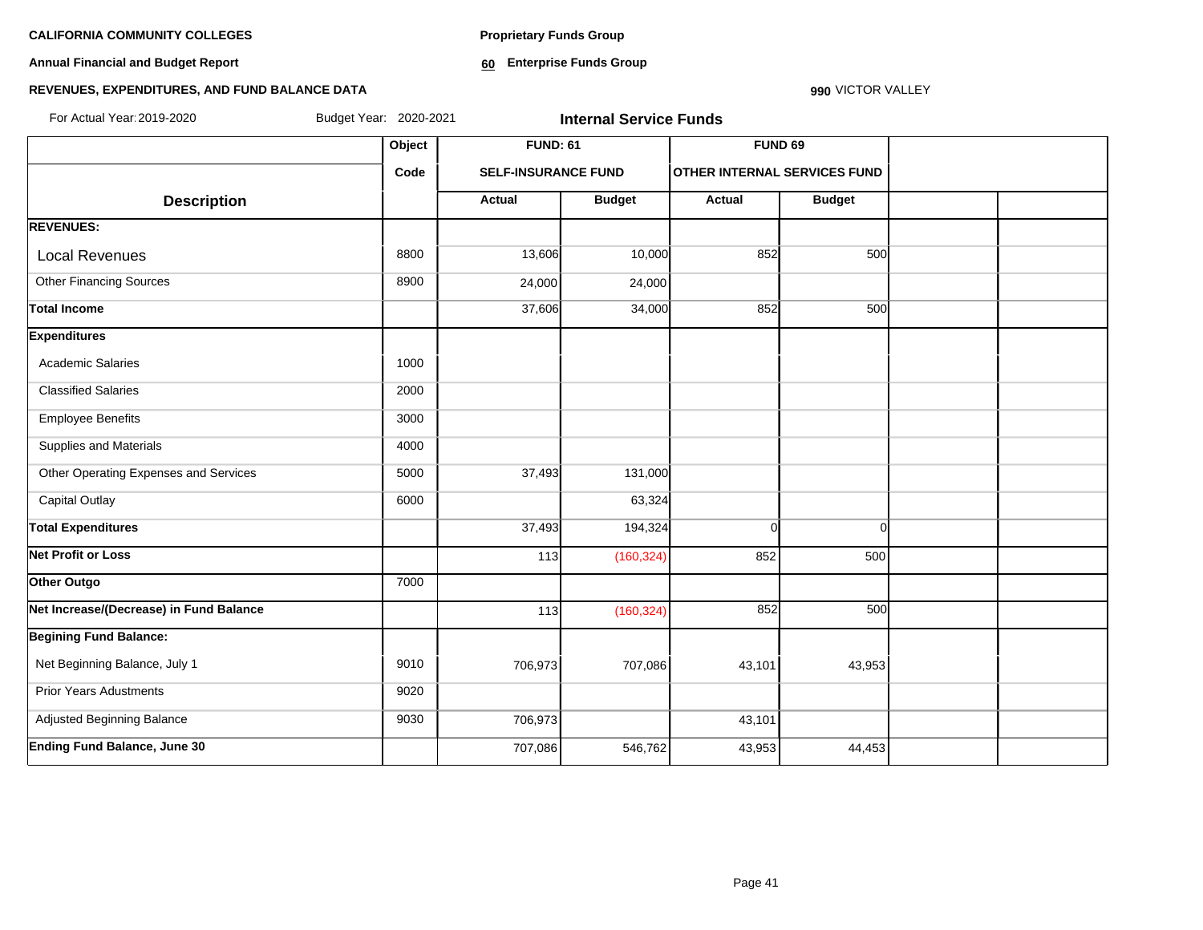**CALIFORNIA COMMUNITY COLLEGES**

**Annual Financial and Budget Report**

**REVENUES, EXPENDITURES, AND FUND BALANCE DATA**

**Proprietary Funds Group**

**60 Enterprise Funds Group**

**990** VICTOR VALLEY

For Actual Year: 2019-2020 Budget Year: 2020-2021

## Internal Service Funds

| Description | Object Code | FUND: 61 SELF-INSURANCE FUND | | FUND 69 OTHER INTERNAL SERVICES FUND | | | |
|---|---|---|---|---|---|---|---|
| | | Actual | Budget | Actual | Budget | | |
| **REVENUES:** | | | | | | | |
| Local Revenues | 8800 | 13,606 | 10,000 | 852 | 500 | | |
| Other Financing Sources | 8900 | 24,000 | 24,000 | | | | |
| **Total Income** | | 37,606 | 34,000 | 852 | 500 | | |
| **Expenditures** | | | | | | | |
| Academic Salaries | 1000 | | | | | | |
| Classified Salaries | 2000 | | | | | | |
| Employee Benefits | 3000 | | | | | | |
| Supplies and Materials | 4000 | | | | | | |
| Other Operating Expenses and Services | 5000 | 37,493 | 131,000 | | | | |
| Capital Outlay | 6000 | | 63,324 | | | | |
| **Total Expenditures** | | 37,493 | 194,324 | 0 | 0 | | |
| **Net Profit or Loss** | | 113 | (160,324) | 852 | 500 | | |
| **Other Outgo** | 7000 | | | | | | |
| **Net Increase/(Decrease) in Fund Balance** | | 113 | (160,324) | 852 | 500 | | |
| **Begining Fund Balance:** | | | | | | | |
| Net Beginning Balance, July 1 | 9010 | 706,973 | 707,086 | 43,101 | 43,953 | | |
| Prior Years Adustments | 9020 | | | | | | |
| Adjusted Beginning Balance | 9030 | 706,973 | | 43,101 | | | |
| **Ending Fund Balance, June 30** | | 707,086 | 546,762 | 43,953 | 44,453 | | |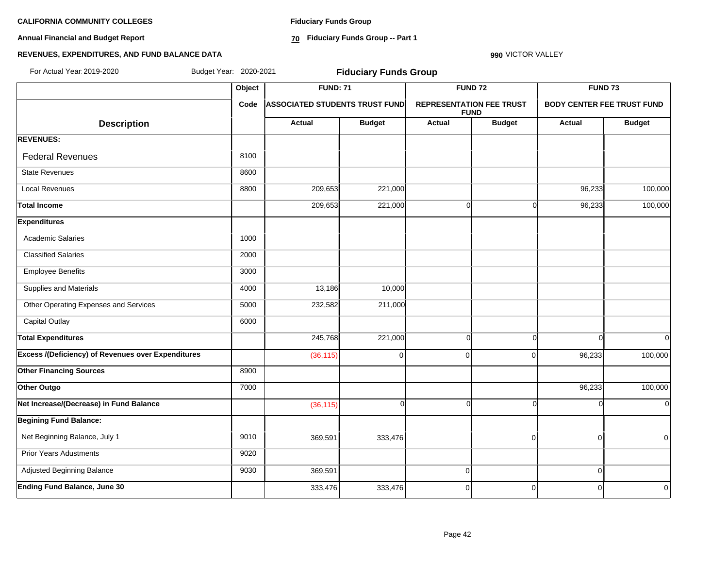**CALIFORNIA COMMUNITY COLLEGES**

**Annual Financial and Budget Report**

**REVENUES, EXPENDITURES, AND FUND BALANCE DATA**

**Fiduciary Funds Group**

**70 Fiduciary Funds Group -- Part 1**

**990** VICTOR VALLEY

For Actual Year: 2019-2020 Budget Year: 2020-2021

## Fiduciary Funds Group

| | Object | FUND: 71 | | FUND 72 | | FUND 73 | |
|---|---|---|---|---|---|---|---|
| | Code | ASSOCIATED STUDENTS TRUST FUND | | REPRESENTATION FEE TRUST FUND | | BODY CENTER FEE TRUST FUND | |
| **Description** | | **Actual** | **Budget** | **Actual** | **Budget** | **Actual** | **Budget** |
| **REVENUES:** | | | | | | | |
| Federal Revenues | 8100 | | | | | | |
| State Revenues | 8600 | | | | | | |
| Local Revenues | 8800 | 209,653 | 221,000 | | | 96,233 | 100,000 |
| **Total Income** | | 209,653 | 221,000 | 0 | 0 | 96,233 | 100,000 |
| **Expenditures** | | | | | | | |
| Academic Salaries | 1000 | | | | | | |
| Classified Salaries | 2000 | | | | | | |
| Employee Benefits | 3000 | | | | | | |
| Supplies and Materials | 4000 | 13,186 | 10,000 | | | | |
| Other Operating Expenses and Services | 5000 | 232,582 | 211,000 | | | | |
| Capital Outlay | 6000 | | | | | | |
| **Total Expenditures** | | 245,768 | 221,000 | 0 | 0 | 0 | 0 |
| **Excess /(Deficiency) of Revenues over Expenditures** | | (36,115) | 0 | 0 | 0 | 96,233 | 100,000 |
| **Other Financing Sources** | 8900 | | | | | | |
| **Other Outgo** | 7000 | | | | | 96,233 | 100,000 |
| **Net Increase/(Decrease) in Fund Balance** | | (36,115) | 0 | 0 | 0 | 0 | 0 |
| **Begining Fund Balance:** | | | | | | | |
| Net Beginning Balance, July 1 | 9010 | 369,591 | 333,476 | | 0 | 0 | 0 |
| Prior Years Adustments | 9020 | | | | | | |
| Adjusted Beginning Balance | 9030 | 369,591 | | 0 | | 0 | |
| **Ending Fund Balance, June 30** | | 333,476 | 333,476 | 0 | 0 | 0 | 0 |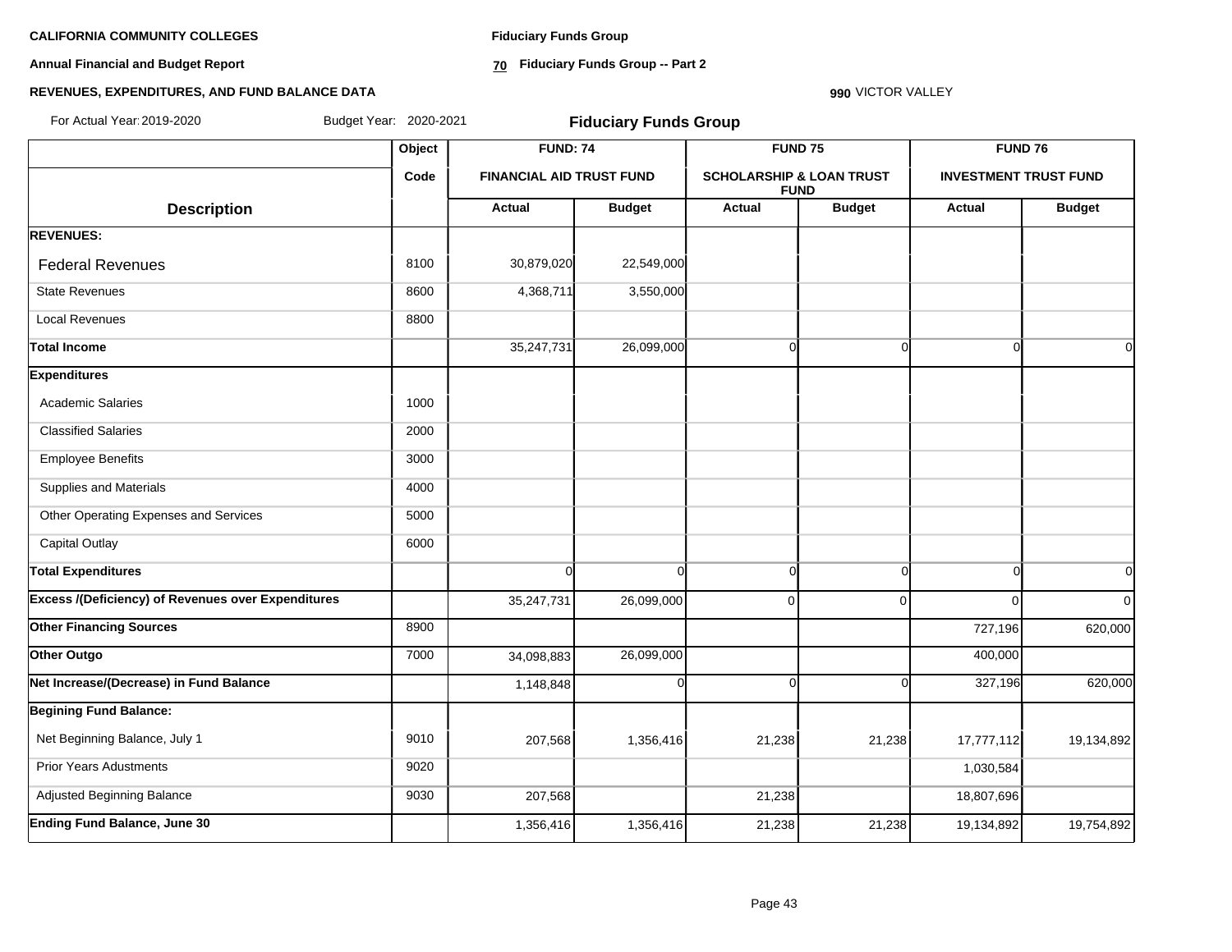**CALIFORNIA COMMUNITY COLLEGES**

**Annual Financial and Budget Report**

**REVENUES, EXPENDITURES, AND FUND BALANCE DATA**

**Fiduciary Funds Group**

**70 Fiduciary Funds Group -- Part 2**

**990** VICTOR VALLEY

For Actual Year: 2019-2020 Budget Year: 2020-2021

## Fiduciary Funds Group

| Description | Object Code | FUND: 74 FINANCIAL AID TRUST FUND | | FUND 75 SCHOLARSHIP & LOAN TRUST FUND | | FUND 76 INVESTMENT TRUST FUND | |
|---|---|---|---|---|---|---|---|
| | | Actual | Budget | Actual | Budget | Actual | Budget |
| **REVENUES:** | | | | | | | |
| Federal Revenues | 8100 | 30,879,020 | 22,549,000 | | | | |
| State Revenues | 8600 | 4,368,711 | 3,550,000 | | | | |
| Local Revenues | 8800 | | | | | | |
| **Total Income** | | 35,247,731 | 26,099,000 | 0 | 0 | 0 | 0 |
| **Expenditures** | | | | | | | |
| Academic Salaries | 1000 | | | | | | |
| Classified Salaries | 2000 | | | | | | |
| Employee Benefits | 3000 | | | | | | |
| Supplies and Materials | 4000 | | | | | | |
| Other Operating Expenses and Services | 5000 | | | | | | |
| Capital Outlay | 6000 | | | | | | |
| **Total Expenditures** | | 0 | 0 | 0 | 0 | 0 | 0 |
| **Excess /(Deficiency) of Revenues over Expenditures** | | 35,247,731 | 26,099,000 | 0 | 0 | 0 | 0 |
| **Other Financing Sources** | 8900 | | | | | 727,196 | 620,000 |
| **Other Outgo** | 7000 | 34,098,883 | 26,099,000 | | | 400,000 | |
| **Net Increase/(Decrease) in Fund Balance** | | 1,148,848 | 0 | 0 | 0 | 327,196 | 620,000 |
| **Begining Fund Balance:** | | | | | | | |
| Net Beginning Balance, July 1 | 9010 | 207,568 | 1,356,416 | 21,238 | 21,238 | 17,777,112 | 19,134,892 |
| Prior Years Adustments | 9020 | | | | | 1,030,584 | |
| Adjusted Beginning Balance | 9030 | 207,568 | | 21,238 | | 18,807,696 | |
| **Ending Fund Balance, June 30** | | 1,356,416 | 1,356,416 | 21,238 | 21,238 | 19,134,892 | 19,754,892 |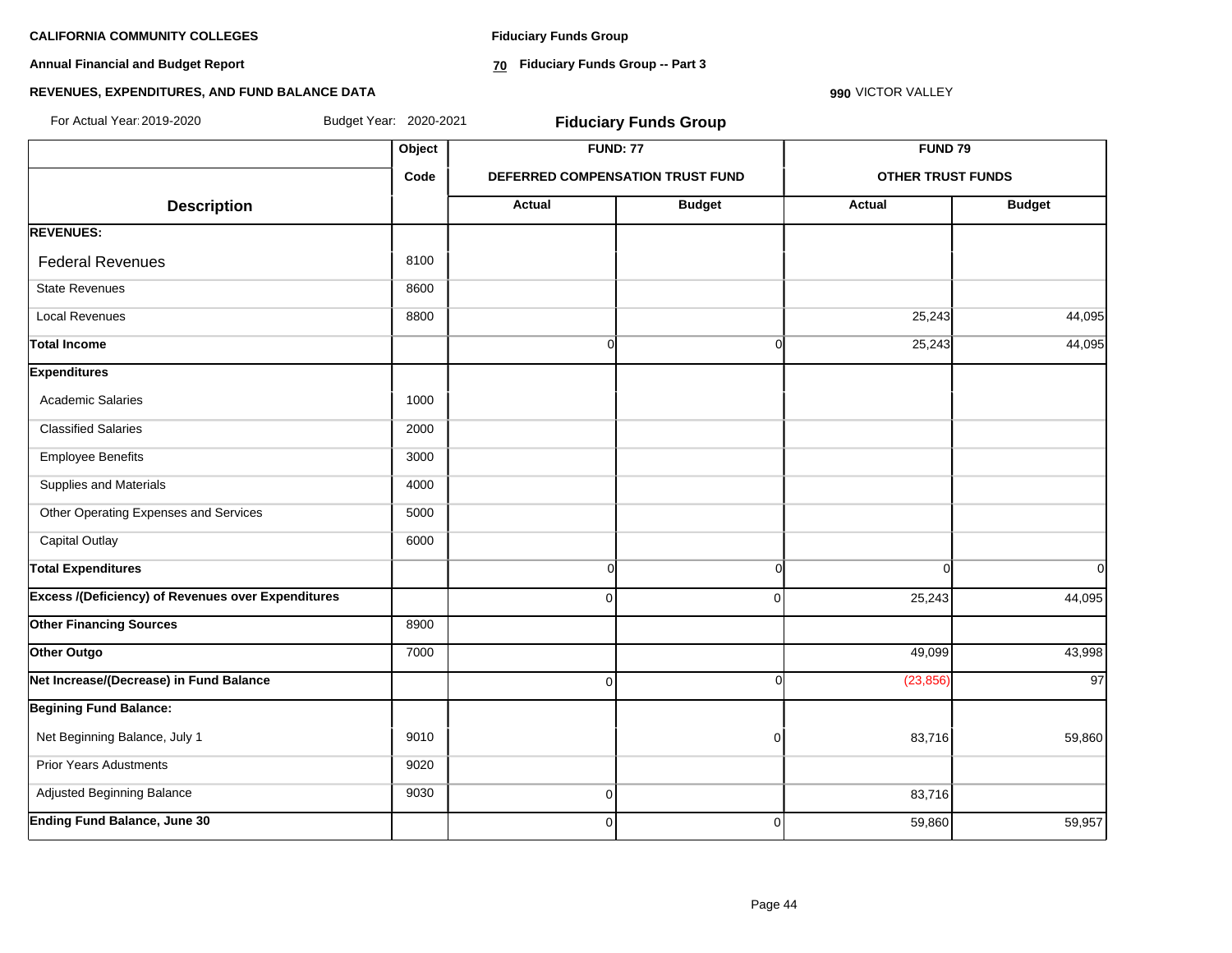**CALIFORNIA COMMUNITY COLLEGES**

**Annual Financial and Budget Report**

**REVENUES, EXPENDITURES, AND FUND BALANCE DATA**

**Fiduciary Funds Group**

**70 Fiduciary Funds Group -- Part 3**

**990** VICTOR VALLEY

For Actual Year: 2019-2020 Budget Year: 2020-2021

## Fiduciary Funds Group

| Description | Object Code | FUND: 77 DEFERRED COMPENSATION TRUST FUND Actual | FUND: 77 DEFERRED COMPENSATION TRUST FUND Budget | FUND 79 OTHER TRUST FUNDS Actual | FUND 79 OTHER TRUST FUNDS Budget |
|---|---|---|---|---|---|
| **REVENUES:** | | | | | |
| Federal Revenues | 8100 | | | | |
| State Revenues | 8600 | | | | |
| Local Revenues | 8800 | | | 25,243 | 44,095 |
| **Total Income** | | 0 | 0 | 25,243 | 44,095 |
| **Expenditures** | | | | | |
| Academic Salaries | 1000 | | | | |
| Classified Salaries | 2000 | | | | |
| Employee Benefits | 3000 | | | | |
| Supplies and Materials | 4000 | | | | |
| Other Operating Expenses and Services | 5000 | | | | |
| Capital Outlay | 6000 | | | | |
| **Total Expenditures** | | 0 | 0 | 0 | 0 |
| **Excess /(Deficiency) of Revenues over Expenditures** | | 0 | 0 | 25,243 | 44,095 |
| **Other Financing Sources** | 8900 | | | | |
| **Other Outgo** | 7000 | | | 49,099 | 43,998 |
| **Net Increase/(Decrease) in Fund Balance** | | 0 | 0 | (23,856) | 97 |
| **Begining Fund Balance:** | | | | | |
| Net Beginning Balance, July 1 | 9010 | | 0 | 83,716 | 59,860 |
| Prior Years Adustments | 9020 | | | | |
| Adjusted Beginning Balance | 9030 | 0 | | 83,716 | |
| **Ending Fund Balance, June 30** | | 0 | 0 | 59,860 | 59,957 |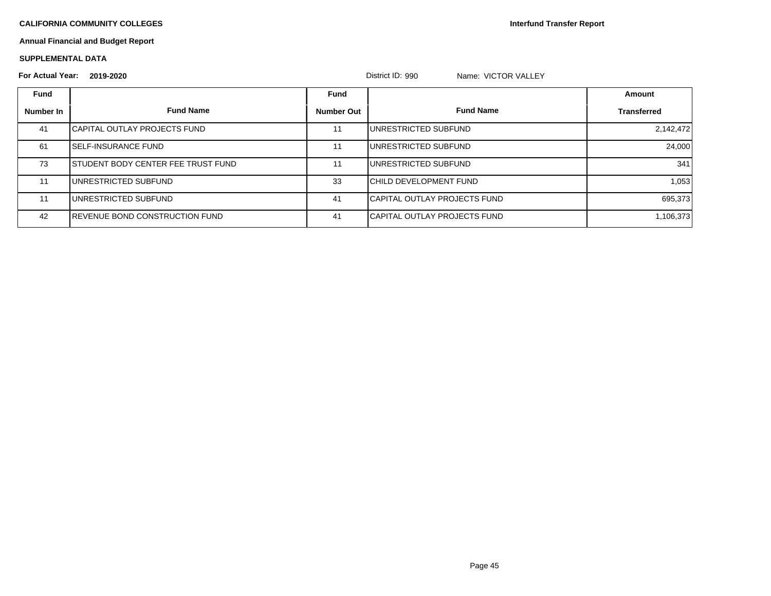**CALIFORNIA COMMUNITY COLLEGES**

**Interfund Transfer Report**

**Annual Financial and Budget Report**

**SUPPLEMENTAL DATA**

**For Actual Year: 2019-2020** District ID: 990 Name: VICTOR VALLEY

| Fund Number In | Fund Name | Fund Number Out | Fund Name | Amount Transferred |
|---|---|---|---|---|
| 41 | CAPITAL OUTLAY PROJECTS FUND | 11 | UNRESTRICTED SUBFUND | 2,142,472 |
| 61 | SELF-INSURANCE FUND | 11 | UNRESTRICTED SUBFUND | 24,000 |
| 73 | STUDENT BODY CENTER FEE TRUST FUND | 11 | UNRESTRICTED SUBFUND | 341 |
| 11 | UNRESTRICTED SUBFUND | 33 | CHILD DEVELOPMENT FUND | 1,053 |
| 11 | UNRESTRICTED SUBFUND | 41 | CAPITAL OUTLAY PROJECTS FUND | 695,373 |
| 42 | REVENUE BOND CONSTRUCTION FUND | 41 | CAPITAL OUTLAY PROJECTS FUND | 1,106,373 |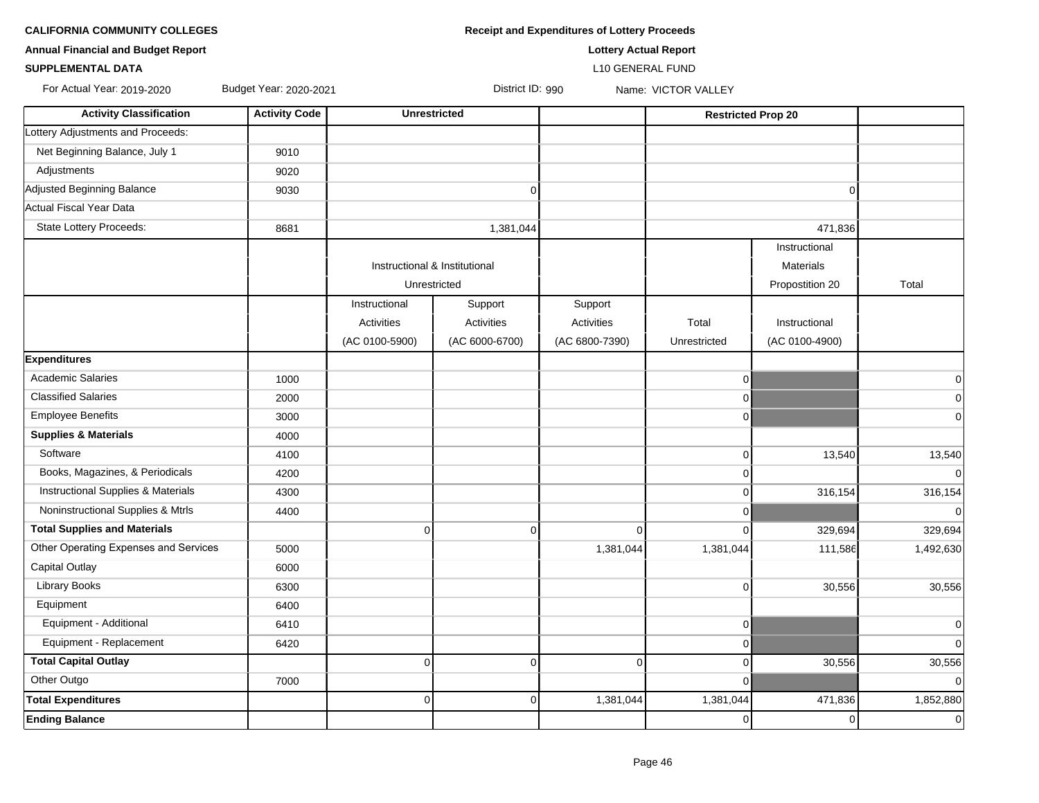**CALIFORNIA COMMUNITY COLLEGES**

**Annual Financial and Budget Report**

**SUPPLEMENTAL DATA**

**Receipt and Expenditures of Lottery Proceeds**

**Lottery Actual Report**

L10 GENERAL FUND

For Actual Year: 2019-2020 Budget Year: 2020-2021 District ID: 990 Name: VICTOR VALLEY

| Activity Classification | Activity Code | Unrestricted | | | | Restricted Prop 20 | |
|---|---|---|---|---|---|---|---|
| Lottery Adjustments and Proceeds: | | | | | | | |
| Net Beginning Balance, July 1 | 9010 | | | | | | |
| Adjustments | 9020 | | | | | | |
| Adjusted Beginning Balance | 9030 | | 0 | | | 0 | |
| Actual Fiscal Year Data | | | | | | | |
| State Lottery Proceeds: | 8681 | | 1,381,044 | | | 471,836 | |
| | | Instructional & Institutional Unrestricted | | | | Instructional Materials Propostition 20 | Total |
| | | Instructional Activities (AC 0100-5900) | Support Activities (AC 6000-6700) | Support Activities (AC 6800-7390) | Total Unrestricted | Instructional (AC 0100-4900) | |
| **Expenditures** | | | | | | | |
| Academic Salaries | 1000 | | | | 0 | | 0 |
| Classified Salaries | 2000 | | | | 0 | | 0 |
| Employee Benefits | 3000 | | | | 0 | | 0 |
| **Supplies & Materials** | 4000 | | | | | | |
| Software | 4100 | | | | 0 | 13,540 | 13,540 |
| Books, Magazines, & Periodicals | 4200 | | | | 0 | | 0 |
| Instructional Supplies & Materials | 4300 | | | | 0 | 316,154 | 316,154 |
| Noninstructional Supplies & Mtrls | 4400 | | | | 0 | | 0 |
| **Total Supplies and Materials** | | 0 | 0 | 0 | 0 | 329,694 | 329,694 |
| Other Operating Expenses and Services | 5000 | | | 1,381,044 | 1,381,044 | 111,586 | 1,492,630 |
| Capital Outlay | 6000 | | | | | | |
| Library Books | 6300 | | | | 0 | 30,556 | 30,556 |
| Equipment | 6400 | | | | | | |
| Equipment - Additional | 6410 | | | | 0 | | 0 |
| Equipment - Replacement | 6420 | | | | 0 | | 0 |
| **Total Capital Outlay** | | 0 | 0 | 0 | 0 | 30,556 | 30,556 |
| Other Outgo | 7000 | | | | 0 | | 0 |
| **Total Expenditures** | | 0 | 0 | 1,381,044 | 1,381,044 | 471,836 | 1,852,880 |
| **Ending Balance** | | | | | 0 | 0 | 0 |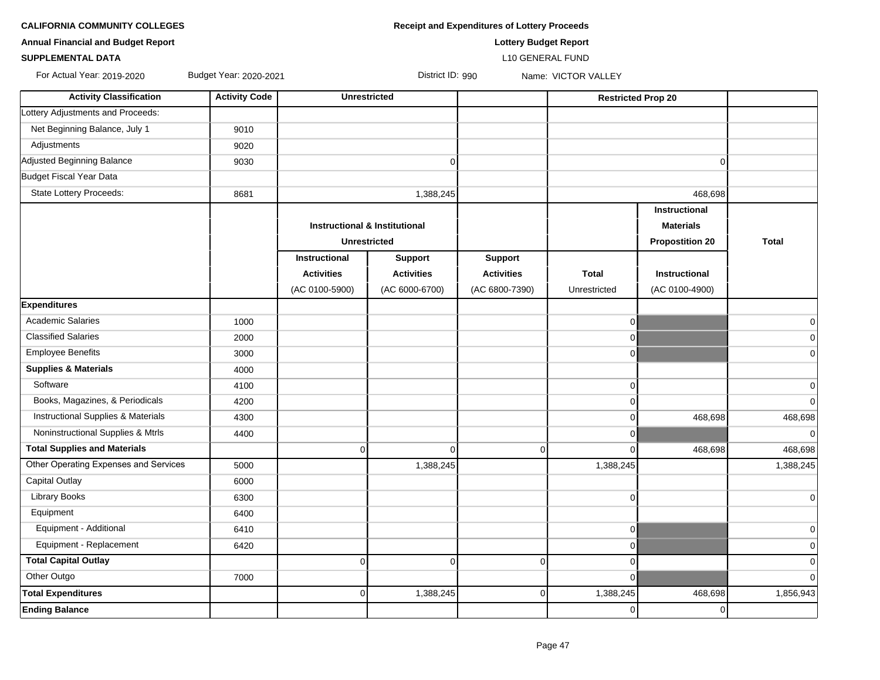**CALIFORNIA COMMUNITY COLLEGES**

**Annual Financial and Budget Report**

**SUPPLEMENTAL DATA**

**Receipt and Expenditures of Lottery Proceeds**

**Lottery Budget Report**

L10 GENERAL FUND

For Actual Year: 2019-2020 Budget Year: 2020-2021 District ID: 990 Name: VICTOR VALLEY

| Activity Classification | Activity Code | Unrestricted | | | | Restricted Prop 20 | |
|---|---|---|---|---|---|---|---|
| Lottery Adjustments and Proceeds: | | | | | | | |
| Net Beginning Balance, July 1 | 9010 | | | | | | |
| Adjustments | 9020 | | | | | | |
| Adjusted Beginning Balance | 9030 | | 0 | | | 0 | |
| Budget Fiscal Year Data | | | | | | | |
| State Lottery Proceeds: | 8681 | | 1,388,245 | | | 468,698 | |
| | | Instructional & Institutional Unrestricted | | | | Instructional Materials Propostition 20 | Total |
| | | Instructional Activities (AC 0100-5900) | Support Activities (AC 6000-6700) | Support Activities (AC 6800-7390) | Total Unrestricted | Instructional (AC 0100-4900) | |
| **Expenditures** | | | | | | | |
| Academic Salaries | 1000 | | | | 0 | | 0 |
| Classified Salaries | 2000 | | | | 0 | | 0 |
| Employee Benefits | 3000 | | | | 0 | | 0 |
| **Supplies & Materials** | 4000 | | | | | | |
| Software | 4100 | | | | 0 | | 0 |
| Books, Magazines, & Periodicals | 4200 | | | | 0 | | 0 |
| Instructional Supplies & Materials | 4300 | | | | 0 | 468,698 | 468,698 |
| Noninstructional Supplies & Mtrls | 4400 | | | | 0 | | 0 |
| **Total Supplies and Materials** | | 0 | 0 | 0 | 0 | 468,698 | 468,698 |
| Other Operating Expenses and Services | 5000 | | 1,388,245 | | 1,388,245 | | 1,388,245 |
| Capital Outlay | 6000 | | | | | | |
| Library Books | 6300 | | | | 0 | | 0 |
| Equipment | 6400 | | | | | | |
| Equipment - Additional | 6410 | | | | 0 | | 0 |
| Equipment - Replacement | 6420 | | | | 0 | | 0 |
| **Total Capital Outlay** | | 0 | 0 | 0 | 0 | | 0 |
| Other Outgo | 7000 | | | | 0 | | 0 |
| **Total Expenditures** | | 0 | 1,388,245 | 0 | 1,388,245 | 468,698 | 1,856,943 |
| **Ending Balance** | | | | | 0 | 0 | |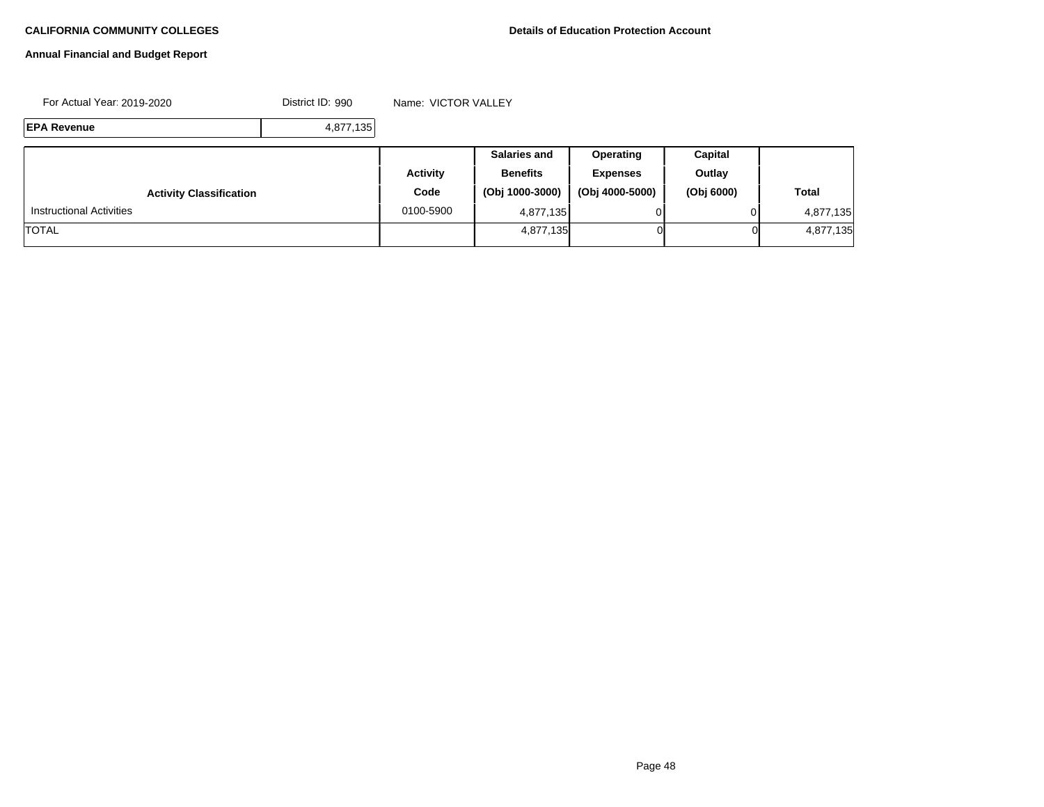**CALIFORNIA COMMUNITY COLLEGES**

**Details of Education Protection Account**

**Annual Financial and Budget Report**

For Actual Year: 2019-2020 District ID: 990 Name: VICTOR VALLEY

| **EPA Revenue** | 4,877,135 |
|---|---|

| **Activity Classification** | **Activity Code** | **Salaries and Benefits (Obj 1000-3000)** | **Operating Expenses (Obj 4000-5000)** | **Capital Outlay (Obj 6000)** | **Total** |
|---|---|---|---|---|---|
| Instructional Activities | 0100-5900 | 4,877,135 | 0 | 0 | 4,877,135 |
| TOTAL | | 4,877,135 | 0 | 0 | 4,877,135 |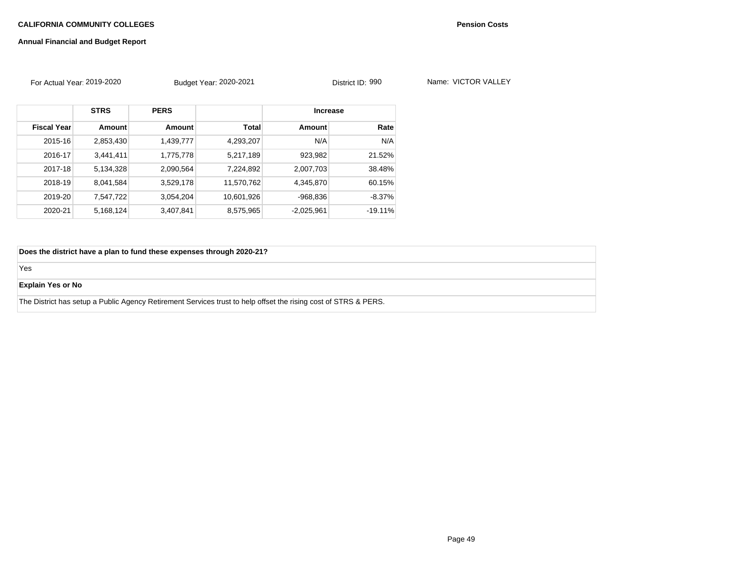**CALIFORNIA COMMUNITY COLLEGES** **Pension Costs**

**Annual Financial and Budget Report**

For Actual Year: 2019-2020 Budget Year: 2020-2021 District ID: 990 Name: VICTOR VALLEY

| | STRS | PERS | | Increase | |
|---|---|---|---|---|---|
| **Fiscal Year** | **Amount** | **Amount** | **Total** | **Amount** | **Rate** |
| 2015-16 | 2,853,430 | 1,439,777 | 4,293,207 | N/A | N/A |
| 2016-17 | 3,441,411 | 1,775,778 | 5,217,189 | 923,982 | 21.52% |
| 2017-18 | 5,134,328 | 2,090,564 | 7,224,892 | 2,007,703 | 38.48% |
| 2018-19 | 8,041,584 | 3,529,178 | 11,570,762 | 4,345,870 | 60.15% |
| 2019-20 | 7,547,722 | 3,054,204 | 10,601,926 | -968,836 | -8.37% |
| 2020-21 | 5,168,124 | 3,407,841 | 8,575,965 | -2,025,961 | -19.11% |

**Does the district have a plan to fund these expenses through 2020-21?**

Yes

**Explain Yes or No**

The District has setup a Public Agency Retirement Services trust to help offset the rising cost of STRS & PERS.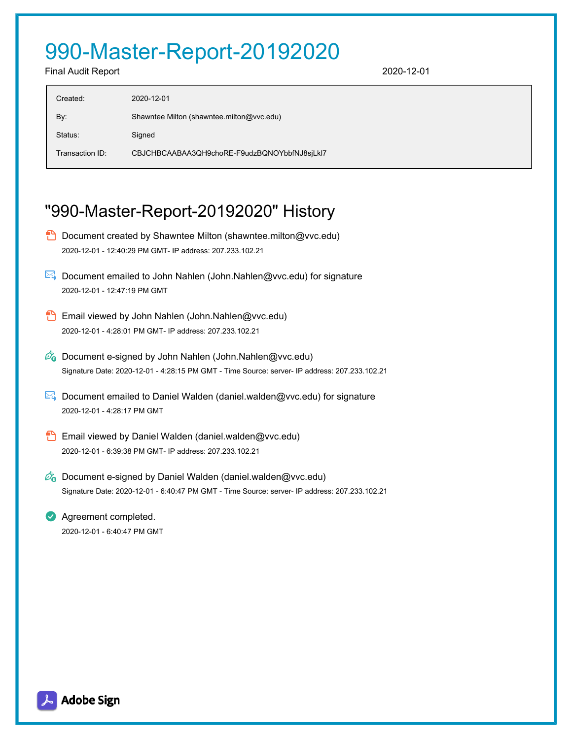# 990-Master-Report-20192020

Final Audit Report 2020-12-01

| | |
|---|---|
| Created: | 2020-12-01 |
| By: | Shawntee Milton (shawntee.milton@vvc.edu) |
| Status: | Signed |
| Transaction ID: | CBJCHBCAABAA3QH9choRE-F9udzBQNOYbbfNJ8sjLkl7 |

## "990-Master-Report-20192020" History

- Document created by Shawntee Milton (shawntee.milton@vvc.edu)
  2020-12-01 - 12:40:29 PM GMT- IP address: 207.233.102.21

- Document emailed to John Nahlen (John.Nahlen@vvc.edu) for signature
  2020-12-01 - 12:47:19 PM GMT

- Email viewed by John Nahlen (John.Nahlen@vvc.edu)
  2020-12-01 - 4:28:01 PM GMT- IP address: 207.233.102.21

- Document e-signed by John Nahlen (John.Nahlen@vvc.edu)
  Signature Date: 2020-12-01 - 4:28:15 PM GMT - Time Source: server- IP address: 207.233.102.21

- Document emailed to Daniel Walden (daniel.walden@vvc.edu) for signature
  2020-12-01 - 4:28:17 PM GMT

- Email viewed by Daniel Walden (daniel.walden@vvc.edu)
  2020-12-01 - 6:39:38 PM GMT- IP address: 207.233.102.21

- Document e-signed by Daniel Walden (daniel.walden@vvc.edu)
  Signature Date: 2020-12-01 - 6:40:47 PM GMT - Time Source: server- IP address: 207.233.102.21

- Agreement completed.
  2020-12-01 - 6:40:47 PM GMT

Adobe Sign